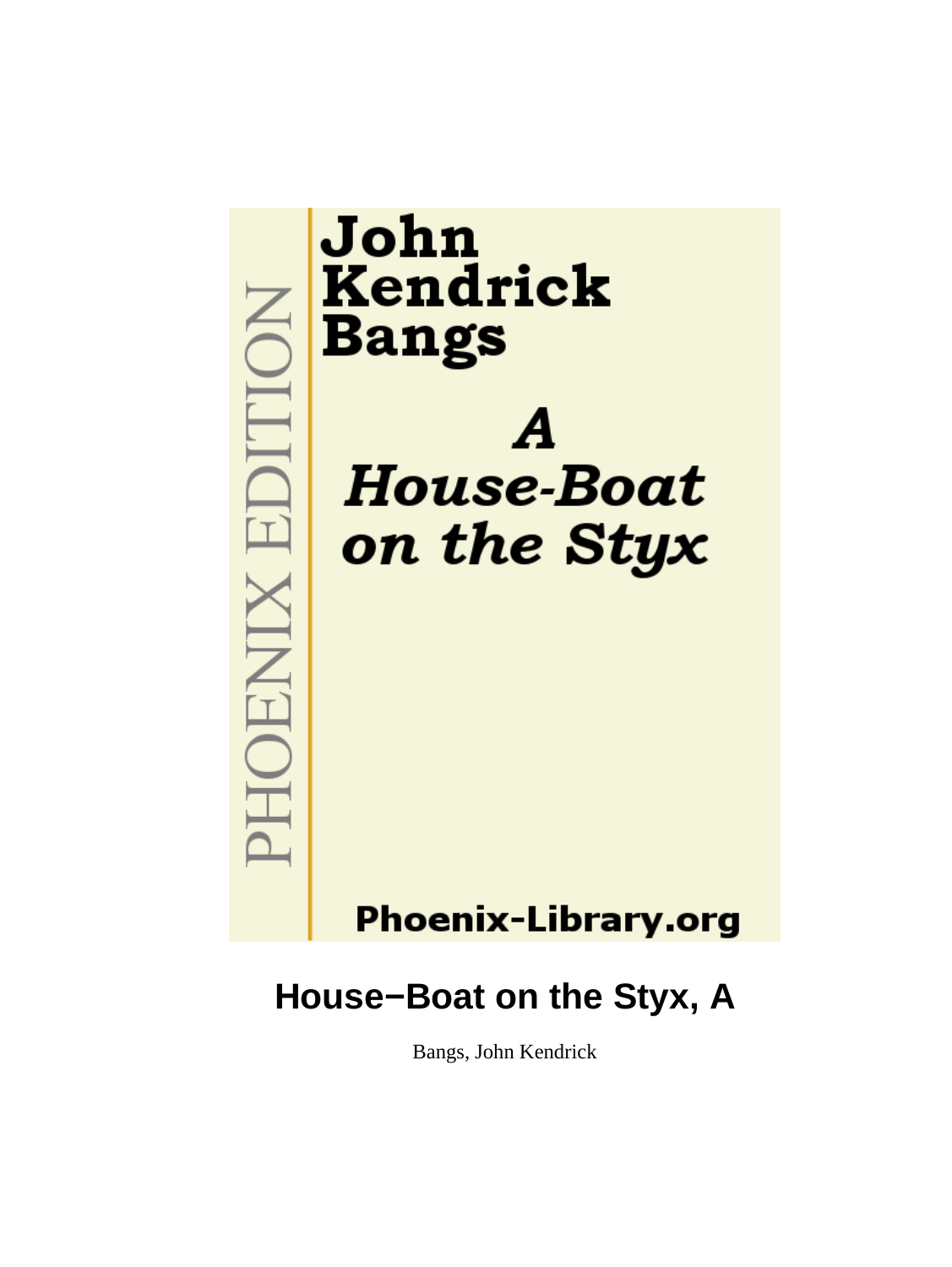PHOENIX EDITION

# John Kendrick Bangs

## *A House-Boat on the Styx*

Phoenix-Library.org

# House−Boat on the Styx, A

Bangs, John Kendrick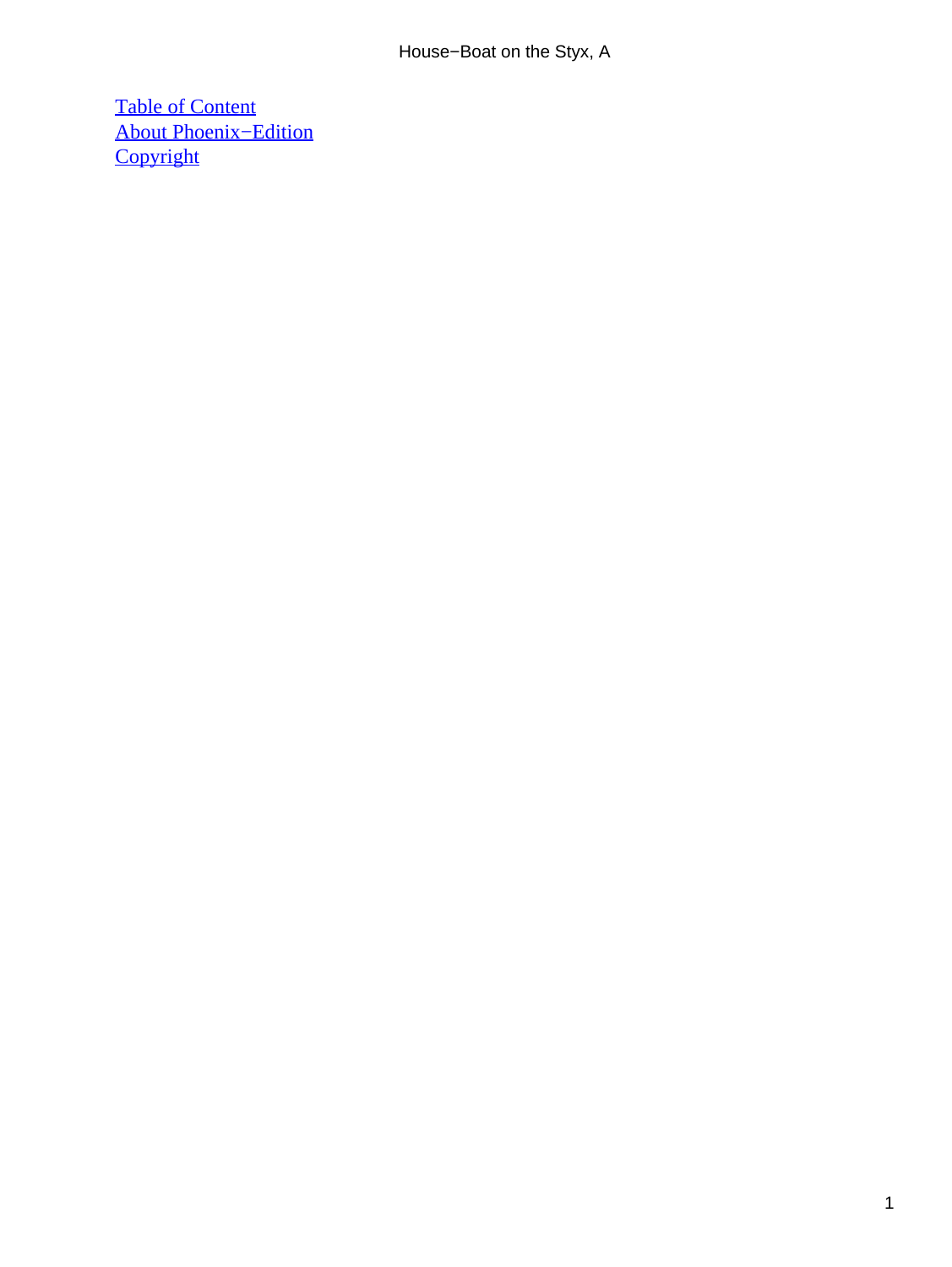Table of Content
About Phoenix−Edition
Copyright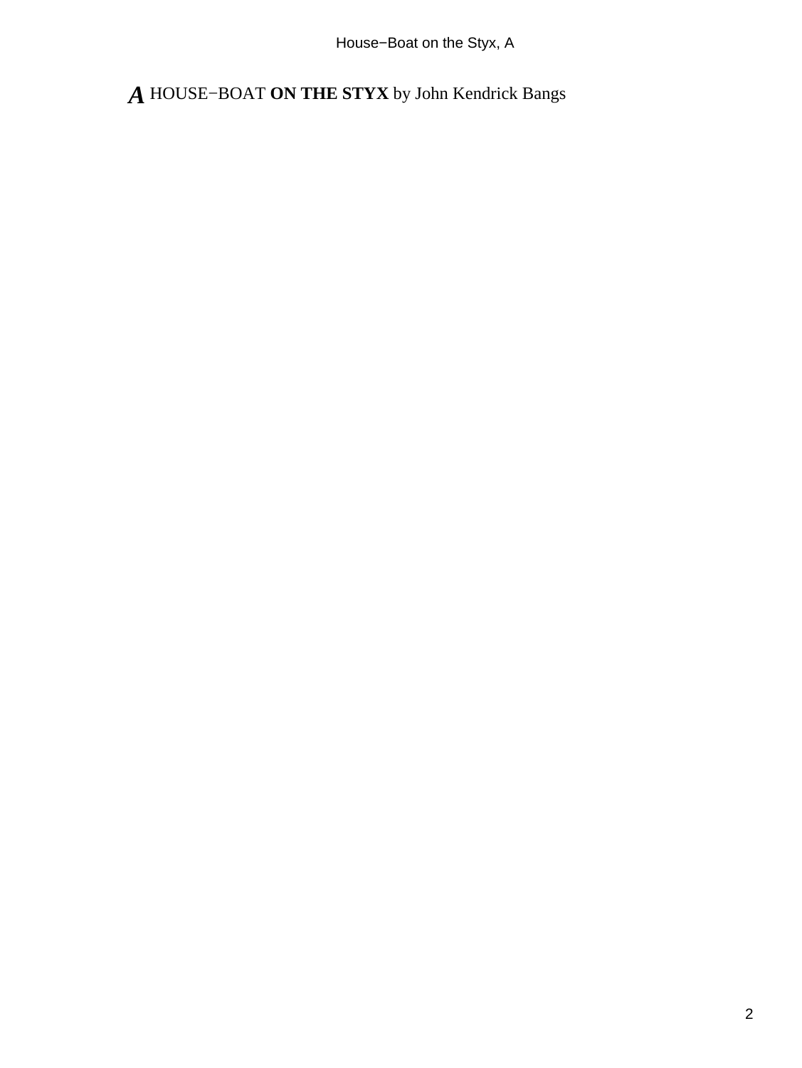***A*** HOUSE−BOAT **ON THE STYX** by John Kendrick Bangs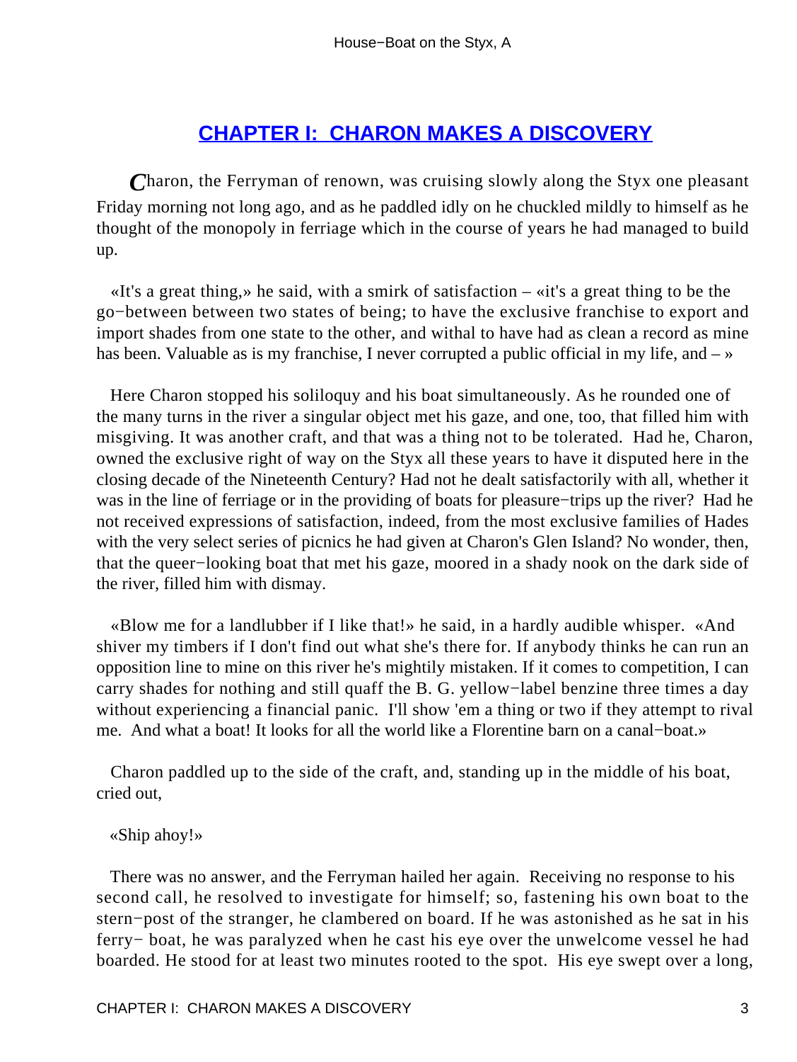## CHAPTER I: CHARON MAKES A DISCOVERY

Charon, the Ferryman of renown, was cruising slowly along the Styx one pleasant Friday morning not long ago, and as he paddled idly on he chuckled mildly to himself as he thought of the monopoly in ferriage which in the course of years he had managed to build up.

«It's a great thing,» he said, with a smirk of satisfaction – «it's a great thing to be the go−between between two states of being; to have the exclusive franchise to export and import shades from one state to the other, and withal to have had as clean a record as mine has been. Valuable as is my franchise, I never corrupted a public official in my life, and – »

Here Charon stopped his soliloquy and his boat simultaneously. As he rounded one of the many turns in the river a singular object met his gaze, and one, too, that filled him with misgiving. It was another craft, and that was a thing not to be tolerated. Had he, Charon, owned the exclusive right of way on the Styx all these years to have it disputed here in the closing decade of the Nineteenth Century? Had not he dealt satisfactorily with all, whether it was in the line of ferriage or in the providing of boats for pleasure−trips up the river? Had he not received expressions of satisfaction, indeed, from the most exclusive families of Hades with the very select series of picnics he had given at Charon's Glen Island? No wonder, then, that the queer−looking boat that met his gaze, moored in a shady nook on the dark side of the river, filled him with dismay.

«Blow me for a landlubber if I like that!» he said, in a hardly audible whisper. «And shiver my timbers if I don't find out what she's there for. If anybody thinks he can run an opposition line to mine on this river he's mightily mistaken. If it comes to competition, I can carry shades for nothing and still quaff the B. G. yellow−label benzine three times a day without experiencing a financial panic. I'll show 'em a thing or two if they attempt to rival me. And what a boat! It looks for all the world like a Florentine barn on a canal−boat.»

Charon paddled up to the side of the craft, and, standing up in the middle of his boat, cried out,

«Ship ahoy!»

There was no answer, and the Ferryman hailed her again. Receiving no response to his second call, he resolved to investigate for himself; so, fastening his own boat to the stern−post of the stranger, he clambered on board. If he was astonished as he sat in his ferry− boat, he was paralyzed when he cast his eye over the unwelcome vessel he had boarded. He stood for at least two minutes rooted to the spot. His eye swept over a long,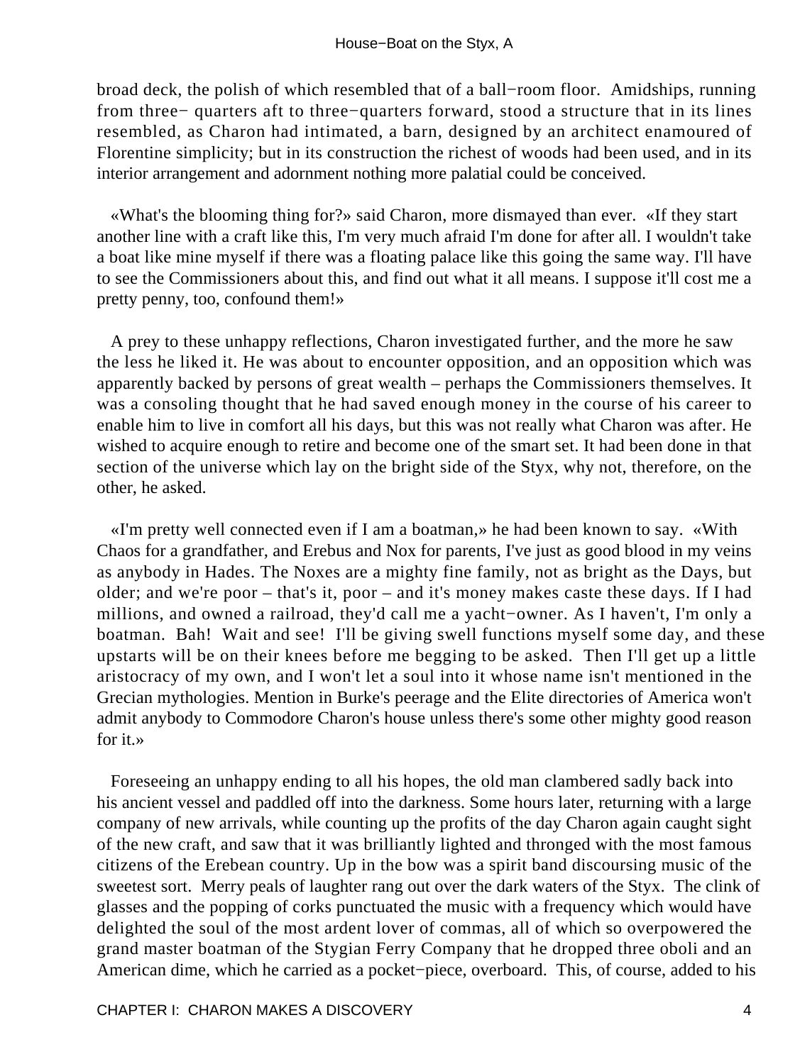broad deck, the polish of which resembled that of a ball−room floor. Amidships, running from three− quarters aft to three−quarters forward, stood a structure that in its lines resembled, as Charon had intimated, a barn, designed by an architect enamoured of Florentine simplicity; but in its construction the richest of woods had been used, and in its interior arrangement and adornment nothing more palatial could be conceived.

«What's the blooming thing for?» said Charon, more dismayed than ever. «If they start another line with a craft like this, I'm very much afraid I'm done for after all. I wouldn't take a boat like mine myself if there was a floating palace like this going the same way. I'll have to see the Commissioners about this, and find out what it all means. I suppose it'll cost me a pretty penny, too, confound them!»

A prey to these unhappy reflections, Charon investigated further, and the more he saw the less he liked it. He was about to encounter opposition, and an opposition which was apparently backed by persons of great wealth – perhaps the Commissioners themselves. It was a consoling thought that he had saved enough money in the course of his career to enable him to live in comfort all his days, but this was not really what Charon was after. He wished to acquire enough to retire and become one of the smart set. It had been done in that section of the universe which lay on the bright side of the Styx, why not, therefore, on the other, he asked.

«I'm pretty well connected even if I am a boatman,» he had been known to say. «With Chaos for a grandfather, and Erebus and Nox for parents, I've just as good blood in my veins as anybody in Hades. The Noxes are a mighty fine family, not as bright as the Days, but older; and we're poor – that's it, poor – and it's money makes caste these days. If I had millions, and owned a railroad, they'd call me a yacht−owner. As I haven't, I'm only a boatman. Bah! Wait and see! I'll be giving swell functions myself some day, and these upstarts will be on their knees before me begging to be asked. Then I'll get up a little aristocracy of my own, and I won't let a soul into it whose name isn't mentioned in the Grecian mythologies. Mention in Burke's peerage and the Elite directories of America won't admit anybody to Commodore Charon's house unless there's some other mighty good reason for it.»

Foreseeing an unhappy ending to all his hopes, the old man clambered sadly back into his ancient vessel and paddled off into the darkness. Some hours later, returning with a large company of new arrivals, while counting up the profits of the day Charon again caught sight of the new craft, and saw that it was brilliantly lighted and thronged with the most famous citizens of the Erebean country. Up in the bow was a spirit band discoursing music of the sweetest sort. Merry peals of laughter rang out over the dark waters of the Styx. The clink of glasses and the popping of corks punctuated the music with a frequency which would have delighted the soul of the most ardent lover of commas, all of which so overpowered the grand master boatman of the Stygian Ferry Company that he dropped three oboli and an American dime, which he carried as a pocket−piece, overboard. This, of course, added to his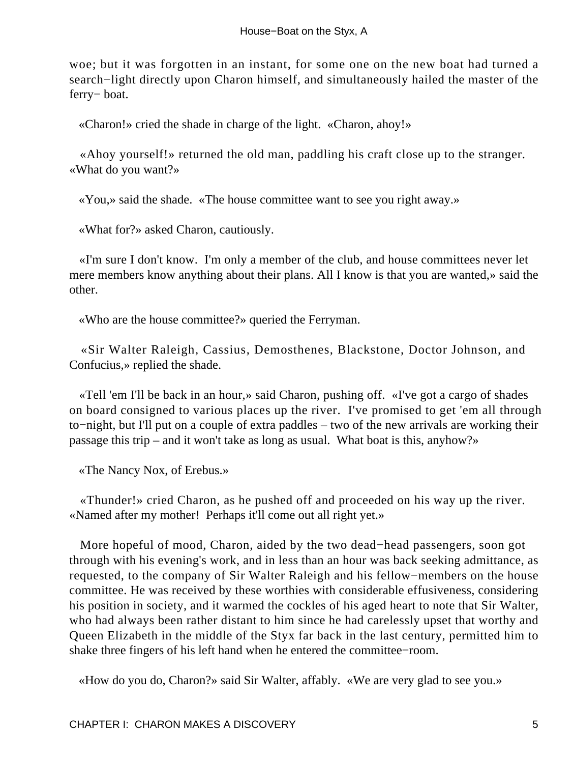woe; but it was forgotten in an instant, for some one on the new boat had turned a search−light directly upon Charon himself, and simultaneously hailed the master of the ferry− boat.

«Charon!» cried the shade in charge of the light. «Charon, ahoy!»

«Ahoy yourself!» returned the old man, paddling his craft close up to the stranger. «What do you want?»

«You,» said the shade. «The house committee want to see you right away.»

«What for?» asked Charon, cautiously.

«I'm sure I don't know. I'm only a member of the club, and house committees never let mere members know anything about their plans. All I know is that you are wanted,» said the other.

«Who are the house committee?» queried the Ferryman.

«Sir Walter Raleigh, Cassius, Demosthenes, Blackstone, Doctor Johnson, and Confucius,» replied the shade.

«Tell 'em I'll be back in an hour,» said Charon, pushing off. «I've got a cargo of shades on board consigned to various places up the river. I've promised to get 'em all through to−night, but I'll put on a couple of extra paddles – two of the new arrivals are working their passage this trip – and it won't take as long as usual. What boat is this, anyhow?»

«The Nancy Nox, of Erebus.»

«Thunder!» cried Charon, as he pushed off and proceeded on his way up the river. «Named after my mother! Perhaps it'll come out all right yet.»

More hopeful of mood, Charon, aided by the two dead−head passengers, soon got through with his evening's work, and in less than an hour was back seeking admittance, as requested, to the company of Sir Walter Raleigh and his fellow−members on the house committee. He was received by these worthies with considerable effusiveness, considering his position in society, and it warmed the cockles of his aged heart to note that Sir Walter, who had always been rather distant to him since he had carelessly upset that worthy and Queen Elizabeth in the middle of the Styx far back in the last century, permitted him to shake three fingers of his left hand when he entered the committee−room.

«How do you do, Charon?» said Sir Walter, affably. «We are very glad to see you.»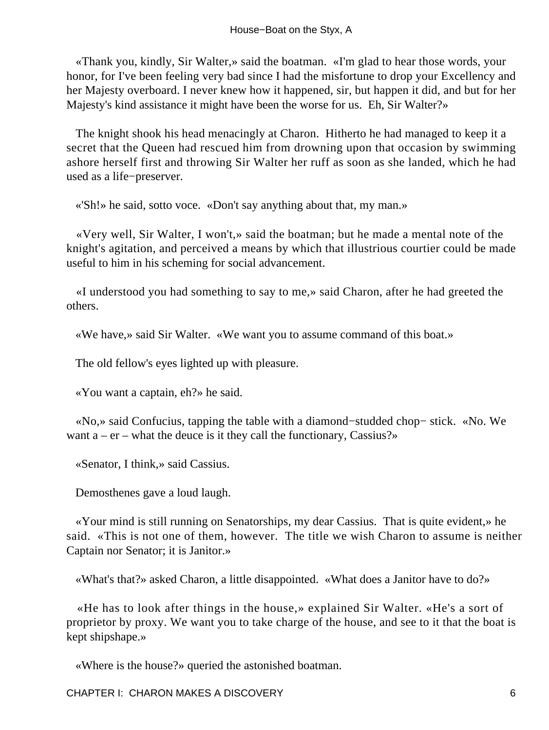«Thank you, kindly, Sir Walter,» said the boatman. «I'm glad to hear those words, your honor, for I've been feeling very bad since I had the misfortune to drop your Excellency and her Majesty overboard. I never knew how it happened, sir, but happen it did, and but for her Majesty's kind assistance it might have been the worse for us. Eh, Sir Walter?»

The knight shook his head menacingly at Charon. Hitherto he had managed to keep it a secret that the Queen had rescued him from drowning upon that occasion by swimming ashore herself first and throwing Sir Walter her ruff as soon as she landed, which he had used as a life−preserver.

«'Sh!» he said, sotto voce. «Don't say anything about that, my man.»

«Very well, Sir Walter, I won't,» said the boatman; but he made a mental note of the knight's agitation, and perceived a means by which that illustrious courtier could be made useful to him in his scheming for social advancement.

«I understood you had something to say to me,» said Charon, after he had greeted the others.

«We have,» said Sir Walter. «We want you to assume command of this boat.»

The old fellow's eyes lighted up with pleasure.

«You want a captain, eh?» he said.

«No,» said Confucius, tapping the table with a diamond−studded chop− stick. «No. We want a – er – what the deuce is it they call the functionary, Cassius?»

«Senator, I think,» said Cassius.

Demosthenes gave a loud laugh.

«Your mind is still running on Senatorships, my dear Cassius. That is quite evident,» he said. «This is not one of them, however. The title we wish Charon to assume is neither Captain nor Senator; it is Janitor.»

«What's that?» asked Charon, a little disappointed. «What does a Janitor have to do?»

«He has to look after things in the house,» explained Sir Walter. «He's a sort of proprietor by proxy. We want you to take charge of the house, and see to it that the boat is kept shipshape.»

«Where is the house?» queried the astonished boatman.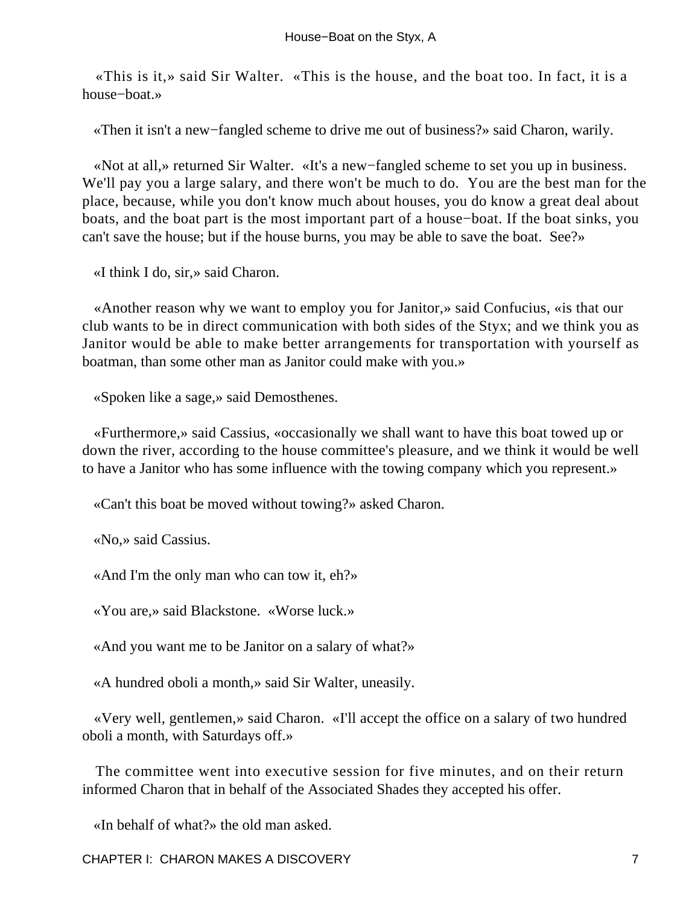«This is it,» said Sir Walter. «This is the house, and the boat too. In fact, it is a house−boat.»

«Then it isn't a new−fangled scheme to drive me out of business?» said Charon, warily.

«Not at all,» returned Sir Walter. «It's a new−fangled scheme to set you up in business. We'll pay you a large salary, and there won't be much to do. You are the best man for the place, because, while you don't know much about houses, you do know a great deal about boats, and the boat part is the most important part of a house−boat. If the boat sinks, you can't save the house; but if the house burns, you may be able to save the boat. See?»

«I think I do, sir,» said Charon.

«Another reason why we want to employ you for Janitor,» said Confucius, «is that our club wants to be in direct communication with both sides of the Styx; and we think you as Janitor would be able to make better arrangements for transportation with yourself as boatman, than some other man as Janitor could make with you.»

«Spoken like a sage,» said Demosthenes.

«Furthermore,» said Cassius, «occasionally we shall want to have this boat towed up or down the river, according to the house committee's pleasure, and we think it would be well to have a Janitor who has some influence with the towing company which you represent.»

«Can't this boat be moved without towing?» asked Charon.

«No,» said Cassius.

«And I'm the only man who can tow it, eh?»

«You are,» said Blackstone. «Worse luck.»

«And you want me to be Janitor on a salary of what?»

«A hundred oboli a month,» said Sir Walter, uneasily.

«Very well, gentlemen,» said Charon. «I'll accept the office on a salary of two hundred oboli a month, with Saturdays off.»

The committee went into executive session for five minutes, and on their return informed Charon that in behalf of the Associated Shades they accepted his offer.

«In behalf of what?» the old man asked.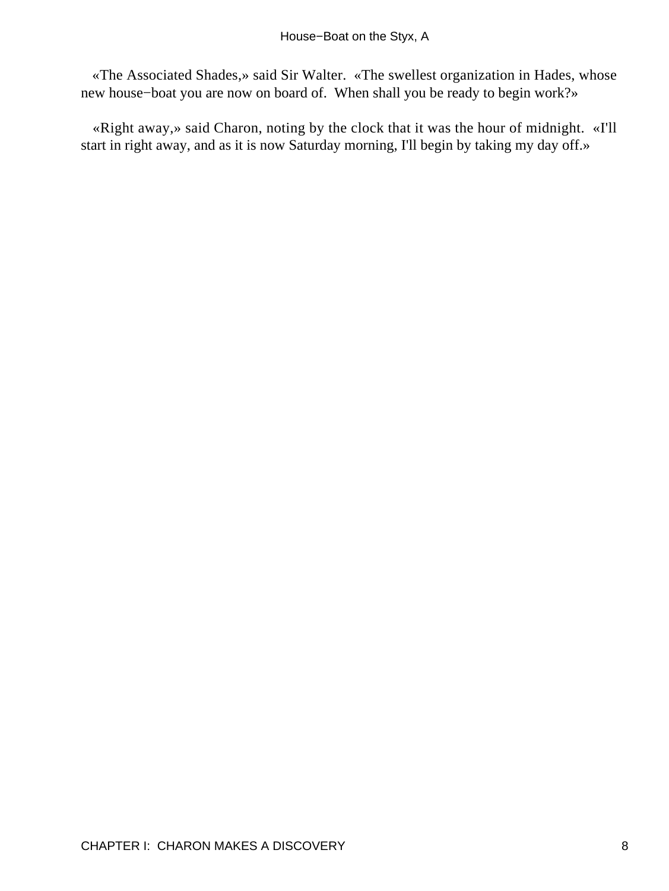«The Associated Shades,» said Sir Walter. «The swellest organization in Hades, whose new house−boat you are now on board of. When shall you be ready to begin work?»

«Right away,» said Charon, noting by the clock that it was the hour of midnight. «I'll start in right away, and as it is now Saturday morning, I'll begin by taking my day off.»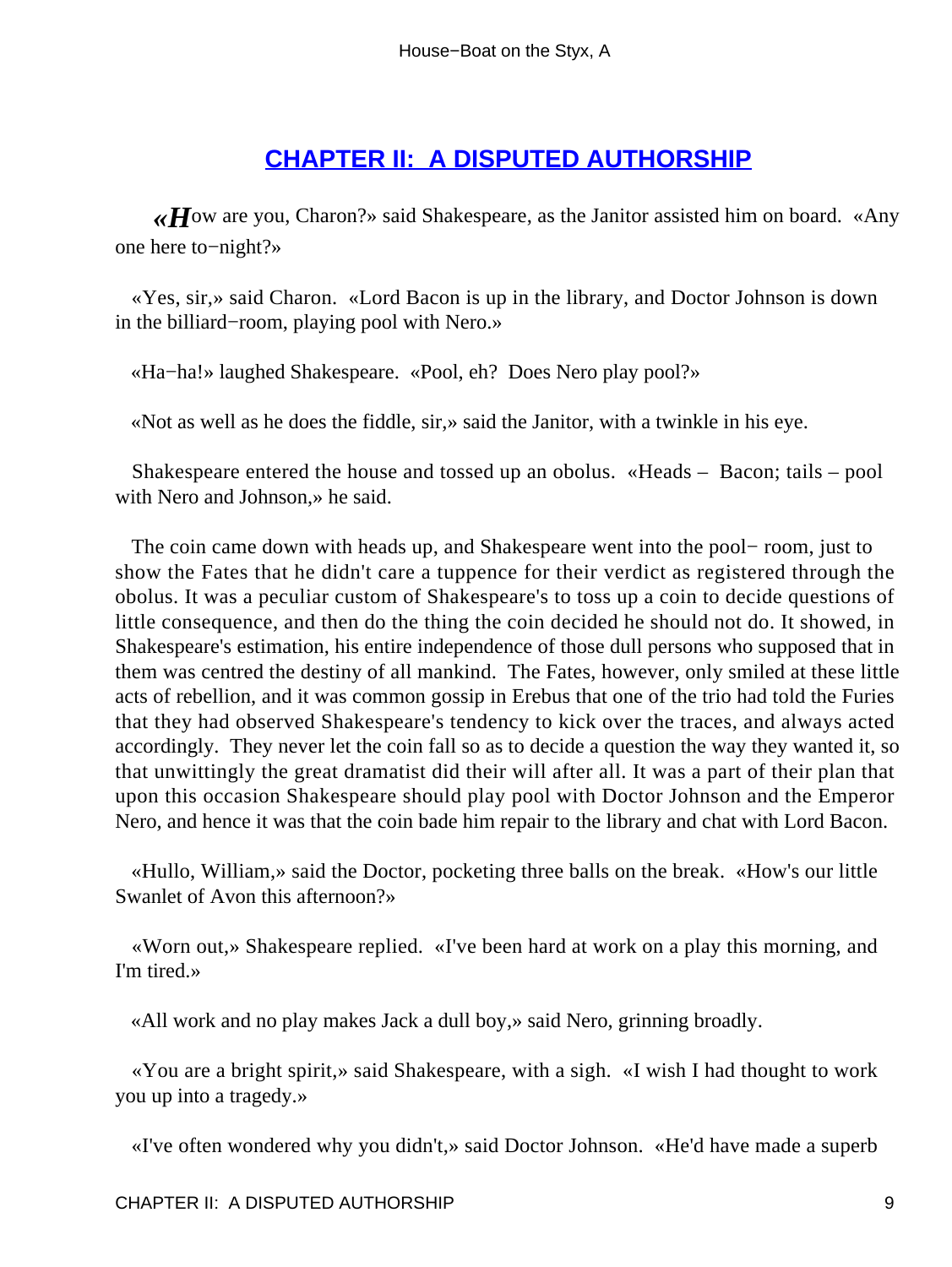## CHAPTER II: A DISPUTED AUTHORSHIP

«How are you, Charon?» said Shakespeare, as the Janitor assisted him on board. «Any one here to−night?»

«Yes, sir,» said Charon. «Lord Bacon is up in the library, and Doctor Johnson is down in the billiard−room, playing pool with Nero.»

«Ha−ha!» laughed Shakespeare. «Pool, eh? Does Nero play pool?»

«Not as well as he does the fiddle, sir,» said the Janitor, with a twinkle in his eye.

Shakespeare entered the house and tossed up an obolus. «Heads – Bacon; tails – pool with Nero and Johnson,» he said.

The coin came down with heads up, and Shakespeare went into the pool− room, just to show the Fates that he didn't care a tuppence for their verdict as registered through the obolus. It was a peculiar custom of Shakespeare's to toss up a coin to decide questions of little consequence, and then do the thing the coin decided he should not do. It showed, in Shakespeare's estimation, his entire independence of those dull persons who supposed that in them was centred the destiny of all mankind. The Fates, however, only smiled at these little acts of rebellion, and it was common gossip in Erebus that one of the trio had told the Furies that they had observed Shakespeare's tendency to kick over the traces, and always acted accordingly. They never let the coin fall so as to decide a question the way they wanted it, so that unwittingly the great dramatist did their will after all. It was a part of their plan that upon this occasion Shakespeare should play pool with Doctor Johnson and the Emperor Nero, and hence it was that the coin bade him repair to the library and chat with Lord Bacon.

«Hullo, William,» said the Doctor, pocketing three balls on the break. «How's our little Swanlet of Avon this afternoon?»

«Worn out,» Shakespeare replied. «I've been hard at work on a play this morning, and I'm tired.»

«All work and no play makes Jack a dull boy,» said Nero, grinning broadly.

«You are a bright spirit,» said Shakespeare, with a sigh. «I wish I had thought to work you up into a tragedy.»

«I've often wondered why you didn't,» said Doctor Johnson. «He'd have made a superb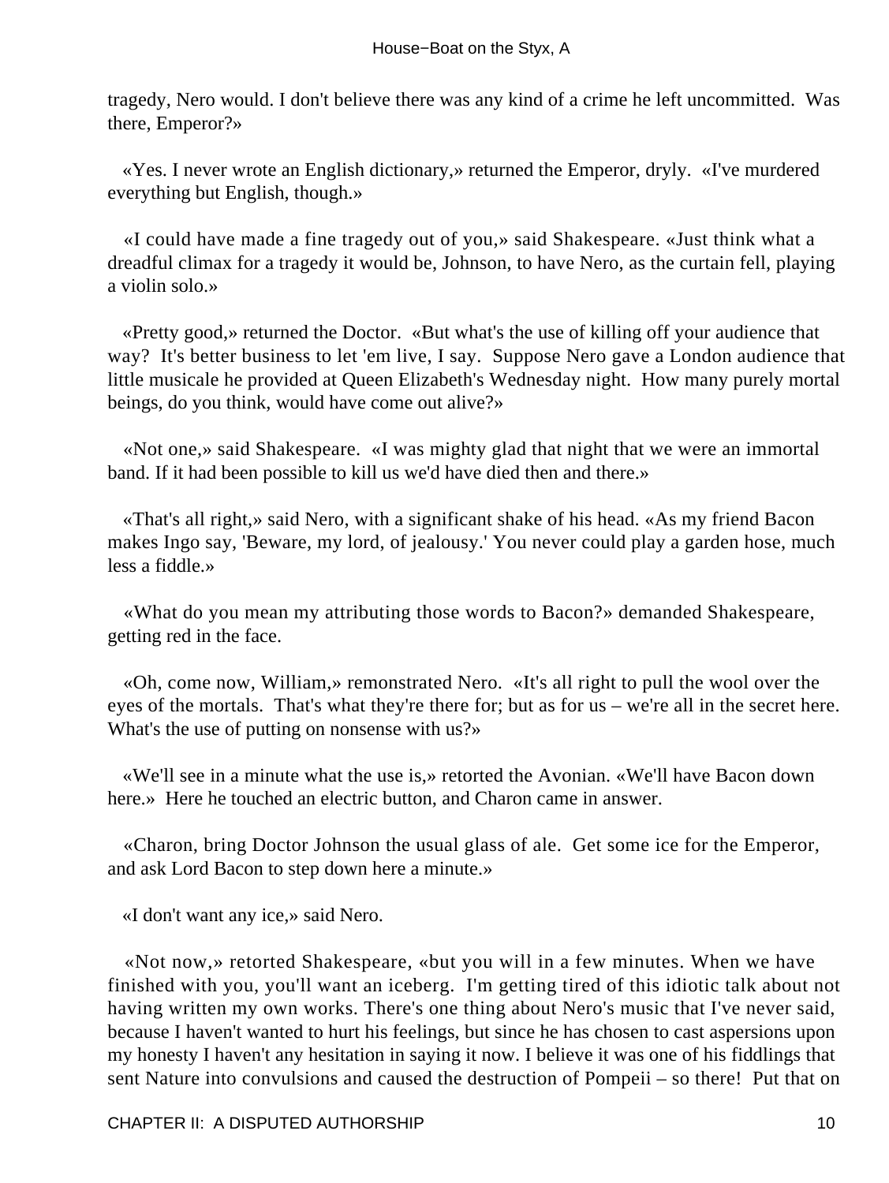tragedy, Nero would. I don't believe there was any kind of a crime he left uncommitted. Was there, Emperor?»

«Yes. I never wrote an English dictionary,» returned the Emperor, dryly. «I've murdered everything but English, though.»

«I could have made a fine tragedy out of you,» said Shakespeare. «Just think what a dreadful climax for a tragedy it would be, Johnson, to have Nero, as the curtain fell, playing a violin solo.»

«Pretty good,» returned the Doctor. «But what's the use of killing off your audience that way? It's better business to let 'em live, I say. Suppose Nero gave a London audience that little musicale he provided at Queen Elizabeth's Wednesday night. How many purely mortal beings, do you think, would have come out alive?»

«Not one,» said Shakespeare. «I was mighty glad that night that we were an immortal band. If it had been possible to kill us we'd have died then and there.»

«That's all right,» said Nero, with a significant shake of his head. «As my friend Bacon makes Ingo say, 'Beware, my lord, of jealousy.' You never could play a garden hose, much less a fiddle.»

«What do you mean my attributing those words to Bacon?» demanded Shakespeare, getting red in the face.

«Oh, come now, William,» remonstrated Nero. «It's all right to pull the wool over the eyes of the mortals. That's what they're there for; but as for us – we're all in the secret here. What's the use of putting on nonsense with us?»

«We'll see in a minute what the use is,» retorted the Avonian. «We'll have Bacon down here.» Here he touched an electric button, and Charon came in answer.

«Charon, bring Doctor Johnson the usual glass of ale. Get some ice for the Emperor, and ask Lord Bacon to step down here a minute.»

«I don't want any ice,» said Nero.

«Not now,» retorted Shakespeare, «but you will in a few minutes. When we have finished with you, you'll want an iceberg. I'm getting tired of this idiotic talk about not having written my own works. There's one thing about Nero's music that I've never said, because I haven't wanted to hurt his feelings, but since he has chosen to cast aspersions upon my honesty I haven't any hesitation in saying it now. I believe it was one of his fiddlings that sent Nature into convulsions and caused the destruction of Pompeii – so there! Put that on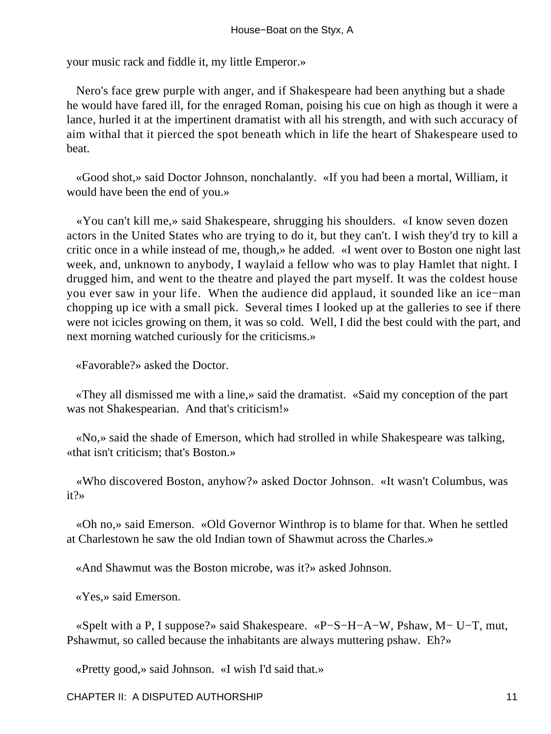your music rack and fiddle it, my little Emperor.»

Nero's face grew purple with anger, and if Shakespeare had been anything but a shade he would have fared ill, for the enraged Roman, poising his cue on high as though it were a lance, hurled it at the impertinent dramatist with all his strength, and with such accuracy of aim withal that it pierced the spot beneath which in life the heart of Shakespeare used to beat.

«Good shot,» said Doctor Johnson, nonchalantly. «If you had been a mortal, William, it would have been the end of you.»

«You can't kill me,» said Shakespeare, shrugging his shoulders. «I know seven dozen actors in the United States who are trying to do it, but they can't. I wish they'd try to kill a critic once in a while instead of me, though,» he added. «I went over to Boston one night last week, and, unknown to anybody, I waylaid a fellow who was to play Hamlet that night. I drugged him, and went to the theatre and played the part myself. It was the coldest house you ever saw in your life. When the audience did applaud, it sounded like an ice−man chopping up ice with a small pick. Several times I looked up at the galleries to see if there were not icicles growing on them, it was so cold. Well, I did the best could with the part, and next morning watched curiously for the criticisms.»

«Favorable?» asked the Doctor.

«They all dismissed me with a line,» said the dramatist. «Said my conception of the part was not Shakespearian. And that's criticism!»

«No,» said the shade of Emerson, which had strolled in while Shakespeare was talking, «that isn't criticism; that's Boston.»

«Who discovered Boston, anyhow?» asked Doctor Johnson. «It wasn't Columbus, was it?»

«Oh no,» said Emerson. «Old Governor Winthrop is to blame for that. When he settled at Charlestown he saw the old Indian town of Shawmut across the Charles.»

«And Shawmut was the Boston microbe, was it?» asked Johnson.

«Yes,» said Emerson.

«Spelt with a P, I suppose?» said Shakespeare. «P−S−H−A−W, Pshaw, M− U−T, mut, Pshawmut, so called because the inhabitants are always muttering pshaw. Eh?»

«Pretty good,» said Johnson. «I wish I'd said that.»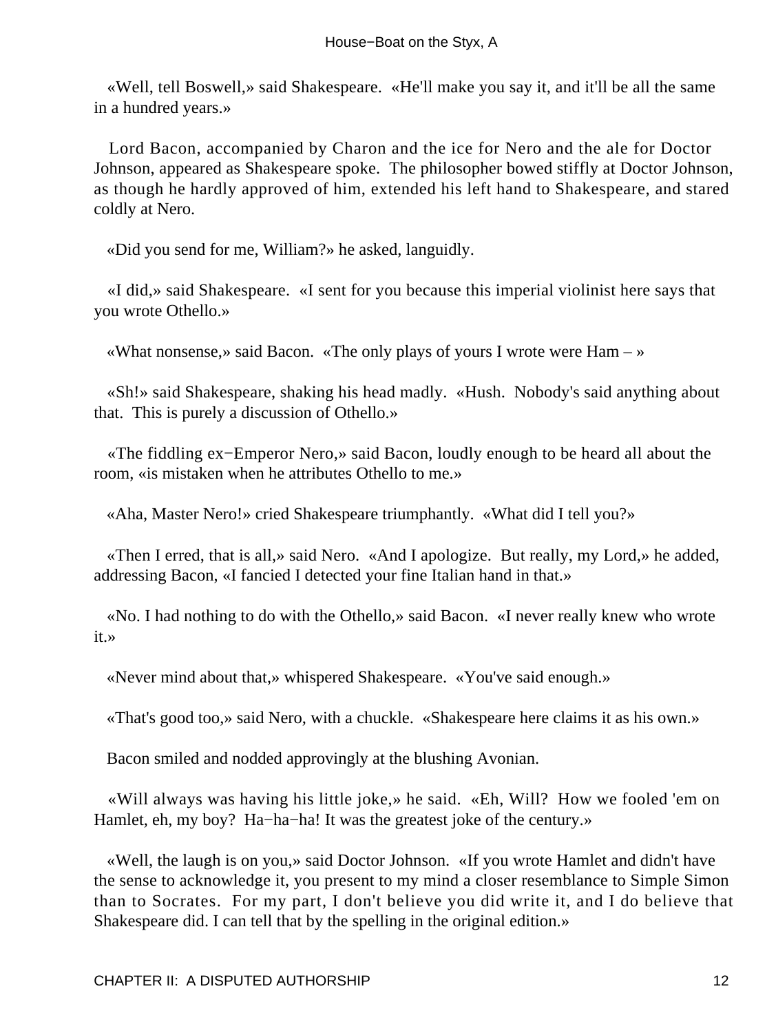«Well, tell Boswell,» said Shakespeare. «He'll make you say it, and it'll be all the same in a hundred years.»

Lord Bacon, accompanied by Charon and the ice for Nero and the ale for Doctor Johnson, appeared as Shakespeare spoke. The philosopher bowed stiffly at Doctor Johnson, as though he hardly approved of him, extended his left hand to Shakespeare, and stared coldly at Nero.

«Did you send for me, William?» he asked, languidly.

«I did,» said Shakespeare. «I sent for you because this imperial violinist here says that you wrote Othello.»

«What nonsense,» said Bacon. «The only plays of yours I wrote were Ham – »

«Sh!» said Shakespeare, shaking his head madly. «Hush. Nobody's said anything about that. This is purely a discussion of Othello.»

«The fiddling ex−Emperor Nero,» said Bacon, loudly enough to be heard all about the room, «is mistaken when he attributes Othello to me.»

«Aha, Master Nero!» cried Shakespeare triumphantly. «What did I tell you?»

«Then I erred, that is all,» said Nero. «And I apologize. But really, my Lord,» he added, addressing Bacon, «I fancied I detected your fine Italian hand in that.»

«No. I had nothing to do with the Othello,» said Bacon. «I never really knew who wrote it.»

«Never mind about that,» whispered Shakespeare. «You've said enough.»

«That's good too,» said Nero, with a chuckle. «Shakespeare here claims it as his own.»

Bacon smiled and nodded approvingly at the blushing Avonian.

«Will always was having his little joke,» he said. «Eh, Will? How we fooled 'em on Hamlet, eh, my boy? Ha−ha−ha! It was the greatest joke of the century.»

«Well, the laugh is on you,» said Doctor Johnson. «If you wrote Hamlet and didn't have the sense to acknowledge it, you present to my mind a closer resemblance to Simple Simon than to Socrates. For my part, I don't believe you did write it, and I do believe that Shakespeare did. I can tell that by the spelling in the original edition.»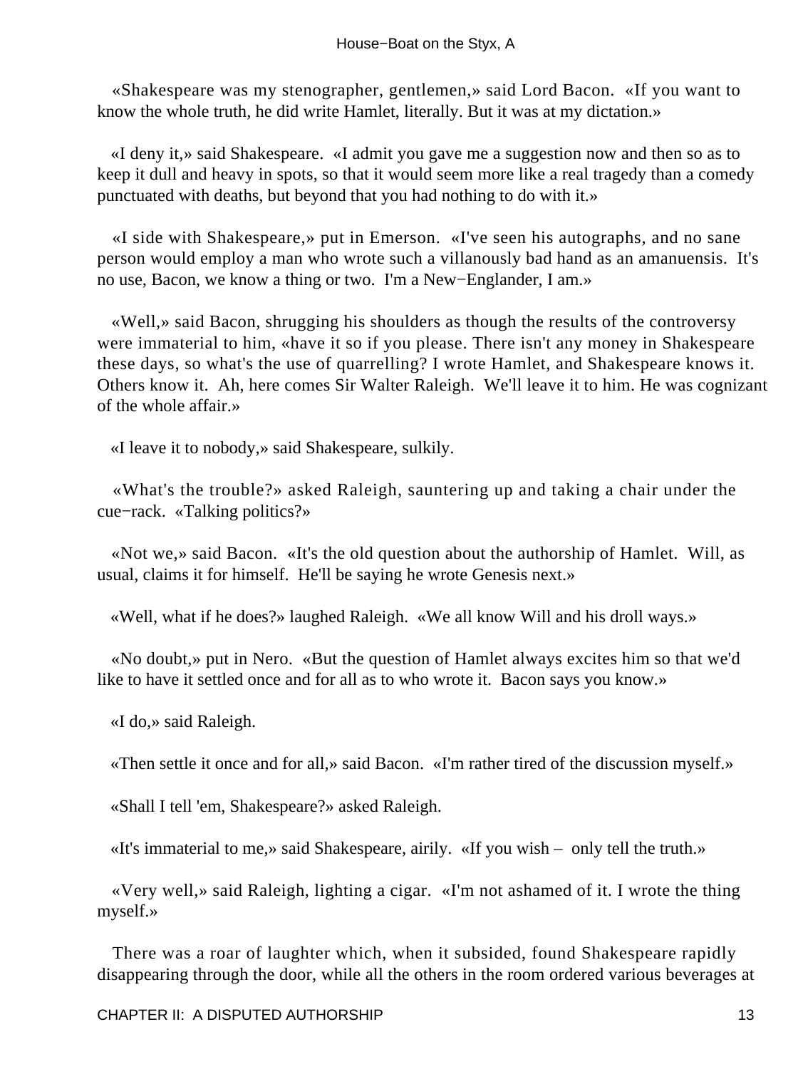«Shakespeare was my stenographer, gentlemen,» said Lord Bacon. «If you want to know the whole truth, he did write Hamlet, literally. But it was at my dictation.»

«I deny it,» said Shakespeare. «I admit you gave me a suggestion now and then so as to keep it dull and heavy in spots, so that it would seem more like a real tragedy than a comedy punctuated with deaths, but beyond that you had nothing to do with it.»

«I side with Shakespeare,» put in Emerson. «I've seen his autographs, and no sane person would employ a man who wrote such a villanously bad hand as an amanuensis. It's no use, Bacon, we know a thing or two. I'm a New−Englander, I am.»

«Well,» said Bacon, shrugging his shoulders as though the results of the controversy were immaterial to him, «have it so if you please. There isn't any money in Shakespeare these days, so what's the use of quarrelling? I wrote Hamlet, and Shakespeare knows it. Others know it. Ah, here comes Sir Walter Raleigh. We'll leave it to him. He was cognizant of the whole affair.»

«I leave it to nobody,» said Shakespeare, sulkily.

«What's the trouble?» asked Raleigh, sauntering up and taking a chair under the cue−rack. «Talking politics?»

«Not we,» said Bacon. «It's the old question about the authorship of Hamlet. Will, as usual, claims it for himself. He'll be saying he wrote Genesis next.»

«Well, what if he does?» laughed Raleigh. «We all know Will and his droll ways.»

«No doubt,» put in Nero. «But the question of Hamlet always excites him so that we'd like to have it settled once and for all as to who wrote it. Bacon says you know.»

«I do,» said Raleigh.

«Then settle it once and for all,» said Bacon. «I'm rather tired of the discussion myself.»

«Shall I tell 'em, Shakespeare?» asked Raleigh.

«It's immaterial to me,» said Shakespeare, airily. «If you wish – only tell the truth.»

«Very well,» said Raleigh, lighting a cigar. «I'm not ashamed of it. I wrote the thing myself.»

There was a roar of laughter which, when it subsided, found Shakespeare rapidly disappearing through the door, while all the others in the room ordered various beverages at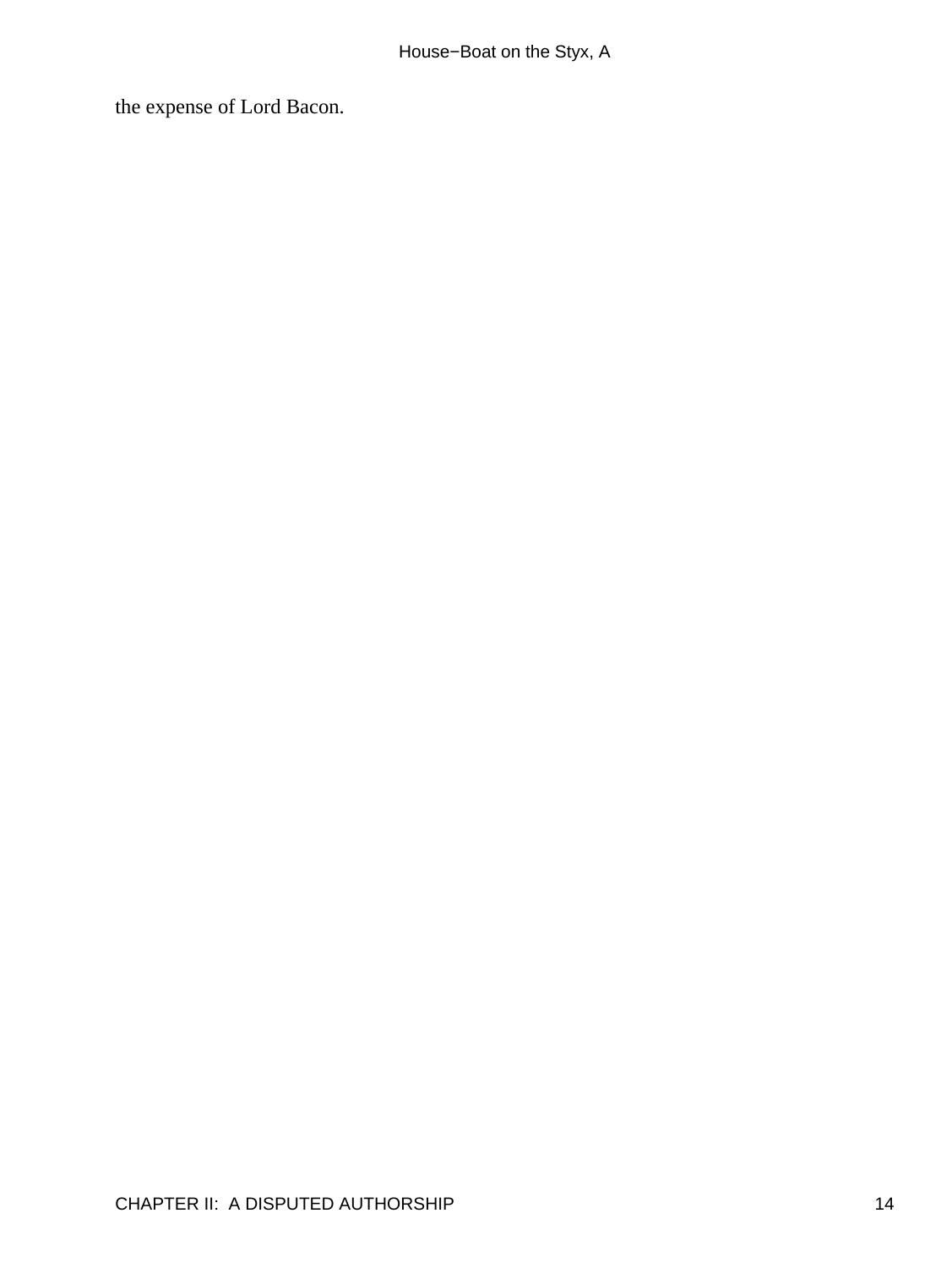the expense of Lord Bacon.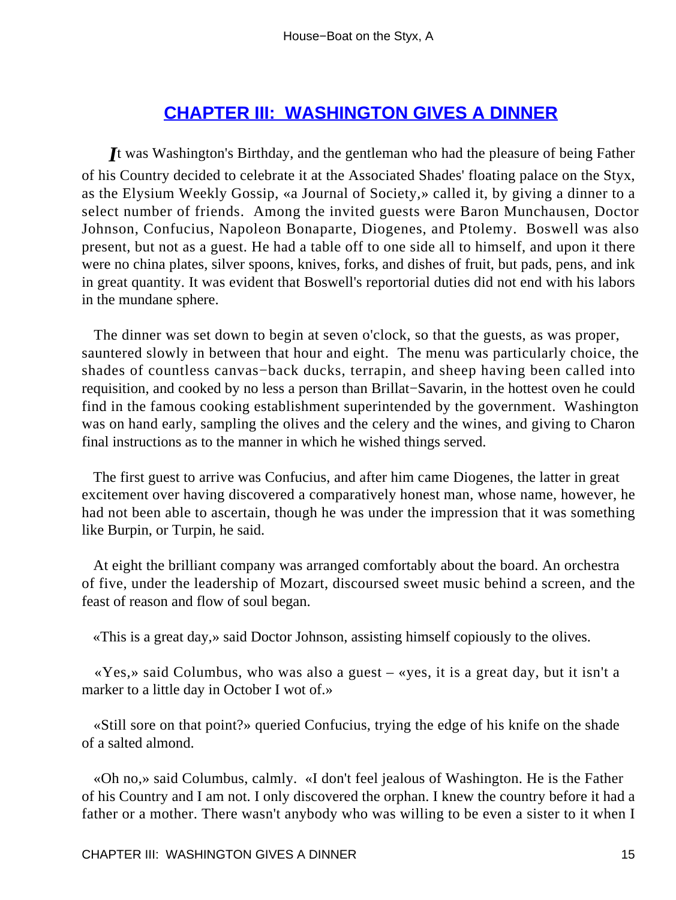## CHAPTER III: WASHINGTON GIVES A DINNER

*I*t was Washington's Birthday, and the gentleman who had the pleasure of being Father of his Country decided to celebrate it at the Associated Shades' floating palace on the Styx, as the Elysium Weekly Gossip, «a Journal of Society,» called it, by giving a dinner to a select number of friends. Among the invited guests were Baron Munchausen, Doctor Johnson, Confucius, Napoleon Bonaparte, Diogenes, and Ptolemy. Boswell was also present, but not as a guest. He had a table off to one side all to himself, and upon it there were no china plates, silver spoons, knives, forks, and dishes of fruit, but pads, pens, and ink in great quantity. It was evident that Boswell's reportorial duties did not end with his labors in the mundane sphere.

The dinner was set down to begin at seven o'clock, so that the guests, as was proper, sauntered slowly in between that hour and eight. The menu was particularly choice, the shades of countless canvas−back ducks, terrapin, and sheep having been called into requisition, and cooked by no less a person than Brillat−Savarin, in the hottest oven he could find in the famous cooking establishment superintended by the government. Washington was on hand early, sampling the olives and the celery and the wines, and giving to Charon final instructions as to the manner in which he wished things served.

The first guest to arrive was Confucius, and after him came Diogenes, the latter in great excitement over having discovered a comparatively honest man, whose name, however, he had not been able to ascertain, though he was under the impression that it was something like Burpin, or Turpin, he said.

At eight the brilliant company was arranged comfortably about the board. An orchestra of five, under the leadership of Mozart, discoursed sweet music behind a screen, and the feast of reason and flow of soul began.

«This is a great day,» said Doctor Johnson, assisting himself copiously to the olives.

«Yes,» said Columbus, who was also a guest – «yes, it is a great day, but it isn't a marker to a little day in October I wot of.»

«Still sore on that point?» queried Confucius, trying the edge of his knife on the shade of a salted almond.

«Oh no,» said Columbus, calmly. «I don't feel jealous of Washington. He is the Father of his Country and I am not. I only discovered the orphan. I knew the country before it had a father or a mother. There wasn't anybody who was willing to be even a sister to it when I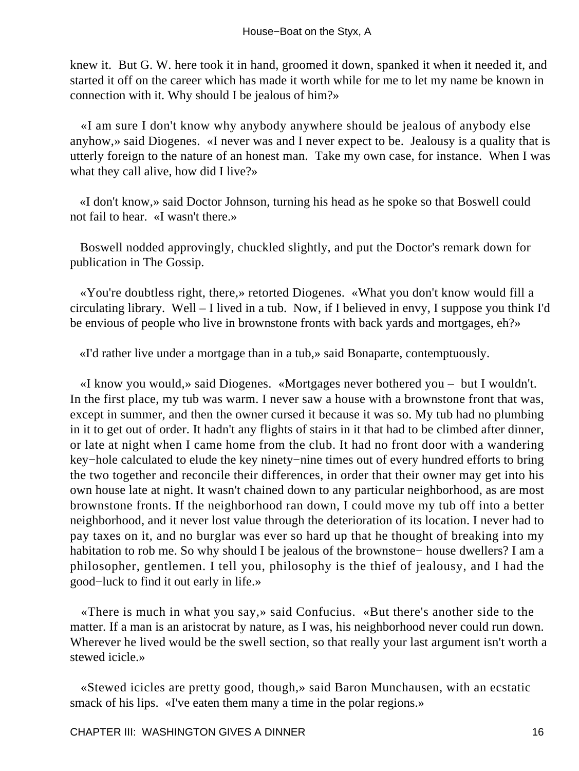knew it. But G. W. here took it in hand, groomed it down, spanked it when it needed it, and started it off on the career which has made it worth while for me to let my name be known in connection with it. Why should I be jealous of him?»

«I am sure I don't know why anybody anywhere should be jealous of anybody else anyhow,» said Diogenes. «I never was and I never expect to be. Jealousy is a quality that is utterly foreign to the nature of an honest man. Take my own case, for instance. When I was what they call alive, how did I live?»

«I don't know,» said Doctor Johnson, turning his head as he spoke so that Boswell could not fail to hear. «I wasn't there.»

Boswell nodded approvingly, chuckled slightly, and put the Doctor's remark down for publication in The Gossip.

«You're doubtless right, there,» retorted Diogenes. «What you don't know would fill a circulating library. Well – I lived in a tub. Now, if I believed in envy, I suppose you think I'd be envious of people who live in brownstone fronts with back yards and mortgages, eh?»

«I'd rather live under a mortgage than in a tub,» said Bonaparte, contemptuously.

«I know you would,» said Diogenes. «Mortgages never bothered you – but I wouldn't. In the first place, my tub was warm. I never saw a house with a brownstone front that was, except in summer, and then the owner cursed it because it was so. My tub had no plumbing in it to get out of order. It hadn't any flights of stairs in it that had to be climbed after dinner, or late at night when I came home from the club. It had no front door with a wandering key−hole calculated to elude the key ninety−nine times out of every hundred efforts to bring the two together and reconcile their differences, in order that their owner may get into his own house late at night. It wasn't chained down to any particular neighborhood, as are most brownstone fronts. If the neighborhood ran down, I could move my tub off into a better neighborhood, and it never lost value through the deterioration of its location. I never had to pay taxes on it, and no burglar was ever so hard up that he thought of breaking into my habitation to rob me. So why should I be jealous of the brownstone− house dwellers? I am a philosopher, gentlemen. I tell you, philosophy is the thief of jealousy, and I had the good−luck to find it out early in life.»

«There is much in what you say,» said Confucius. «But there's another side to the matter. If a man is an aristocrat by nature, as I was, his neighborhood never could run down. Wherever he lived would be the swell section, so that really your last argument isn't worth a stewed icicle.»

«Stewed icicles are pretty good, though,» said Baron Munchausen, with an ecstatic smack of his lips. «I've eaten them many a time in the polar regions.»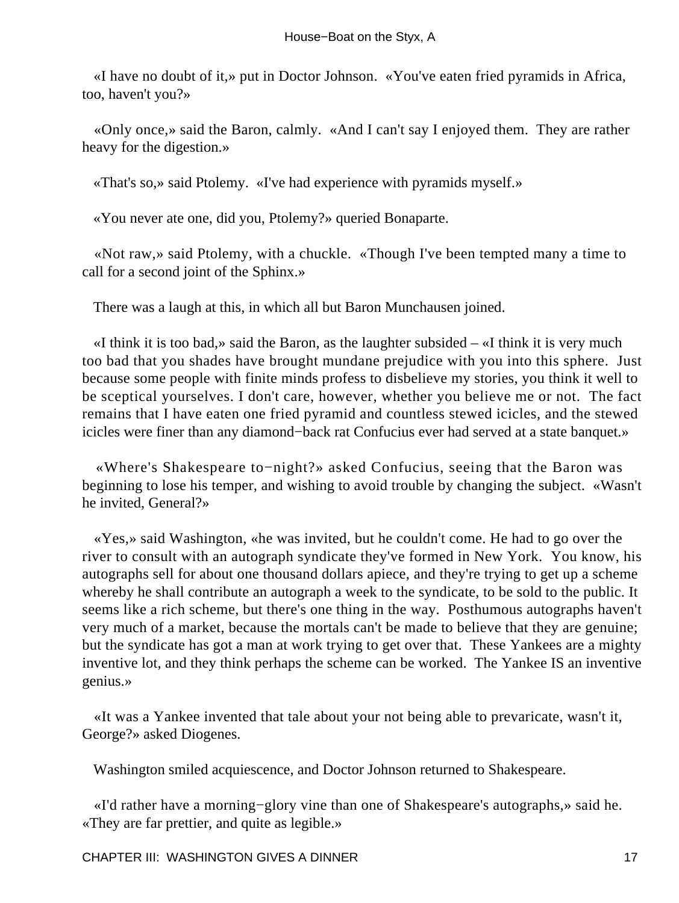«I have no doubt of it,» put in Doctor Johnson. «You've eaten fried pyramids in Africa, too, haven't you?»

«Only once,» said the Baron, calmly. «And I can't say I enjoyed them. They are rather heavy for the digestion.»

«That's so,» said Ptolemy. «I've had experience with pyramids myself.»

«You never ate one, did you, Ptolemy?» queried Bonaparte.

«Not raw,» said Ptolemy, with a chuckle. «Though I've been tempted many a time to call for a second joint of the Sphinx.»

There was a laugh at this, in which all but Baron Munchausen joined.

«I think it is too bad,» said the Baron, as the laughter subsided – «I think it is very much too bad that you shades have brought mundane prejudice with you into this sphere. Just because some people with finite minds profess to disbelieve my stories, you think it well to be sceptical yourselves. I don't care, however, whether you believe me or not. The fact remains that I have eaten one fried pyramid and countless stewed icicles, and the stewed icicles were finer than any diamond−back rat Confucius ever had served at a state banquet.»

«Where's Shakespeare to−night?» asked Confucius, seeing that the Baron was beginning to lose his temper, and wishing to avoid trouble by changing the subject. «Wasn't he invited, General?»

«Yes,» said Washington, «he was invited, but he couldn't come. He had to go over the river to consult with an autograph syndicate they've formed in New York. You know, his autographs sell for about one thousand dollars apiece, and they're trying to get up a scheme whereby he shall contribute an autograph a week to the syndicate, to be sold to the public. It seems like a rich scheme, but there's one thing in the way. Posthumous autographs haven't very much of a market, because the mortals can't be made to believe that they are genuine; but the syndicate has got a man at work trying to get over that. These Yankees are a mighty inventive lot, and they think perhaps the scheme can be worked. The Yankee IS an inventive genius.»

«It was a Yankee invented that tale about your not being able to prevaricate, wasn't it, George?» asked Diogenes.

Washington smiled acquiescence, and Doctor Johnson returned to Shakespeare.

«I'd rather have a morning−glory vine than one of Shakespeare's autographs,» said he. «They are far prettier, and quite as legible.»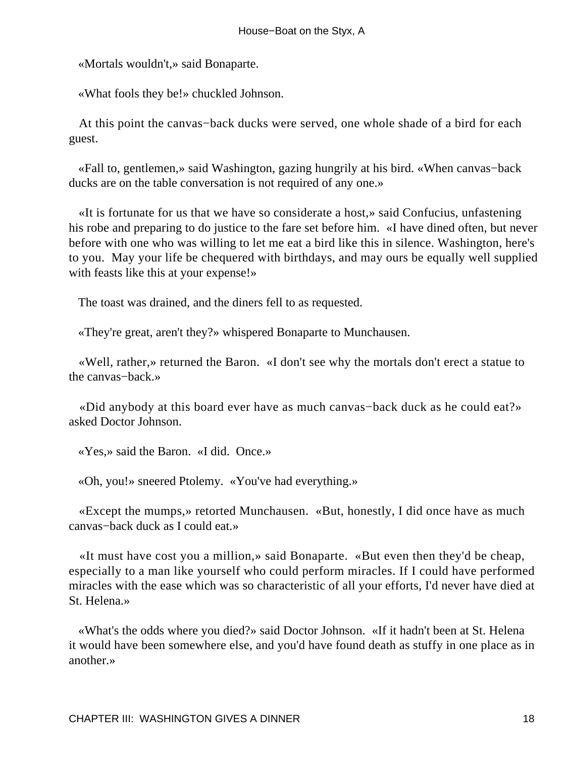«Mortals wouldn't,» said Bonaparte.

«What fools they be!» chuckled Johnson.

At this point the canvas−back ducks were served, one whole shade of a bird for each guest.

«Fall to, gentlemen,» said Washington, gazing hungrily at his bird. «When canvas−back ducks are on the table conversation is not required of any one.»

«It is fortunate for us that we have so considerate a host,» said Confucius, unfastening his robe and preparing to do justice to the fare set before him. «I have dined often, but never before with one who was willing to let me eat a bird like this in silence. Washington, here's to you. May your life be chequered with birthdays, and may ours be equally well supplied with feasts like this at your expense!»

The toast was drained, and the diners fell to as requested.

«They're great, aren't they?» whispered Bonaparte to Munchausen.

«Well, rather,» returned the Baron. «I don't see why the mortals don't erect a statue to the canvas−back.»

«Did anybody at this board ever have as much canvas−back duck as he could eat?» asked Doctor Johnson.

«Yes,» said the Baron. «I did. Once.»

«Oh, you!» sneered Ptolemy. «You've had everything.»

«Except the mumps,» retorted Munchausen. «But, honestly, I did once have as much canvas−back duck as I could eat.»

«It must have cost you a million,» said Bonaparte. «But even then they'd be cheap, especially to a man like yourself who could perform miracles. If I could have performed miracles with the ease which was so characteristic of all your efforts, I'd never have died at St. Helena.»

«What's the odds where you died?» said Doctor Johnson. «If it hadn't been at St. Helena it would have been somewhere else, and you'd have found death as stuffy in one place as in another.»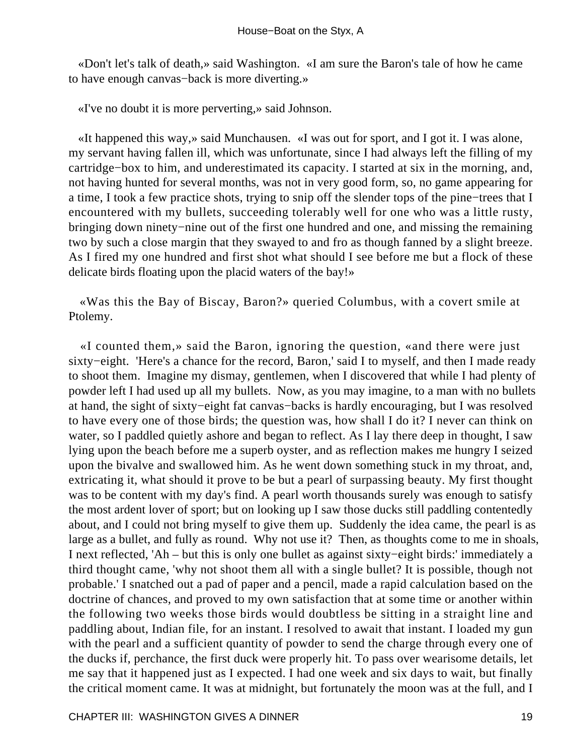«Don't let's talk of death,» said Washington. «I am sure the Baron's tale of how he came to have enough canvas−back is more diverting.»

«I've no doubt it is more perverting,» said Johnson.

«It happened this way,» said Munchausen. «I was out for sport, and I got it. I was alone, my servant having fallen ill, which was unfortunate, since I had always left the filling of my cartridge−box to him, and underestimated its capacity. I started at six in the morning, and, not having hunted for several months, was not in very good form, so, no game appearing for a time, I took a few practice shots, trying to snip off the slender tops of the pine−trees that I encountered with my bullets, succeeding tolerably well for one who was a little rusty, bringing down ninety−nine out of the first one hundred and one, and missing the remaining two by such a close margin that they swayed to and fro as though fanned by a slight breeze. As I fired my one hundred and first shot what should I see before me but a flock of these delicate birds floating upon the placid waters of the bay!»

«Was this the Bay of Biscay, Baron?» queried Columbus, with a covert smile at Ptolemy.

«I counted them,» said the Baron, ignoring the question, «and there were just sixty−eight. 'Here's a chance for the record, Baron,' said I to myself, and then I made ready to shoot them. Imagine my dismay, gentlemen, when I discovered that while I had plenty of powder left I had used up all my bullets. Now, as you may imagine, to a man with no bullets at hand, the sight of sixty−eight fat canvas−backs is hardly encouraging, but I was resolved to have every one of those birds; the question was, how shall I do it? I never can think on water, so I paddled quietly ashore and began to reflect. As I lay there deep in thought, I saw lying upon the beach before me a superb oyster, and as reflection makes me hungry I seized upon the bivalve and swallowed him. As he went down something stuck in my throat, and, extricating it, what should it prove to be but a pearl of surpassing beauty. My first thought was to be content with my day's find. A pearl worth thousands surely was enough to satisfy the most ardent lover of sport; but on looking up I saw those ducks still paddling contentedly about, and I could not bring myself to give them up. Suddenly the idea came, the pearl is as large as a bullet, and fully as round. Why not use it? Then, as thoughts come to me in shoals, I next reflected, 'Ah – but this is only one bullet as against sixty−eight birds:' immediately a third thought came, 'why not shoot them all with a single bullet? It is possible, though not probable.' I snatched out a pad of paper and a pencil, made a rapid calculation based on the doctrine of chances, and proved to my own satisfaction that at some time or another within the following two weeks those birds would doubtless be sitting in a straight line and paddling about, Indian file, for an instant. I resolved to await that instant. I loaded my gun with the pearl and a sufficient quantity of powder to send the charge through every one of the ducks if, perchance, the first duck were properly hit. To pass over wearisome details, let me say that it happened just as I expected. I had one week and six days to wait, but finally the critical moment came. It was at midnight, but fortunately the moon was at the full, and I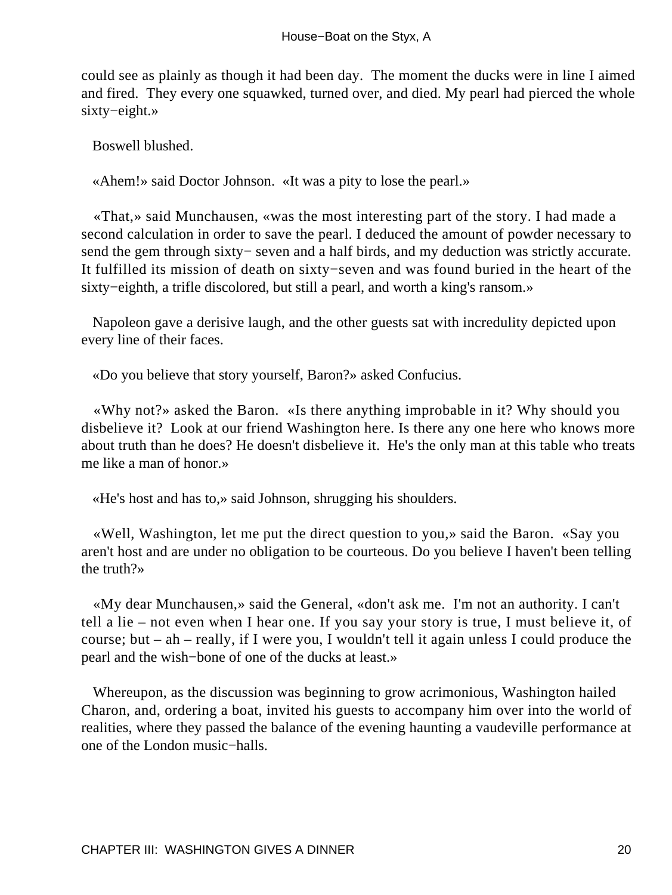could see as plainly as though it had been day. The moment the ducks were in line I aimed and fired. They every one squawked, turned over, and died. My pearl had pierced the whole sixty−eight.»

Boswell blushed.

«Ahem!» said Doctor Johnson. «It was a pity to lose the pearl.»

«That,» said Munchausen, «was the most interesting part of the story. I had made a second calculation in order to save the pearl. I deduced the amount of powder necessary to send the gem through sixty− seven and a half birds, and my deduction was strictly accurate. It fulfilled its mission of death on sixty−seven and was found buried in the heart of the sixty−eighth, a trifle discolored, but still a pearl, and worth a king's ransom.»

Napoleon gave a derisive laugh, and the other guests sat with incredulity depicted upon every line of their faces.

«Do you believe that story yourself, Baron?» asked Confucius.

«Why not?» asked the Baron. «Is there anything improbable in it? Why should you disbelieve it? Look at our friend Washington here. Is there any one here who knows more about truth than he does? He doesn't disbelieve it. He's the only man at this table who treats me like a man of honor.»

«He's host and has to,» said Johnson, shrugging his shoulders.

«Well, Washington, let me put the direct question to you,» said the Baron. «Say you aren't host and are under no obligation to be courteous. Do you believe I haven't been telling the truth?»

«My dear Munchausen,» said the General, «don't ask me. I'm not an authority. I can't tell a lie – not even when I hear one. If you say your story is true, I must believe it, of course; but – ah – really, if I were you, I wouldn't tell it again unless I could produce the pearl and the wish−bone of one of the ducks at least.»

Whereupon, as the discussion was beginning to grow acrimonious, Washington hailed Charon, and, ordering a boat, invited his guests to accompany him over into the world of realities, where they passed the balance of the evening haunting a vaudeville performance at one of the London music−halls.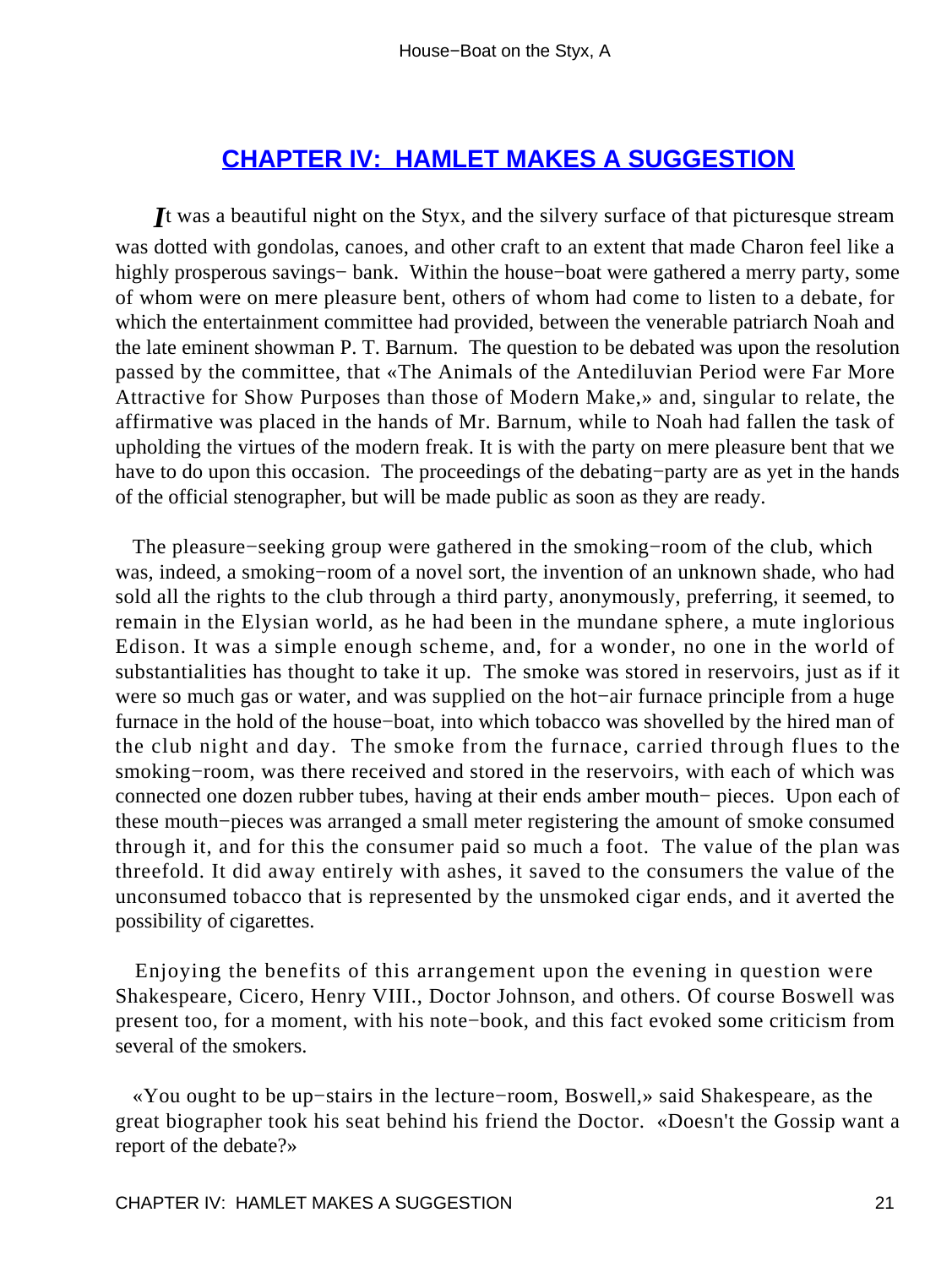## CHAPTER IV: HAMLET MAKES A SUGGESTION

It was a beautiful night on the Styx, and the silvery surface of that picturesque stream was dotted with gondolas, canoes, and other craft to an extent that made Charon feel like a highly prosperous savings− bank. Within the house−boat were gathered a merry party, some of whom were on mere pleasure bent, others of whom had come to listen to a debate, for which the entertainment committee had provided, between the venerable patriarch Noah and the late eminent showman P. T. Barnum. The question to be debated was upon the resolution passed by the committee, that «The Animals of the Antediluvian Period were Far More Attractive for Show Purposes than those of Modern Make,» and, singular to relate, the affirmative was placed in the hands of Mr. Barnum, while to Noah had fallen the task of upholding the virtues of the modern freak. It is with the party on mere pleasure bent that we have to do upon this occasion. The proceedings of the debating−party are as yet in the hands of the official stenographer, but will be made public as soon as they are ready.

The pleasure−seeking group were gathered in the smoking−room of the club, which was, indeed, a smoking−room of a novel sort, the invention of an unknown shade, who had sold all the rights to the club through a third party, anonymously, preferring, it seemed, to remain in the Elysian world, as he had been in the mundane sphere, a mute inglorious Edison. It was a simple enough scheme, and, for a wonder, no one in the world of substantialities has thought to take it up. The smoke was stored in reservoirs, just as if it were so much gas or water, and was supplied on the hot−air furnace principle from a huge furnace in the hold of the house−boat, into which tobacco was shovelled by the hired man of the club night and day. The smoke from the furnace, carried through flues to the smoking−room, was there received and stored in the reservoirs, with each of which was connected one dozen rubber tubes, having at their ends amber mouth− pieces. Upon each of these mouth−pieces was arranged a small meter registering the amount of smoke consumed through it, and for this the consumer paid so much a foot. The value of the plan was threefold. It did away entirely with ashes, it saved to the consumers the value of the unconsumed tobacco that is represented by the unsmoked cigar ends, and it averted the possibility of cigarettes.

Enjoying the benefits of this arrangement upon the evening in question were Shakespeare, Cicero, Henry VIII., Doctor Johnson, and others. Of course Boswell was present too, for a moment, with his note−book, and this fact evoked some criticism from several of the smokers.

«You ought to be up−stairs in the lecture−room, Boswell,» said Shakespeare, as the great biographer took his seat behind his friend the Doctor. «Doesn't the Gossip want a report of the debate?»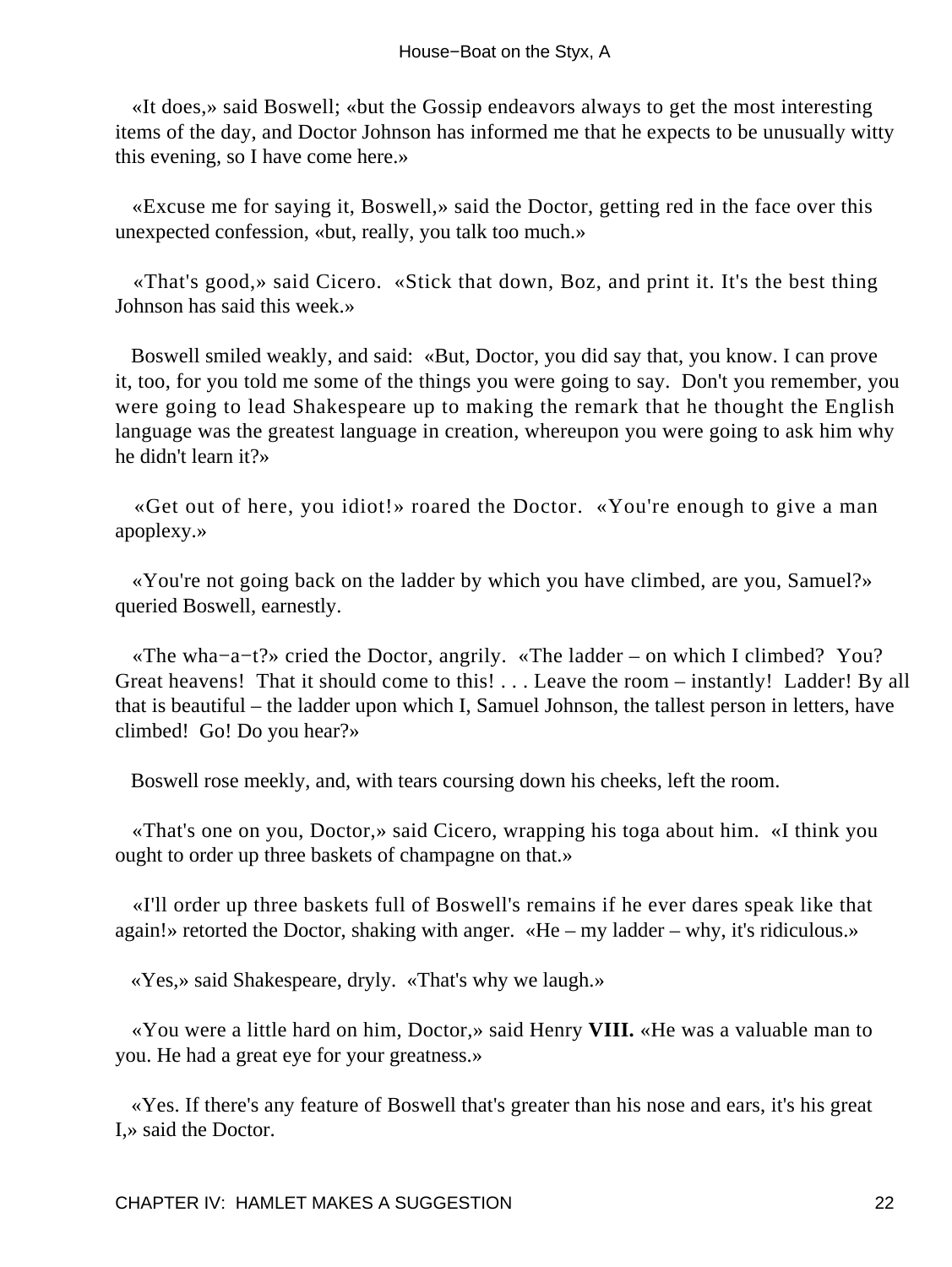«It does,» said Boswell; «but the Gossip endeavors always to get the most interesting items of the day, and Doctor Johnson has informed me that he expects to be unusually witty this evening, so I have come here.»

«Excuse me for saying it, Boswell,» said the Doctor, getting red in the face over this unexpected confession, «but, really, you talk too much.»

«That's good,» said Cicero. «Stick that down, Boz, and print it. It's the best thing Johnson has said this week.»

Boswell smiled weakly, and said: «But, Doctor, you did say that, you know. I can prove it, too, for you told me some of the things you were going to say. Don't you remember, you were going to lead Shakespeare up to making the remark that he thought the English language was the greatest language in creation, whereupon you were going to ask him why he didn't learn it?»

«Get out of here, you idiot!» roared the Doctor. «You're enough to give a man apoplexy.»

«You're not going back on the ladder by which you have climbed, are you, Samuel?» queried Boswell, earnestly.

«The wha−a−t?» cried the Doctor, angrily. «The ladder – on which I climbed? You? Great heavens! That it should come to this! . . . Leave the room – instantly! Ladder! By all that is beautiful – the ladder upon which I, Samuel Johnson, the tallest person in letters, have climbed! Go! Do you hear?»

Boswell rose meekly, and, with tears coursing down his cheeks, left the room.

«That's one on you, Doctor,» said Cicero, wrapping his toga about him. «I think you ought to order up three baskets of champagne on that.»

«I'll order up three baskets full of Boswell's remains if he ever dares speak like that again!» retorted the Doctor, shaking with anger. «He – my ladder – why, it's ridiculous.»

«Yes,» said Shakespeare, dryly. «That's why we laugh.»

«You were a little hard on him, Doctor,» said Henry **VIII.** «He was a valuable man to you. He had a great eye for your greatness.»

«Yes. If there's any feature of Boswell that's greater than his nose and ears, it's his great I,» said the Doctor.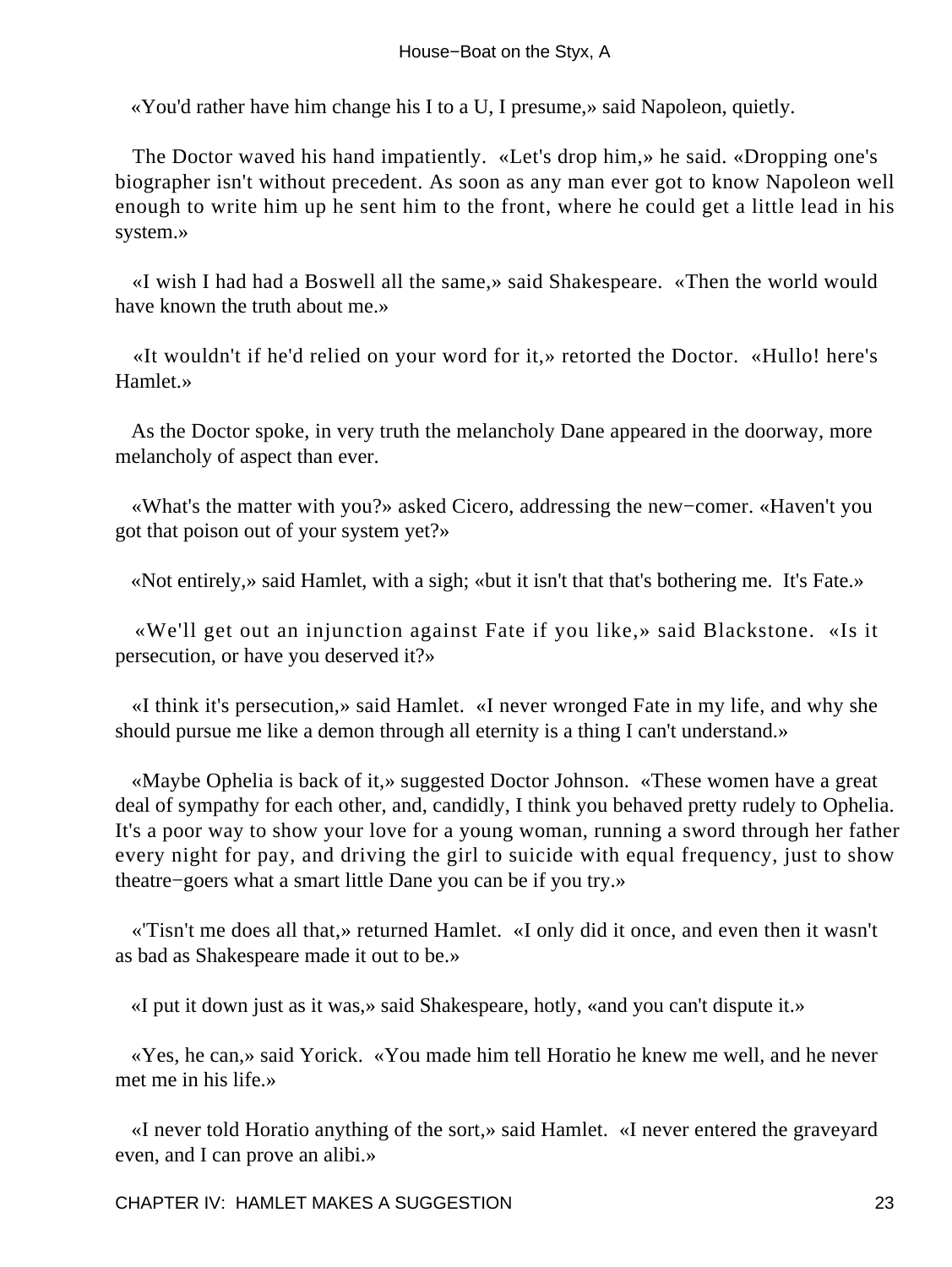«You'd rather have him change his I to a U, I presume,» said Napoleon, quietly.

The Doctor waved his hand impatiently. «Let's drop him,» he said. «Dropping one's biographer isn't without precedent. As soon as any man ever got to know Napoleon well enough to write him up he sent him to the front, where he could get a little lead in his system.»

«I wish I had had a Boswell all the same,» said Shakespeare. «Then the world would have known the truth about me.»

«It wouldn't if he'd relied on your word for it,» retorted the Doctor. «Hullo! here's Hamlet.»

As the Doctor spoke, in very truth the melancholy Dane appeared in the doorway, more melancholy of aspect than ever.

«What's the matter with you?» asked Cicero, addressing the new−comer. «Haven't you got that poison out of your system yet?»

«Not entirely,» said Hamlet, with a sigh; «but it isn't that that's bothering me. It's Fate.»

«We'll get out an injunction against Fate if you like,» said Blackstone. «Is it persecution, or have you deserved it?»

«I think it's persecution,» said Hamlet. «I never wronged Fate in my life, and why she should pursue me like a demon through all eternity is a thing I can't understand.»

«Maybe Ophelia is back of it,» suggested Doctor Johnson. «These women have a great deal of sympathy for each other, and, candidly, I think you behaved pretty rudely to Ophelia. It's a poor way to show your love for a young woman, running a sword through her father every night for pay, and driving the girl to suicide with equal frequency, just to show theatre−goers what a smart little Dane you can be if you try.»

«'Tisn't me does all that,» returned Hamlet. «I only did it once, and even then it wasn't as bad as Shakespeare made it out to be.»

«I put it down just as it was,» said Shakespeare, hotly, «and you can't dispute it.»

«Yes, he can,» said Yorick. «You made him tell Horatio he knew me well, and he never met me in his life.»

«I never told Horatio anything of the sort,» said Hamlet. «I never entered the graveyard even, and I can prove an alibi.»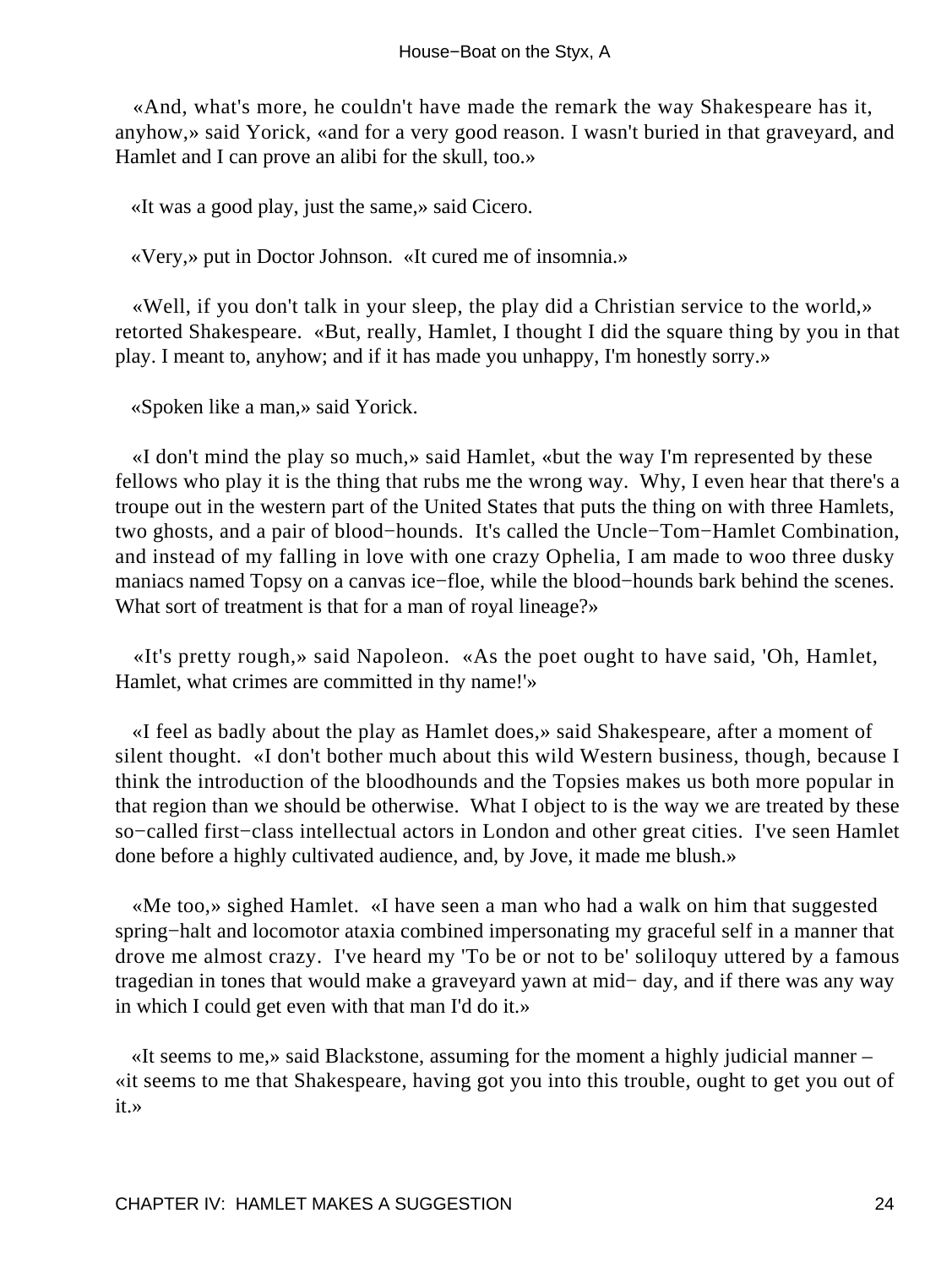«And, what's more, he couldn't have made the remark the way Shakespeare has it, anyhow,» said Yorick, «and for a very good reason. I wasn't buried in that graveyard, and Hamlet and I can prove an alibi for the skull, too.»

«It was a good play, just the same,» said Cicero.

«Very,» put in Doctor Johnson. «It cured me of insomnia.»

«Well, if you don't talk in your sleep, the play did a Christian service to the world,» retorted Shakespeare. «But, really, Hamlet, I thought I did the square thing by you in that play. I meant to, anyhow; and if it has made you unhappy, I'm honestly sorry.»

«Spoken like a man,» said Yorick.

«I don't mind the play so much,» said Hamlet, «but the way I'm represented by these fellows who play it is the thing that rubs me the wrong way. Why, I even hear that there's a troupe out in the western part of the United States that puts the thing on with three Hamlets, two ghosts, and a pair of blood−hounds. It's called the Uncle−Tom−Hamlet Combination, and instead of my falling in love with one crazy Ophelia, I am made to woo three dusky maniacs named Topsy on a canvas ice−floe, while the blood−hounds bark behind the scenes. What sort of treatment is that for a man of royal lineage?»

«It's pretty rough,» said Napoleon. «As the poet ought to have said, 'Oh, Hamlet, Hamlet, what crimes are committed in thy name!'»

«I feel as badly about the play as Hamlet does,» said Shakespeare, after a moment of silent thought. «I don't bother much about this wild Western business, though, because I think the introduction of the bloodhounds and the Topsies makes us both more popular in that region than we should be otherwise. What I object to is the way we are treated by these so−called first−class intellectual actors in London and other great cities. I've seen Hamlet done before a highly cultivated audience, and, by Jove, it made me blush.»

«Me too,» sighed Hamlet. «I have seen a man who had a walk on him that suggested spring−halt and locomotor ataxia combined impersonating my graceful self in a manner that drove me almost crazy. I've heard my 'To be or not to be' soliloquy uttered by a famous tragedian in tones that would make a graveyard yawn at mid− day, and if there was any way in which I could get even with that man I'd do it.»

«It seems to me,» said Blackstone, assuming for the moment a highly judicial manner – «it seems to me that Shakespeare, having got you into this trouble, ought to get you out of it.»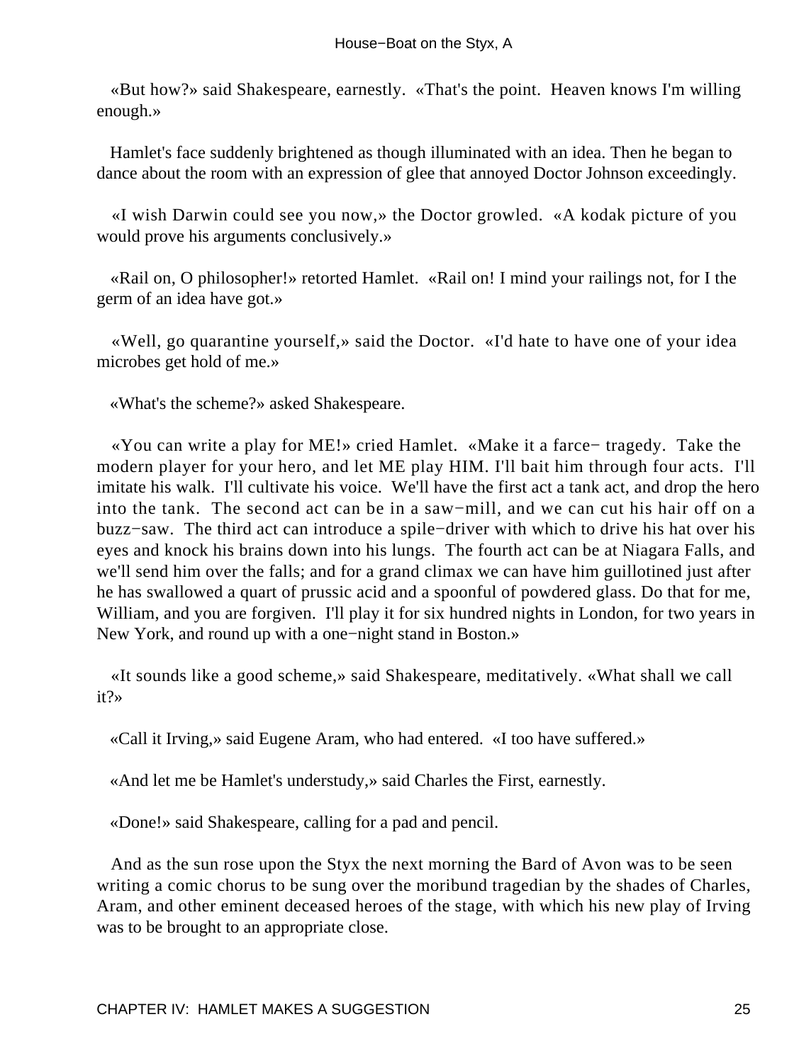«But how?» said Shakespeare, earnestly. «That's the point. Heaven knows I'm willing enough.»

Hamlet's face suddenly brightened as though illuminated with an idea. Then he began to dance about the room with an expression of glee that annoyed Doctor Johnson exceedingly.

«I wish Darwin could see you now,» the Doctor growled. «A kodak picture of you would prove his arguments conclusively.»

«Rail on, O philosopher!» retorted Hamlet. «Rail on! I mind your railings not, for I the germ of an idea have got.»

«Well, go quarantine yourself,» said the Doctor. «I'd hate to have one of your idea microbes get hold of me.»

«What's the scheme?» asked Shakespeare.

«You can write a play for ME!» cried Hamlet. «Make it a farce− tragedy. Take the modern player for your hero, and let ME play HIM. I'll bait him through four acts. I'll imitate his walk. I'll cultivate his voice. We'll have the first act a tank act, and drop the hero into the tank. The second act can be in a saw−mill, and we can cut his hair off on a buzz−saw. The third act can introduce a spile−driver with which to drive his hat over his eyes and knock his brains down into his lungs. The fourth act can be at Niagara Falls, and we'll send him over the falls; and for a grand climax we can have him guillotined just after he has swallowed a quart of prussic acid and a spoonful of powdered glass. Do that for me, William, and you are forgiven. I'll play it for six hundred nights in London, for two years in New York, and round up with a one−night stand in Boston.»

«It sounds like a good scheme,» said Shakespeare, meditatively. «What shall we call it?»

«Call it Irving,» said Eugene Aram, who had entered. «I too have suffered.»

«And let me be Hamlet's understudy,» said Charles the First, earnestly.

«Done!» said Shakespeare, calling for a pad and pencil.

And as the sun rose upon the Styx the next morning the Bard of Avon was to be seen writing a comic chorus to be sung over the moribund tragedian by the shades of Charles, Aram, and other eminent deceased heroes of the stage, with which his new play of Irving was to be brought to an appropriate close.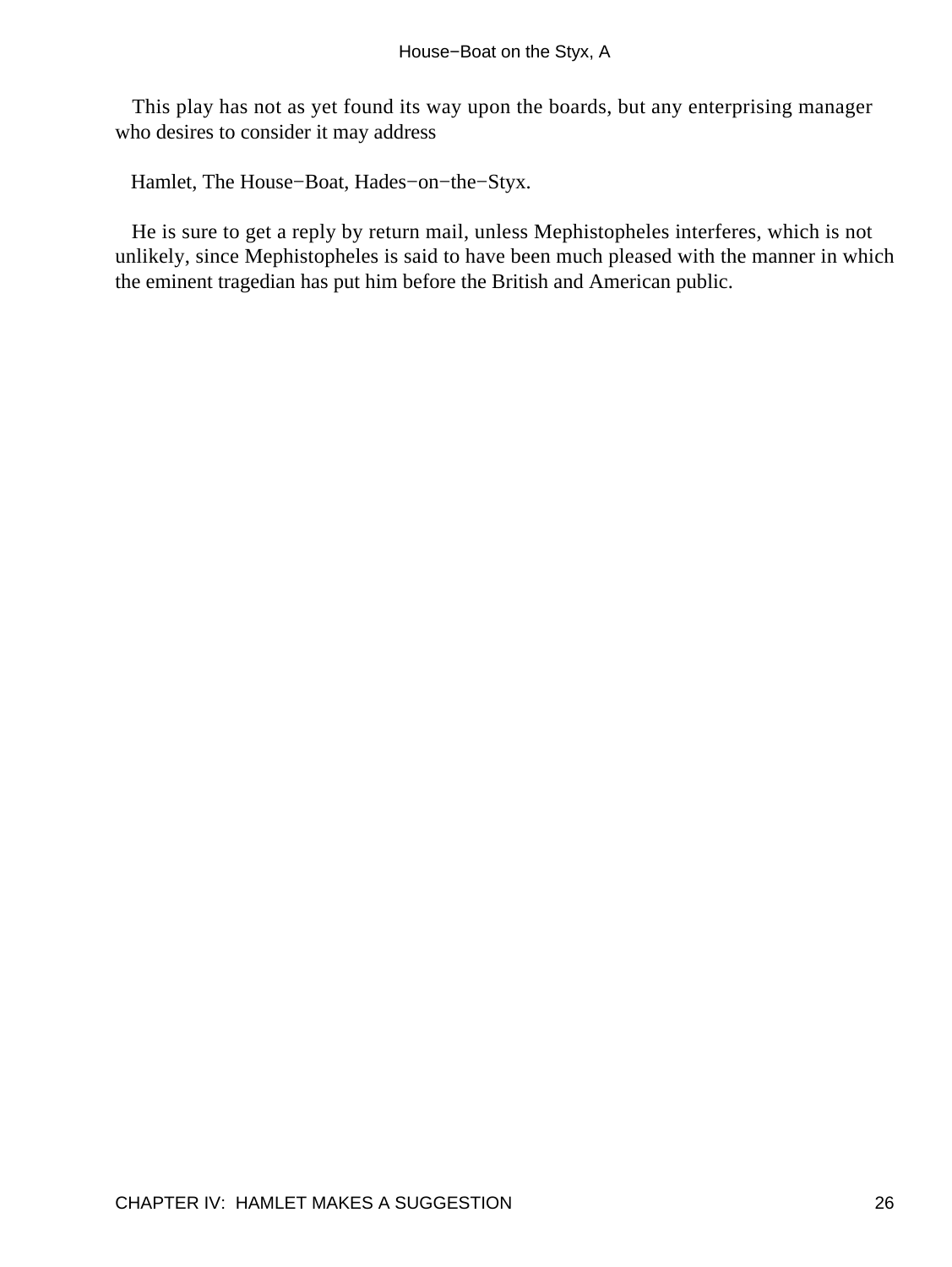This play has not as yet found its way upon the boards, but any enterprising manager who desires to consider it may address

Hamlet, The House−Boat, Hades−on−the−Styx.

He is sure to get a reply by return mail, unless Mephistopheles interferes, which is not unlikely, since Mephistopheles is said to have been much pleased with the manner in which the eminent tragedian has put him before the British and American public.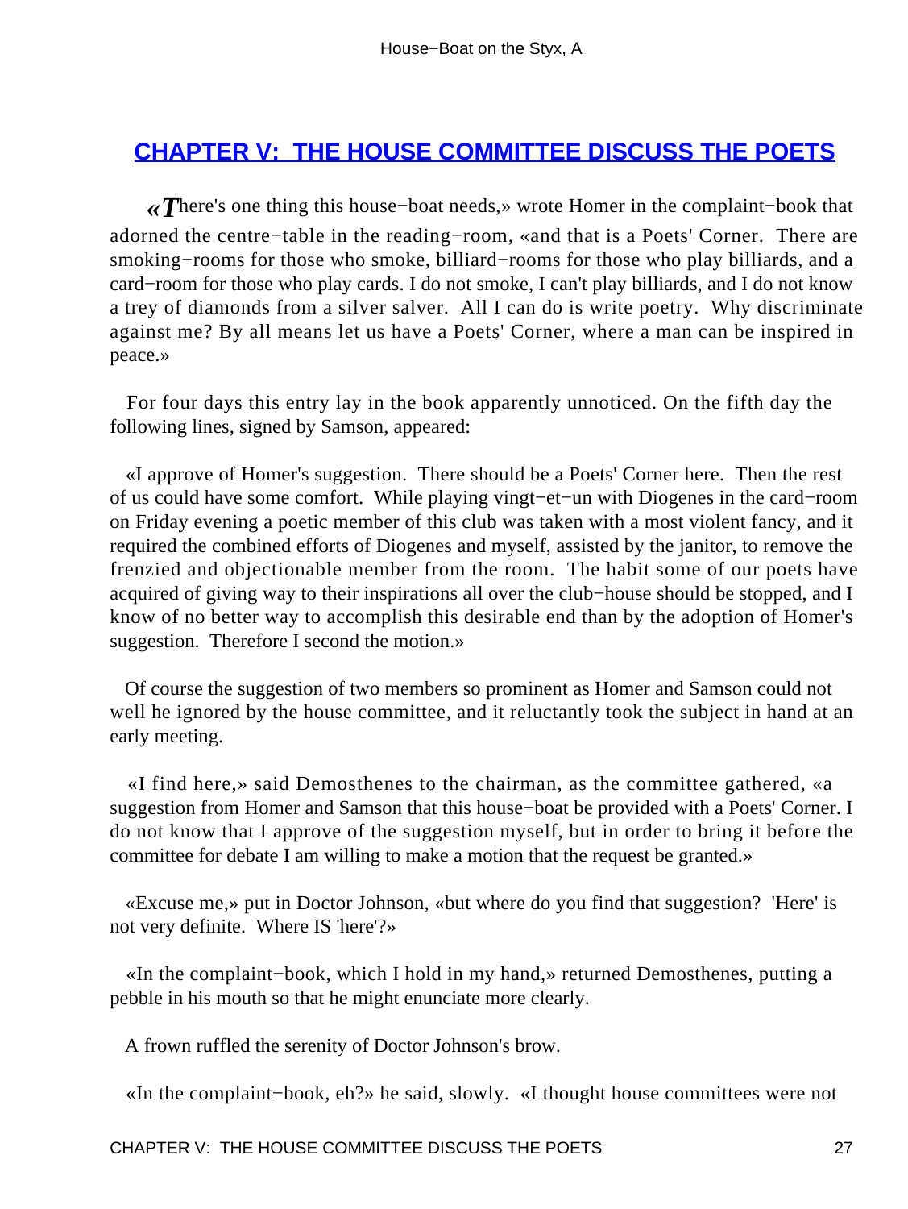## CHAPTER V: THE HOUSE COMMITTEE DISCUSS THE POETS

«There's one thing this house−boat needs,» wrote Homer in the complaint−book that adorned the centre−table in the reading−room, «and that is a Poets' Corner. There are smoking−rooms for those who smoke, billiard−rooms for those who play billiards, and a card−room for those who play cards. I do not smoke, I can't play billiards, and I do not know a trey of diamonds from a silver salver. All I can do is write poetry. Why discriminate against me? By all means let us have a Poets' Corner, where a man can be inspired in peace.»

For four days this entry lay in the book apparently unnoticed. On the fifth day the following lines, signed by Samson, appeared:

«I approve of Homer's suggestion. There should be a Poets' Corner here. Then the rest of us could have some comfort. While playing vingt−et−un with Diogenes in the card−room on Friday evening a poetic member of this club was taken with a most violent fancy, and it required the combined efforts of Diogenes and myself, assisted by the janitor, to remove the frenzied and objectionable member from the room. The habit some of our poets have acquired of giving way to their inspirations all over the club−house should be stopped, and I know of no better way to accomplish this desirable end than by the adoption of Homer's suggestion. Therefore I second the motion.»

Of course the suggestion of two members so prominent as Homer and Samson could not well he ignored by the house committee, and it reluctantly took the subject in hand at an early meeting.

«I find here,» said Demosthenes to the chairman, as the committee gathered, «a suggestion from Homer and Samson that this house−boat be provided with a Poets' Corner. I do not know that I approve of the suggestion myself, but in order to bring it before the committee for debate I am willing to make a motion that the request be granted.»

«Excuse me,» put in Doctor Johnson, «but where do you find that suggestion? 'Here' is not very definite. Where IS 'here'?»

«In the complaint−book, which I hold in my hand,» returned Demosthenes, putting a pebble in his mouth so that he might enunciate more clearly.

A frown ruffled the serenity of Doctor Johnson's brow.

«In the complaint−book, eh?» he said, slowly. «I thought house committees were not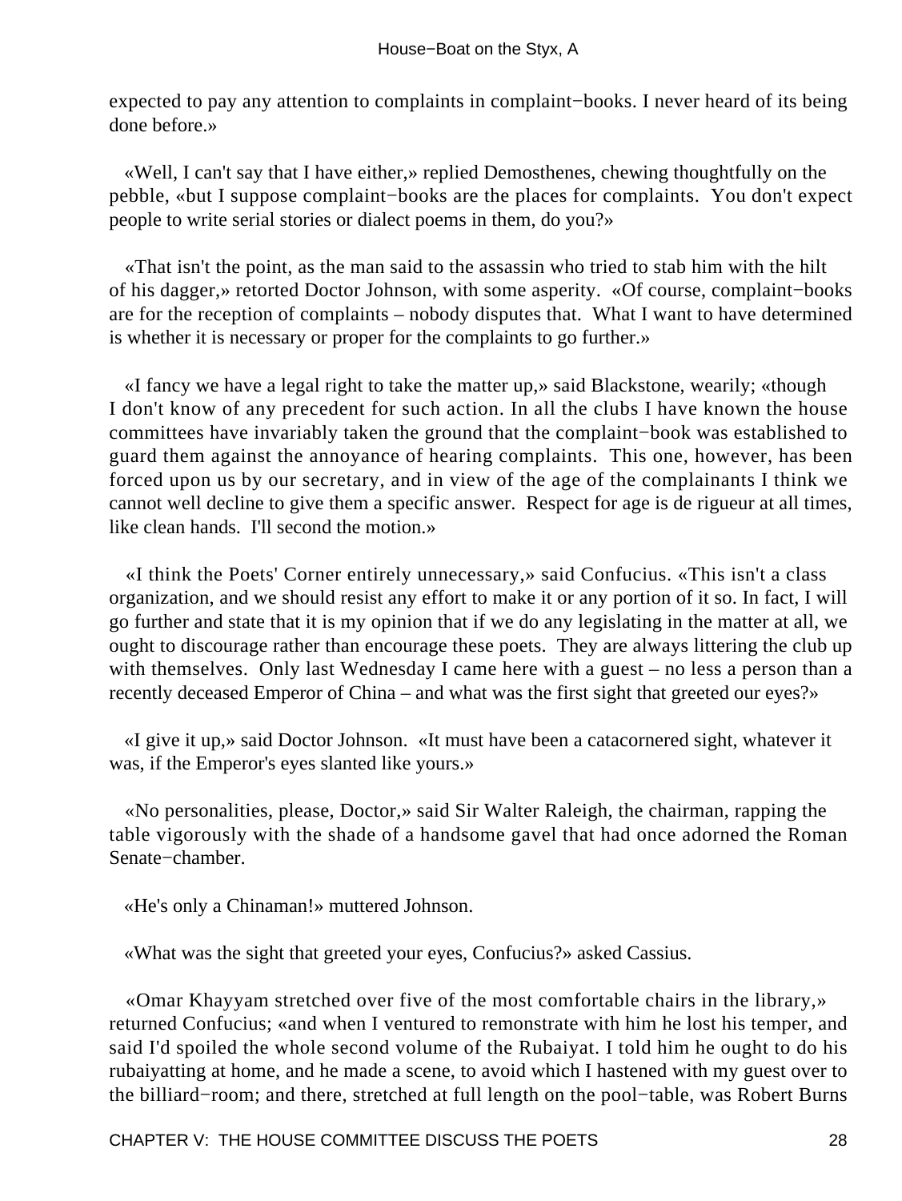expected to pay any attention to complaints in complaint−books. I never heard of its being done before.»

«Well, I can't say that I have either,» replied Demosthenes, chewing thoughtfully on the pebble, «but I suppose complaint−books are the places for complaints. You don't expect people to write serial stories or dialect poems in them, do you?»

«That isn't the point, as the man said to the assassin who tried to stab him with the hilt of his dagger,» retorted Doctor Johnson, with some asperity. «Of course, complaint−books are for the reception of complaints – nobody disputes that. What I want to have determined is whether it is necessary or proper for the complaints to go further.»

«I fancy we have a legal right to take the matter up,» said Blackstone, wearily; «though I don't know of any precedent for such action. In all the clubs I have known the house committees have invariably taken the ground that the complaint−book was established to guard them against the annoyance of hearing complaints. This one, however, has been forced upon us by our secretary, and in view of the age of the complainants I think we cannot well decline to give them a specific answer. Respect for age is de rigueur at all times, like clean hands. I'll second the motion.»

«I think the Poets' Corner entirely unnecessary,» said Confucius. «This isn't a class organization, and we should resist any effort to make it or any portion of it so. In fact, I will go further and state that it is my opinion that if we do any legislating in the matter at all, we ought to discourage rather than encourage these poets. They are always littering the club up with themselves. Only last Wednesday I came here with a guest – no less a person than a recently deceased Emperor of China – and what was the first sight that greeted our eyes?»

«I give it up,» said Doctor Johnson. «It must have been a catacornered sight, whatever it was, if the Emperor's eyes slanted like yours.»

«No personalities, please, Doctor,» said Sir Walter Raleigh, the chairman, rapping the table vigorously with the shade of a handsome gavel that had once adorned the Roman Senate−chamber.

«He's only a Chinaman!» muttered Johnson.

«What was the sight that greeted your eyes, Confucius?» asked Cassius.

«Omar Khayyam stretched over five of the most comfortable chairs in the library,» returned Confucius; «and when I ventured to remonstrate with him he lost his temper, and said I'd spoiled the whole second volume of the Rubaiyat. I told him he ought to do his rubaiyatting at home, and he made a scene, to avoid which I hastened with my guest over to the billiard−room; and there, stretched at full length on the pool−table, was Robert Burns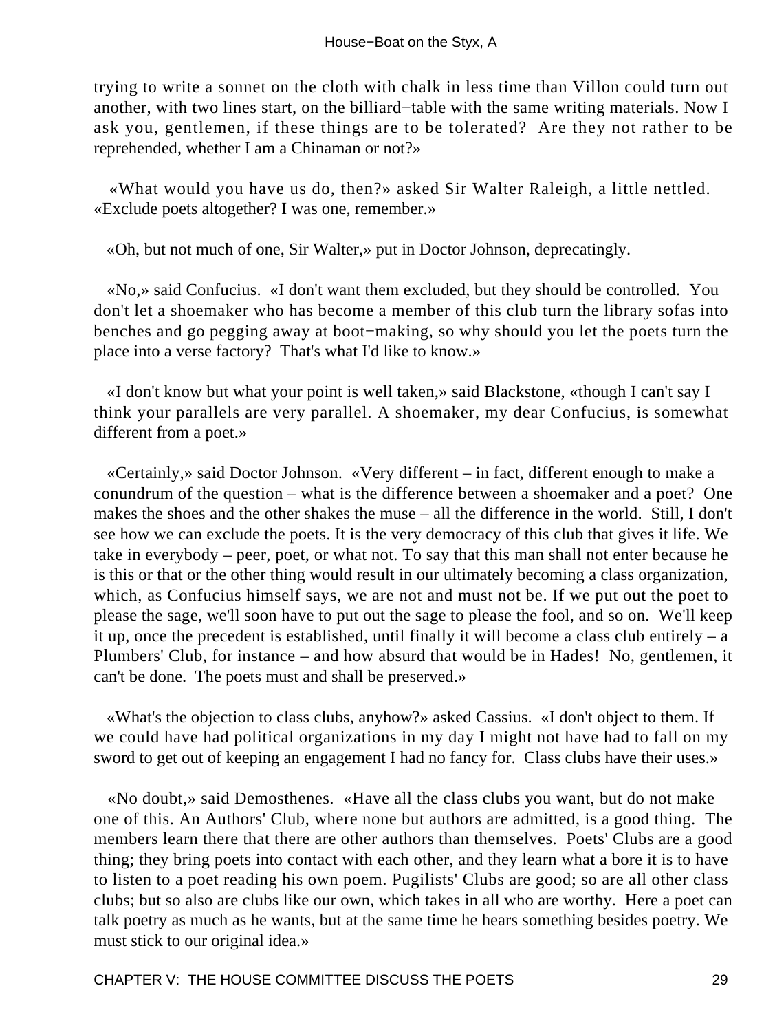trying to write a sonnet on the cloth with chalk in less time than Villon could turn out another, with two lines start, on the billiard−table with the same writing materials. Now I ask you, gentlemen, if these things are to be tolerated? Are they not rather to be reprehended, whether I am a Chinaman or not?»

«What would you have us do, then?» asked Sir Walter Raleigh, a little nettled. «Exclude poets altogether? I was one, remember.»

«Oh, but not much of one, Sir Walter,» put in Doctor Johnson, deprecatingly.

«No,» said Confucius. «I don't want them excluded, but they should be controlled. You don't let a shoemaker who has become a member of this club turn the library sofas into benches and go pegging away at boot−making, so why should you let the poets turn the place into a verse factory? That's what I'd like to know.»

«I don't know but what your point is well taken,» said Blackstone, «though I can't say I think your parallels are very parallel. A shoemaker, my dear Confucius, is somewhat different from a poet.»

«Certainly,» said Doctor Johnson. «Very different – in fact, different enough to make a conundrum of the question – what is the difference between a shoemaker and a poet? One makes the shoes and the other shakes the muse – all the difference in the world. Still, I don't see how we can exclude the poets. It is the very democracy of this club that gives it life. We take in everybody – peer, poet, or what not. To say that this man shall not enter because he is this or that or the other thing would result in our ultimately becoming a class organization, which, as Confucius himself says, we are not and must not be. If we put out the poet to please the sage, we'll soon have to put out the sage to please the fool, and so on. We'll keep it up, once the precedent is established, until finally it will become a class club entirely – a Plumbers' Club, for instance – and how absurd that would be in Hades! No, gentlemen, it can't be done. The poets must and shall be preserved.»

«What's the objection to class clubs, anyhow?» asked Cassius. «I don't object to them. If we could have had political organizations in my day I might not have had to fall on my sword to get out of keeping an engagement I had no fancy for. Class clubs have their uses.»

«No doubt,» said Demosthenes. «Have all the class clubs you want, but do not make one of this. An Authors' Club, where none but authors are admitted, is a good thing. The members learn there that there are other authors than themselves. Poets' Clubs are a good thing; they bring poets into contact with each other, and they learn what a bore it is to have to listen to a poet reading his own poem. Pugilists' Clubs are good; so are all other class clubs; but so also are clubs like our own, which takes in all who are worthy. Here a poet can talk poetry as much as he wants, but at the same time he hears something besides poetry. We must stick to our original idea.»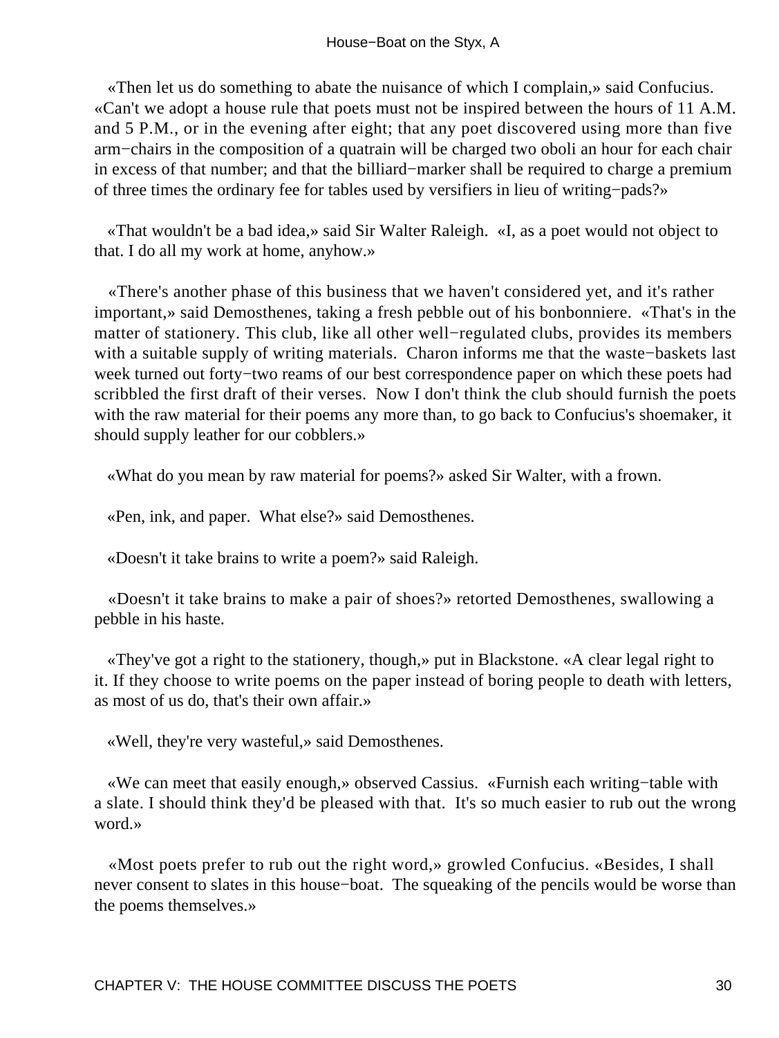«Then let us do something to abate the nuisance of which I complain,» said Confucius. «Can't we adopt a house rule that poets must not be inspired between the hours of 11 A.M. and 5 P.M., or in the evening after eight; that any poet discovered using more than five arm−chairs in the composition of a quatrain will be charged two oboli an hour for each chair in excess of that number; and that the billiard−marker shall be required to charge a premium of three times the ordinary fee for tables used by versifiers in lieu of writing−pads?»

«That wouldn't be a bad idea,» said Sir Walter Raleigh. «I, as a poet would not object to that. I do all my work at home, anyhow.»

«There's another phase of this business that we haven't considered yet, and it's rather important,» said Demosthenes, taking a fresh pebble out of his bonbonniere. «That's in the matter of stationery. This club, like all other well−regulated clubs, provides its members with a suitable supply of writing materials. Charon informs me that the waste−baskets last week turned out forty−two reams of our best correspondence paper on which these poets had scribbled the first draft of their verses. Now I don't think the club should furnish the poets with the raw material for their poems any more than, to go back to Confucius's shoemaker, it should supply leather for our cobblers.»

«What do you mean by raw material for poems?» asked Sir Walter, with a frown.

«Pen, ink, and paper. What else?» said Demosthenes.

«Doesn't it take brains to write a poem?» said Raleigh.

«Doesn't it take brains to make a pair of shoes?» retorted Demosthenes, swallowing a pebble in his haste.

«They've got a right to the stationery, though,» put in Blackstone. «A clear legal right to it. If they choose to write poems on the paper instead of boring people to death with letters, as most of us do, that's their own affair.»

«Well, they're very wasteful,» said Demosthenes.

«We can meet that easily enough,» observed Cassius. «Furnish each writing−table with a slate. I should think they'd be pleased with that. It's so much easier to rub out the wrong word.»

«Most poets prefer to rub out the right word,» growled Confucius. «Besides, I shall never consent to slates in this house−boat. The squeaking of the pencils would be worse than the poems themselves.»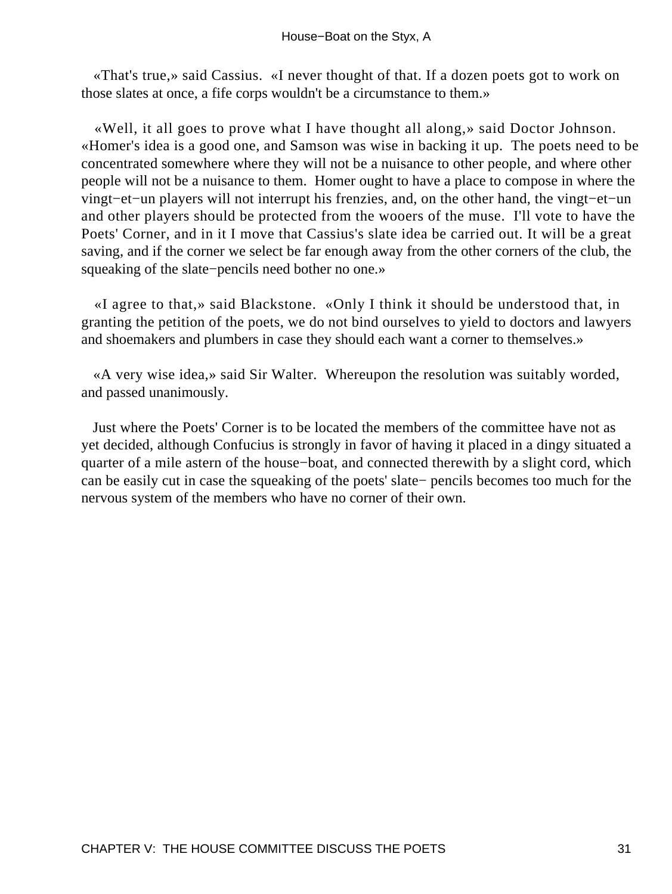«That's true,» said Cassius. «I never thought of that. If a dozen poets got to work on those slates at once, a fife corps wouldn't be a circumstance to them.»

«Well, it all goes to prove what I have thought all along,» said Doctor Johnson. «Homer's idea is a good one, and Samson was wise in backing it up. The poets need to be concentrated somewhere where they will not be a nuisance to other people, and where other people will not be a nuisance to them. Homer ought to have a place to compose in where the vingt−et−un players will not interrupt his frenzies, and, on the other hand, the vingt−et−un and other players should be protected from the wooers of the muse. I'll vote to have the Poets' Corner, and in it I move that Cassius's slate idea be carried out. It will be a great saving, and if the corner we select be far enough away from the other corners of the club, the squeaking of the slate−pencils need bother no one.»

«I agree to that,» said Blackstone. «Only I think it should be understood that, in granting the petition of the poets, we do not bind ourselves to yield to doctors and lawyers and shoemakers and plumbers in case they should each want a corner to themselves.»

«A very wise idea,» said Sir Walter. Whereupon the resolution was suitably worded, and passed unanimously.

Just where the Poets' Corner is to be located the members of the committee have not as yet decided, although Confucius is strongly in favor of having it placed in a dingy situated a quarter of a mile astern of the house−boat, and connected therewith by a slight cord, which can be easily cut in case the squeaking of the poets' slate− pencils becomes too much for the nervous system of the members who have no corner of their own.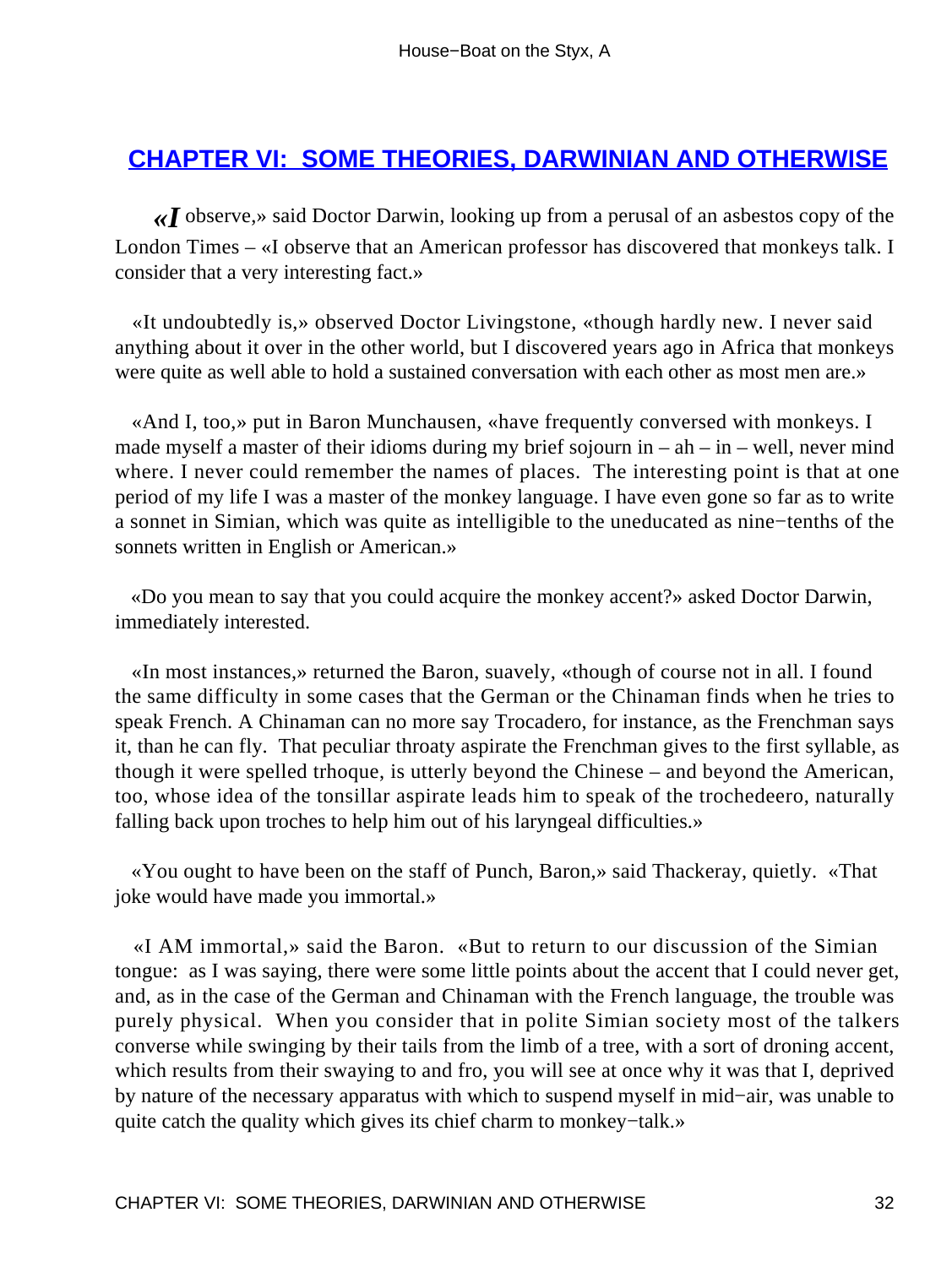## CHAPTER VI: SOME THEORIES, DARWINIAN AND OTHERWISE

«I observe,» said Doctor Darwin, looking up from a perusal of an asbestos copy of the London Times – «I observe that an American professor has discovered that monkeys talk. I consider that a very interesting fact.»

«It undoubtedly is,» observed Doctor Livingstone, «though hardly new. I never said anything about it over in the other world, but I discovered years ago in Africa that monkeys were quite as well able to hold a sustained conversation with each other as most men are.»

«And I, too,» put in Baron Munchausen, «have frequently conversed with monkeys. I made myself a master of their idioms during my brief sojourn in – ah – in – well, never mind where. I never could remember the names of places. The interesting point is that at one period of my life I was a master of the monkey language. I have even gone so far as to write a sonnet in Simian, which was quite as intelligible to the uneducated as nine−tenths of the sonnets written in English or American.»

«Do you mean to say that you could acquire the monkey accent?» asked Doctor Darwin, immediately interested.

«In most instances,» returned the Baron, suavely, «though of course not in all. I found the same difficulty in some cases that the German or the Chinaman finds when he tries to speak French. A Chinaman can no more say Trocadero, for instance, as the Frenchman says it, than he can fly. That peculiar throaty aspirate the Frenchman gives to the first syllable, as though it were spelled trhoque, is utterly beyond the Chinese – and beyond the American, too, whose idea of the tonsillar aspirate leads him to speak of the trochedeero, naturally falling back upon troches to help him out of his laryngeal difficulties.»

«You ought to have been on the staff of Punch, Baron,» said Thackeray, quietly. «That joke would have made you immortal.»

«I AM immortal,» said the Baron. «But to return to our discussion of the Simian tongue: as I was saying, there were some little points about the accent that I could never get, and, as in the case of the German and Chinaman with the French language, the trouble was purely physical. When you consider that in polite Simian society most of the talkers converse while swinging by their tails from the limb of a tree, with a sort of droning accent, which results from their swaying to and fro, you will see at once why it was that I, deprived by nature of the necessary apparatus with which to suspend myself in mid−air, was unable to quite catch the quality which gives its chief charm to monkey−talk.»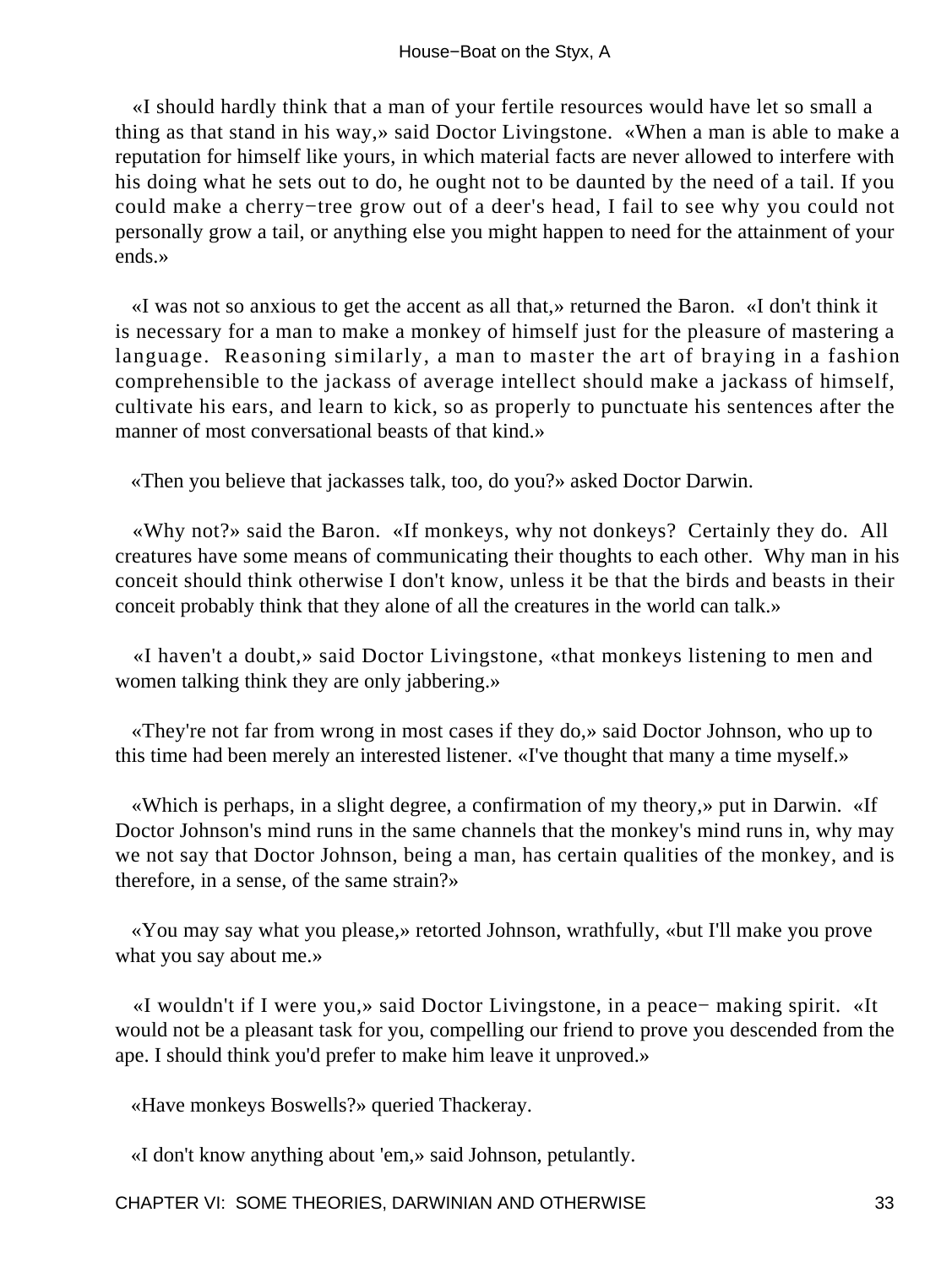«I should hardly think that a man of your fertile resources would have let so small a thing as that stand in his way,» said Doctor Livingstone. «When a man is able to make a reputation for himself like yours, in which material facts are never allowed to interfere with his doing what he sets out to do, he ought not to be daunted by the need of a tail. If you could make a cherry−tree grow out of a deer's head, I fail to see why you could not personally grow a tail, or anything else you might happen to need for the attainment of your ends.»

«I was not so anxious to get the accent as all that,» returned the Baron. «I don't think it is necessary for a man to make a monkey of himself just for the pleasure of mastering a language. Reasoning similarly, a man to master the art of braying in a fashion comprehensible to the jackass of average intellect should make a jackass of himself, cultivate his ears, and learn to kick, so as properly to punctuate his sentences after the manner of most conversational beasts of that kind.»

«Then you believe that jackasses talk, too, do you?» asked Doctor Darwin.

«Why not?» said the Baron. «If monkeys, why not donkeys? Certainly they do. All creatures have some means of communicating their thoughts to each other. Why man in his conceit should think otherwise I don't know, unless it be that the birds and beasts in their conceit probably think that they alone of all the creatures in the world can talk.»

«I haven't a doubt,» said Doctor Livingstone, «that monkeys listening to men and women talking think they are only jabbering.»

«They're not far from wrong in most cases if they do,» said Doctor Johnson, who up to this time had been merely an interested listener. «I've thought that many a time myself.»

«Which is perhaps, in a slight degree, a confirmation of my theory,» put in Darwin. «If Doctor Johnson's mind runs in the same channels that the monkey's mind runs in, why may we not say that Doctor Johnson, being a man, has certain qualities of the monkey, and is therefore, in a sense, of the same strain?»

«You may say what you please,» retorted Johnson, wrathfully, «but I'll make you prove what you say about me.»

«I wouldn't if I were you,» said Doctor Livingstone, in a peace− making spirit. «It would not be a pleasant task for you, compelling our friend to prove you descended from the ape. I should think you'd prefer to make him leave it unproved.»

«Have monkeys Boswells?» queried Thackeray.

«I don't know anything about 'em,» said Johnson, petulantly.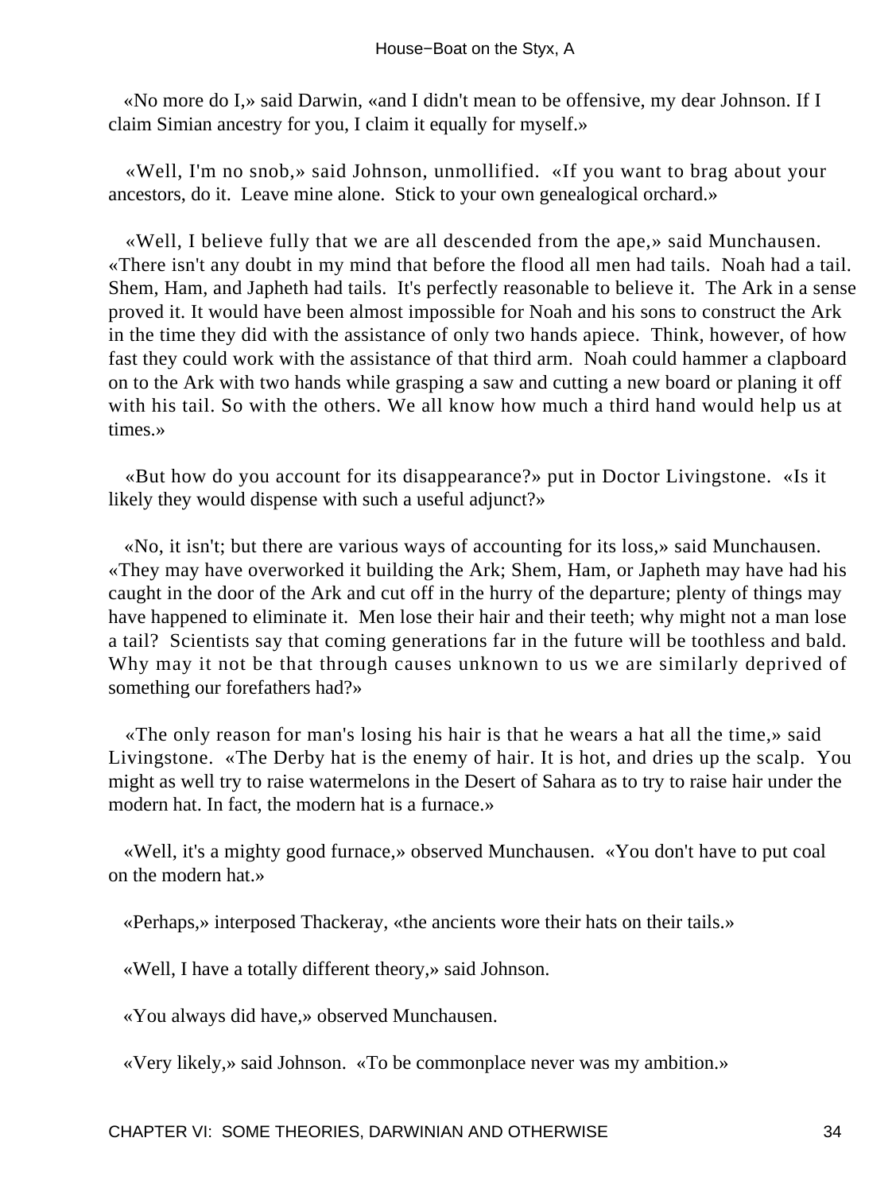«No more do I,» said Darwin, «and I didn't mean to be offensive, my dear Johnson. If I claim Simian ancestry for you, I claim it equally for myself.»

«Well, I'm no snob,» said Johnson, unmollified. «If you want to brag about your ancestors, do it. Leave mine alone. Stick to your own genealogical orchard.»

«Well, I believe fully that we are all descended from the ape,» said Munchausen. «There isn't any doubt in my mind that before the flood all men had tails. Noah had a tail. Shem, Ham, and Japheth had tails. It's perfectly reasonable to believe it. The Ark in a sense proved it. It would have been almost impossible for Noah and his sons to construct the Ark in the time they did with the assistance of only two hands apiece. Think, however, of how fast they could work with the assistance of that third arm. Noah could hammer a clapboard on to the Ark with two hands while grasping a saw and cutting a new board or planing it off with his tail. So with the others. We all know how much a third hand would help us at times.»

«But how do you account for its disappearance?» put in Doctor Livingstone. «Is it likely they would dispense with such a useful adjunct?»

«No, it isn't; but there are various ways of accounting for its loss,» said Munchausen. «They may have overworked it building the Ark; Shem, Ham, or Japheth may have had his caught in the door of the Ark and cut off in the hurry of the departure; plenty of things may have happened to eliminate it. Men lose their hair and their teeth; why might not a man lose a tail? Scientists say that coming generations far in the future will be toothless and bald. Why may it not be that through causes unknown to us we are similarly deprived of something our forefathers had?»

«The only reason for man's losing his hair is that he wears a hat all the time,» said Livingstone. «The Derby hat is the enemy of hair. It is hot, and dries up the scalp. You might as well try to raise watermelons in the Desert of Sahara as to try to raise hair under the modern hat. In fact, the modern hat is a furnace.»

«Well, it's a mighty good furnace,» observed Munchausen. «You don't have to put coal on the modern hat.»

«Perhaps,» interposed Thackeray, «the ancients wore their hats on their tails.»

«Well, I have a totally different theory,» said Johnson.

«You always did have,» observed Munchausen.

«Very likely,» said Johnson. «To be commonplace never was my ambition.»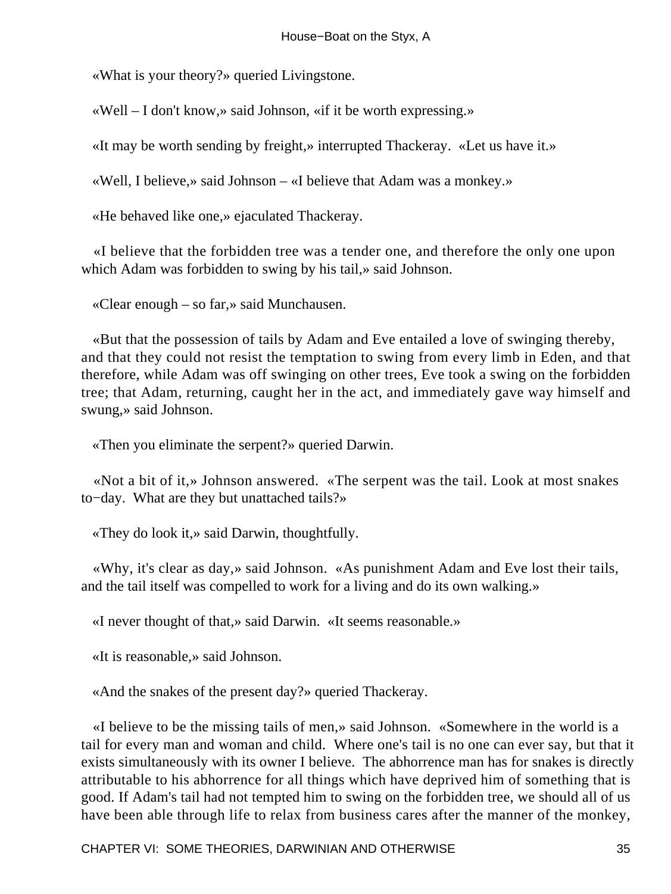«What is your theory?» queried Livingstone.

«Well – I don't know,» said Johnson, «if it be worth expressing.»

«It may be worth sending by freight,» interrupted Thackeray. «Let us have it.»

«Well, I believe,» said Johnson – «I believe that Adam was a monkey.»

«He behaved like one,» ejaculated Thackeray.

«I believe that the forbidden tree was a tender one, and therefore the only one upon which Adam was forbidden to swing by his tail,» said Johnson.

«Clear enough – so far,» said Munchausen.

«But that the possession of tails by Adam and Eve entailed a love of swinging thereby, and that they could not resist the temptation to swing from every limb in Eden, and that therefore, while Adam was off swinging on other trees, Eve took a swing on the forbidden tree; that Adam, returning, caught her in the act, and immediately gave way himself and swung,» said Johnson.

«Then you eliminate the serpent?» queried Darwin.

«Not a bit of it,» Johnson answered. «The serpent was the tail. Look at most snakes to−day. What are they but unattached tails?»

«They do look it,» said Darwin, thoughtfully.

«Why, it's clear as day,» said Johnson. «As punishment Adam and Eve lost their tails, and the tail itself was compelled to work for a living and do its own walking.»

«I never thought of that,» said Darwin. «It seems reasonable.»

«It is reasonable,» said Johnson.

«And the snakes of the present day?» queried Thackeray.

«I believe to be the missing tails of men,» said Johnson. «Somewhere in the world is a tail for every man and woman and child. Where one's tail is no one can ever say, but that it exists simultaneously with its owner I believe. The abhorrence man has for snakes is directly attributable to his abhorrence for all things which have deprived him of something that is good. If Adam's tail had not tempted him to swing on the forbidden tree, we should all of us have been able through life to relax from business cares after the manner of the monkey,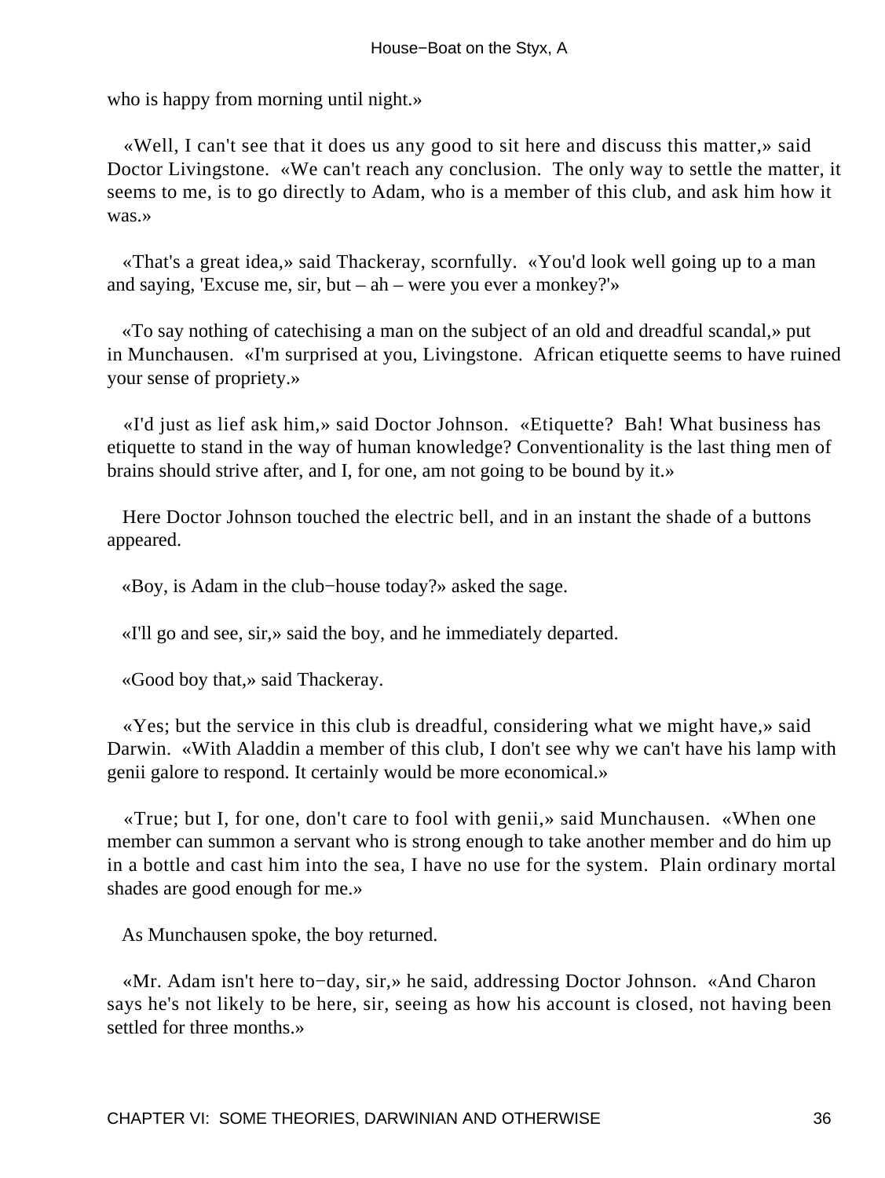who is happy from morning until night.»

«Well, I can't see that it does us any good to sit here and discuss this matter,» said Doctor Livingstone. «We can't reach any conclusion. The only way to settle the matter, it seems to me, is to go directly to Adam, who is a member of this club, and ask him how it was.»

«That's a great idea,» said Thackeray, scornfully. «You'd look well going up to a man and saying, 'Excuse me, sir, but – ah – were you ever a monkey?'»

«To say nothing of catechising a man on the subject of an old and dreadful scandal,» put in Munchausen. «I'm surprised at you, Livingstone. African etiquette seems to have ruined your sense of propriety.»

«I'd just as lief ask him,» said Doctor Johnson. «Etiquette? Bah! What business has etiquette to stand in the way of human knowledge? Conventionality is the last thing men of brains should strive after, and I, for one, am not going to be bound by it.»

Here Doctor Johnson touched the electric bell, and in an instant the shade of a buttons appeared.

«Boy, is Adam in the club−house today?» asked the sage.

«I'll go and see, sir,» said the boy, and he immediately departed.

«Good boy that,» said Thackeray.

«Yes; but the service in this club is dreadful, considering what we might have,» said Darwin. «With Aladdin a member of this club, I don't see why we can't have his lamp with genii galore to respond. It certainly would be more economical.»

«True; but I, for one, don't care to fool with genii,» said Munchausen. «When one member can summon a servant who is strong enough to take another member and do him up in a bottle and cast him into the sea, I have no use for the system. Plain ordinary mortal shades are good enough for me.»

As Munchausen spoke, the boy returned.

«Mr. Adam isn't here to−day, sir,» he said, addressing Doctor Johnson. «And Charon says he's not likely to be here, sir, seeing as how his account is closed, not having been settled for three months.»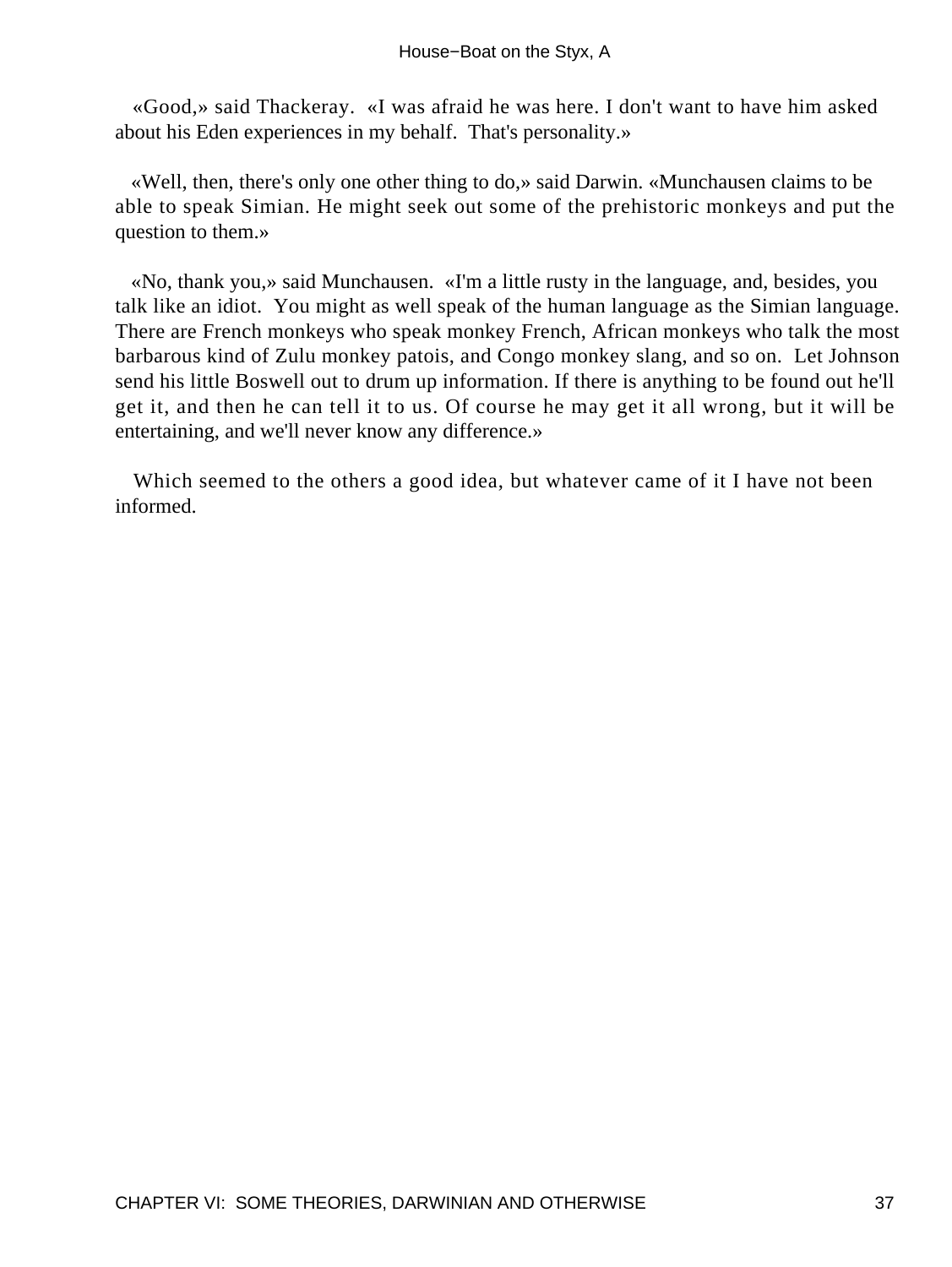«Good,» said Thackeray. «I was afraid he was here. I don't want to have him asked about his Eden experiences in my behalf. That's personality.»

«Well, then, there's only one other thing to do,» said Darwin. «Munchausen claims to be able to speak Simian. He might seek out some of the prehistoric monkeys and put the question to them.»

«No, thank you,» said Munchausen. «I'm a little rusty in the language, and, besides, you talk like an idiot. You might as well speak of the human language as the Simian language. There are French monkeys who speak monkey French, African monkeys who talk the most barbarous kind of Zulu monkey patois, and Congo monkey slang, and so on. Let Johnson send his little Boswell out to drum up information. If there is anything to be found out he'll get it, and then he can tell it to us. Of course he may get it all wrong, but it will be entertaining, and we'll never know any difference.»

Which seemed to the others a good idea, but whatever came of it I have not been informed.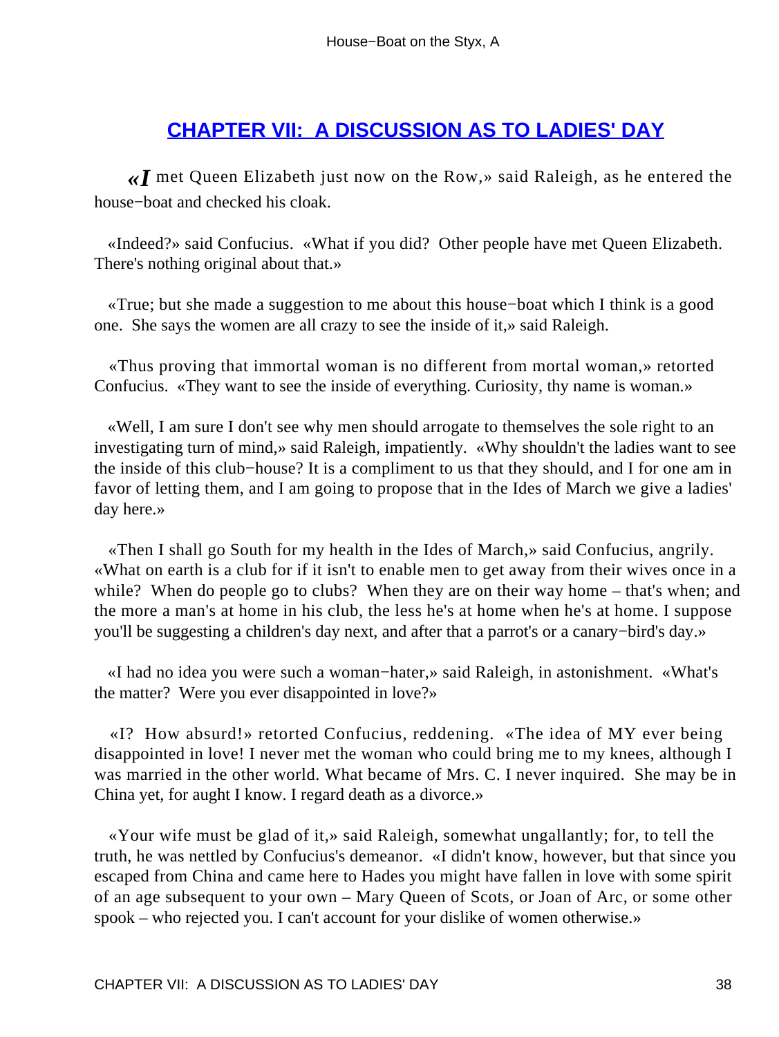## CHAPTER VII: A DISCUSSION AS TO LADIES' DAY

«*I* met Queen Elizabeth just now on the Row,» said Raleigh, as he entered the house−boat and checked his cloak.

«Indeed?» said Confucius. «What if you did? Other people have met Queen Elizabeth. There's nothing original about that.»

«True; but she made a suggestion to me about this house−boat which I think is a good one. She says the women are all crazy to see the inside of it,» said Raleigh.

«Thus proving that immortal woman is no different from mortal woman,» retorted Confucius. «They want to see the inside of everything. Curiosity, thy name is woman.»

«Well, I am sure I don't see why men should arrogate to themselves the sole right to an investigating turn of mind,» said Raleigh, impatiently. «Why shouldn't the ladies want to see the inside of this club−house? It is a compliment to us that they should, and I for one am in favor of letting them, and I am going to propose that in the Ides of March we give a ladies' day here.»

«Then I shall go South for my health in the Ides of March,» said Confucius, angrily. «What on earth is a club for if it isn't to enable men to get away from their wives once in a while? When do people go to clubs? When they are on their way home – that's when; and the more a man's at home in his club, the less he's at home when he's at home. I suppose you'll be suggesting a children's day next, and after that a parrot's or a canary−bird's day.»

«I had no idea you were such a woman−hater,» said Raleigh, in astonishment. «What's the matter? Were you ever disappointed in love?»

«I? How absurd!» retorted Confucius, reddening. «The idea of MY ever being disappointed in love! I never met the woman who could bring me to my knees, although I was married in the other world. What became of Mrs. C. I never inquired. She may be in China yet, for aught I know. I regard death as a divorce.»

«Your wife must be glad of it,» said Raleigh, somewhat ungallantly; for, to tell the truth, he was nettled by Confucius's demeanor. «I didn't know, however, but that since you escaped from China and came here to Hades you might have fallen in love with some spirit of an age subsequent to your own – Mary Queen of Scots, or Joan of Arc, or some other spook – who rejected you. I can't account for your dislike of women otherwise.»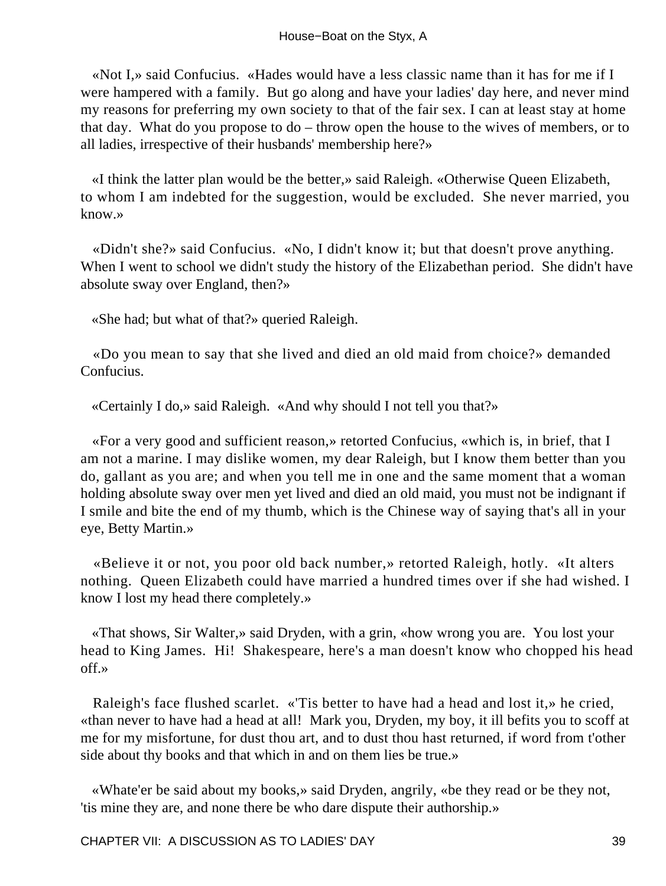«Not I,» said Confucius. «Hades would have a less classic name than it has for me if I were hampered with a family. But go along and have your ladies' day here, and never mind my reasons for preferring my own society to that of the fair sex. I can at least stay at home that day. What do you propose to do – throw open the house to the wives of members, or to all ladies, irrespective of their husbands' membership here?»

«I think the latter plan would be the better,» said Raleigh. «Otherwise Queen Elizabeth, to whom I am indebted for the suggestion, would be excluded. She never married, you know.»

«Didn't she?» said Confucius. «No, I didn't know it; but that doesn't prove anything. When I went to school we didn't study the history of the Elizabethan period. She didn't have absolute sway over England, then?»

«She had; but what of that?» queried Raleigh.

«Do you mean to say that she lived and died an old maid from choice?» demanded Confucius.

«Certainly I do,» said Raleigh. «And why should I not tell you that?»

«For a very good and sufficient reason,» retorted Confucius, «which is, in brief, that I am not a marine. I may dislike women, my dear Raleigh, but I know them better than you do, gallant as you are; and when you tell me in one and the same moment that a woman holding absolute sway over men yet lived and died an old maid, you must not be indignant if I smile and bite the end of my thumb, which is the Chinese way of saying that's all in your eye, Betty Martin.»

«Believe it or not, you poor old back number,» retorted Raleigh, hotly. «It alters nothing. Queen Elizabeth could have married a hundred times over if she had wished. I know I lost my head there completely.»

«That shows, Sir Walter,» said Dryden, with a grin, «how wrong you are. You lost your head to King James. Hi! Shakespeare, here's a man doesn't know who chopped his head off.»

Raleigh's face flushed scarlet. «'Tis better to have had a head and lost it,» he cried, «than never to have had a head at all! Mark you, Dryden, my boy, it ill befits you to scoff at me for my misfortune, for dust thou art, and to dust thou hast returned, if word from t'other side about thy books and that which in and on them lies be true.»

«Whate'er be said about my books,» said Dryden, angrily, «be they read or be they not, 'tis mine they are, and none there be who dare dispute their authorship.»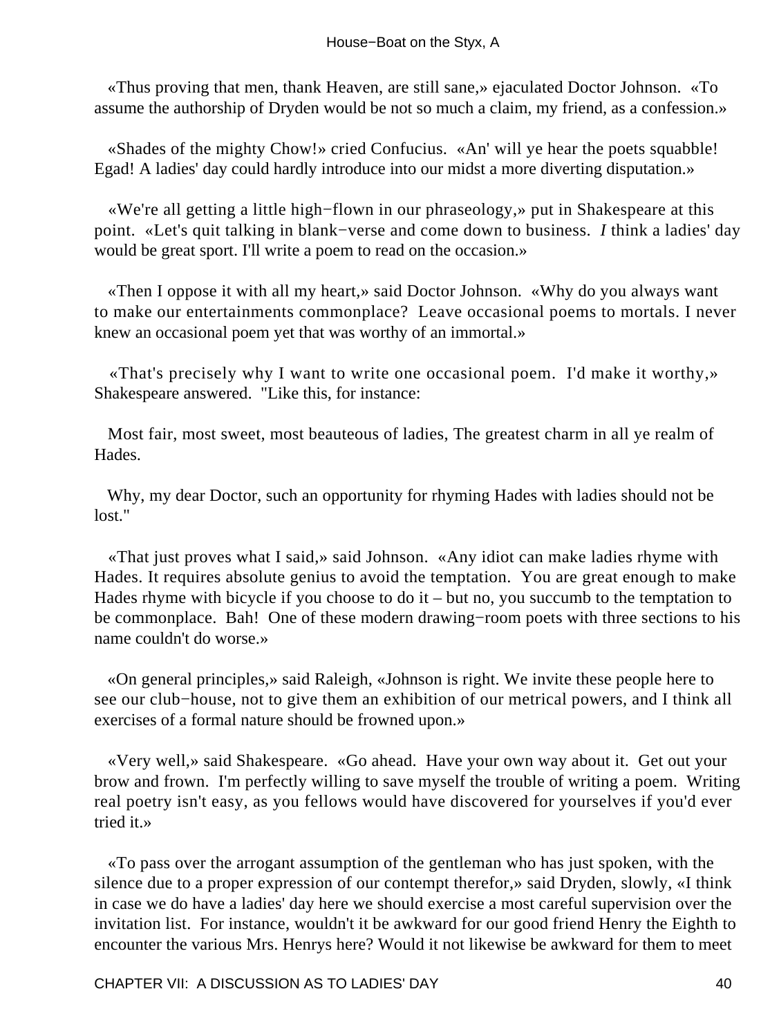«Thus proving that men, thank Heaven, are still sane,» ejaculated Doctor Johnson. «To assume the authorship of Dryden would be not so much a claim, my friend, as a confession.»

«Shades of the mighty Chow!» cried Confucius. «An' will ye hear the poets squabble! Egad! A ladies' day could hardly introduce into our midst a more diverting disputation.»

«We're all getting a little high−flown in our phraseology,» put in Shakespeare at this point. «Let's quit talking in blank−verse and come down to business. *I* think a ladies' day would be great sport. I'll write a poem to read on the occasion.»

«Then I oppose it with all my heart,» said Doctor Johnson. «Why do you always want to make our entertainments commonplace? Leave occasional poems to mortals. I never knew an occasional poem yet that was worthy of an immortal.»

«That's precisely why I want to write one occasional poem. I'd make it worthy,» Shakespeare answered. "Like this, for instance:

Most fair, most sweet, most beauteous of ladies, The greatest charm in all ye realm of Hades.

Why, my dear Doctor, such an opportunity for rhyming Hades with ladies should not be lost."

«That just proves what I said,» said Johnson. «Any idiot can make ladies rhyme with Hades. It requires absolute genius to avoid the temptation. You are great enough to make Hades rhyme with bicycle if you choose to do it – but no, you succumb to the temptation to be commonplace. Bah! One of these modern drawing−room poets with three sections to his name couldn't do worse.»

«On general principles,» said Raleigh, «Johnson is right. We invite these people here to see our club−house, not to give them an exhibition of our metrical powers, and I think all exercises of a formal nature should be frowned upon.»

«Very well,» said Shakespeare. «Go ahead. Have your own way about it. Get out your brow and frown. I'm perfectly willing to save myself the trouble of writing a poem. Writing real poetry isn't easy, as you fellows would have discovered for yourselves if you'd ever tried it.»

«To pass over the arrogant assumption of the gentleman who has just spoken, with the silence due to a proper expression of our contempt therefor,» said Dryden, slowly, «I think in case we do have a ladies' day here we should exercise a most careful supervision over the invitation list. For instance, wouldn't it be awkward for our good friend Henry the Eighth to encounter the various Mrs. Henrys here? Would it not likewise be awkward for them to meet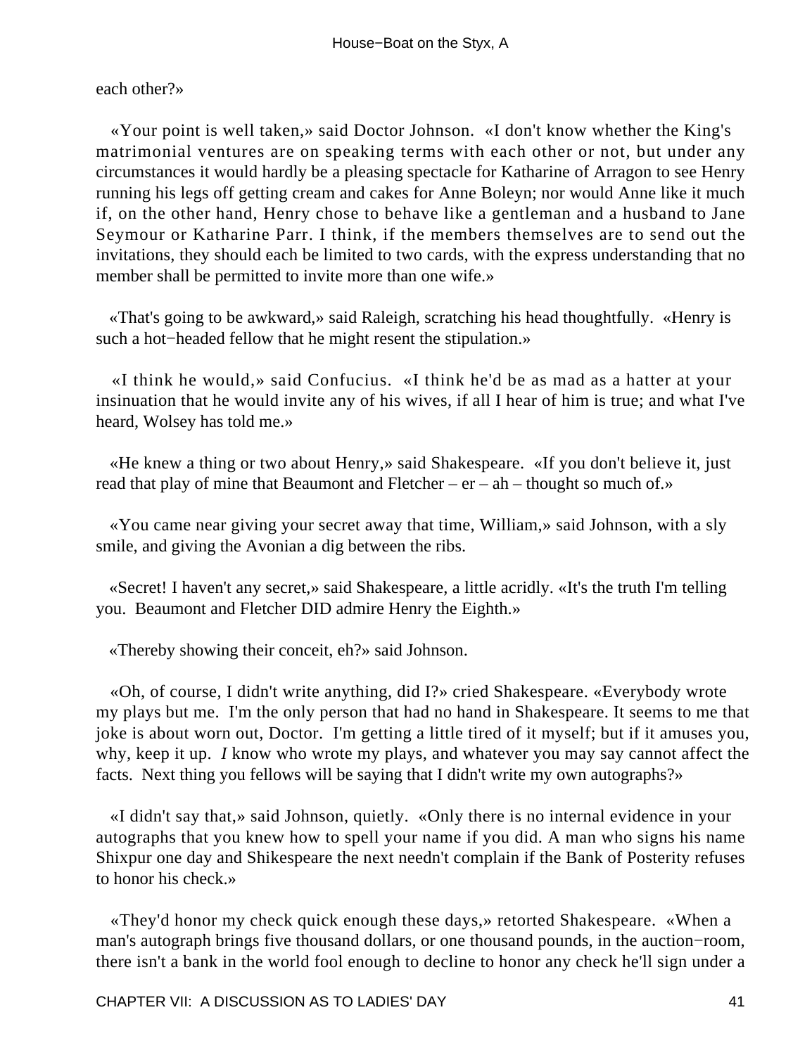each other?»

«Your point is well taken,» said Doctor Johnson. «I don't know whether the King's matrimonial ventures are on speaking terms with each other or not, but under any circumstances it would hardly be a pleasing spectacle for Katharine of Arragon to see Henry running his legs off getting cream and cakes for Anne Boleyn; nor would Anne like it much if, on the other hand, Henry chose to behave like a gentleman and a husband to Jane Seymour or Katharine Parr. I think, if the members themselves are to send out the invitations, they should each be limited to two cards, with the express understanding that no member shall be permitted to invite more than one wife.»

«That's going to be awkward,» said Raleigh, scratching his head thoughtfully. «Henry is such a hot−headed fellow that he might resent the stipulation.»

«I think he would,» said Confucius. «I think he'd be as mad as a hatter at your insinuation that he would invite any of his wives, if all I hear of him is true; and what I've heard, Wolsey has told me.»

«He knew a thing or two about Henry,» said Shakespeare. «If you don't believe it, just read that play of mine that Beaumont and Fletcher – er – ah – thought so much of.»

«You came near giving your secret away that time, William,» said Johnson, with a sly smile, and giving the Avonian a dig between the ribs.

«Secret! I haven't any secret,» said Shakespeare, a little acridly. «It's the truth I'm telling you. Beaumont and Fletcher DID admire Henry the Eighth.»

«Thereby showing their conceit, eh?» said Johnson.

«Oh, of course, I didn't write anything, did I?» cried Shakespeare. «Everybody wrote my plays but me. I'm the only person that had no hand in Shakespeare. It seems to me that joke is about worn out, Doctor. I'm getting a little tired of it myself; but if it amuses you, why, keep it up. *I* know who wrote my plays, and whatever you may say cannot affect the facts. Next thing you fellows will be saying that I didn't write my own autographs?»

«I didn't say that,» said Johnson, quietly. «Only there is no internal evidence in your autographs that you knew how to spell your name if you did. A man who signs his name Shixpur one day and Shikespeare the next needn't complain if the Bank of Posterity refuses to honor his check.»

«They'd honor my check quick enough these days,» retorted Shakespeare. «When a man's autograph brings five thousand dollars, or one thousand pounds, in the auction−room, there isn't a bank in the world fool enough to decline to honor any check he'll sign under a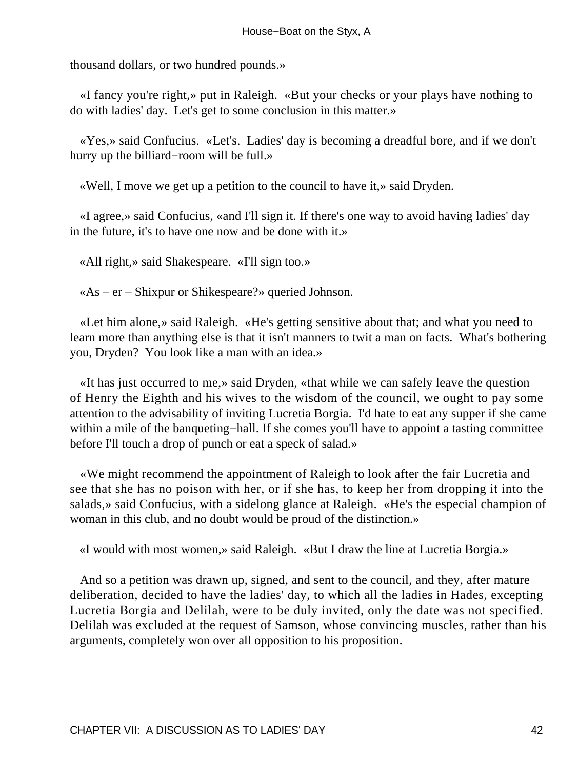thousand dollars, or two hundred pounds.»

«I fancy you're right,» put in Raleigh. «But your checks or your plays have nothing to do with ladies' day. Let's get to some conclusion in this matter.»

«Yes,» said Confucius. «Let's. Ladies' day is becoming a dreadful bore, and if we don't hurry up the billiard−room will be full.»

«Well, I move we get up a petition to the council to have it,» said Dryden.

«I agree,» said Confucius, «and I'll sign it. If there's one way to avoid having ladies' day in the future, it's to have one now and be done with it.»

«All right,» said Shakespeare. «I'll sign too.»

«As – er – Shixpur or Shikespeare?» queried Johnson.

«Let him alone,» said Raleigh. «He's getting sensitive about that; and what you need to learn more than anything else is that it isn't manners to twit a man on facts. What's bothering you, Dryden? You look like a man with an idea.»

«It has just occurred to me,» said Dryden, «that while we can safely leave the question of Henry the Eighth and his wives to the wisdom of the council, we ought to pay some attention to the advisability of inviting Lucretia Borgia. I'd hate to eat any supper if she came within a mile of the banqueting−hall. If she comes you'll have to appoint a tasting committee before I'll touch a drop of punch or eat a speck of salad.»

«We might recommend the appointment of Raleigh to look after the fair Lucretia and see that she has no poison with her, or if she has, to keep her from dropping it into the salads,» said Confucius, with a sidelong glance at Raleigh. «He's the especial champion of woman in this club, and no doubt would be proud of the distinction.»

«I would with most women,» said Raleigh. «But I draw the line at Lucretia Borgia.»

And so a petition was drawn up, signed, and sent to the council, and they, after mature deliberation, decided to have the ladies' day, to which all the ladies in Hades, excepting Lucretia Borgia and Delilah, were to be duly invited, only the date was not specified. Delilah was excluded at the request of Samson, whose convincing muscles, rather than his arguments, completely won over all opposition to his proposition.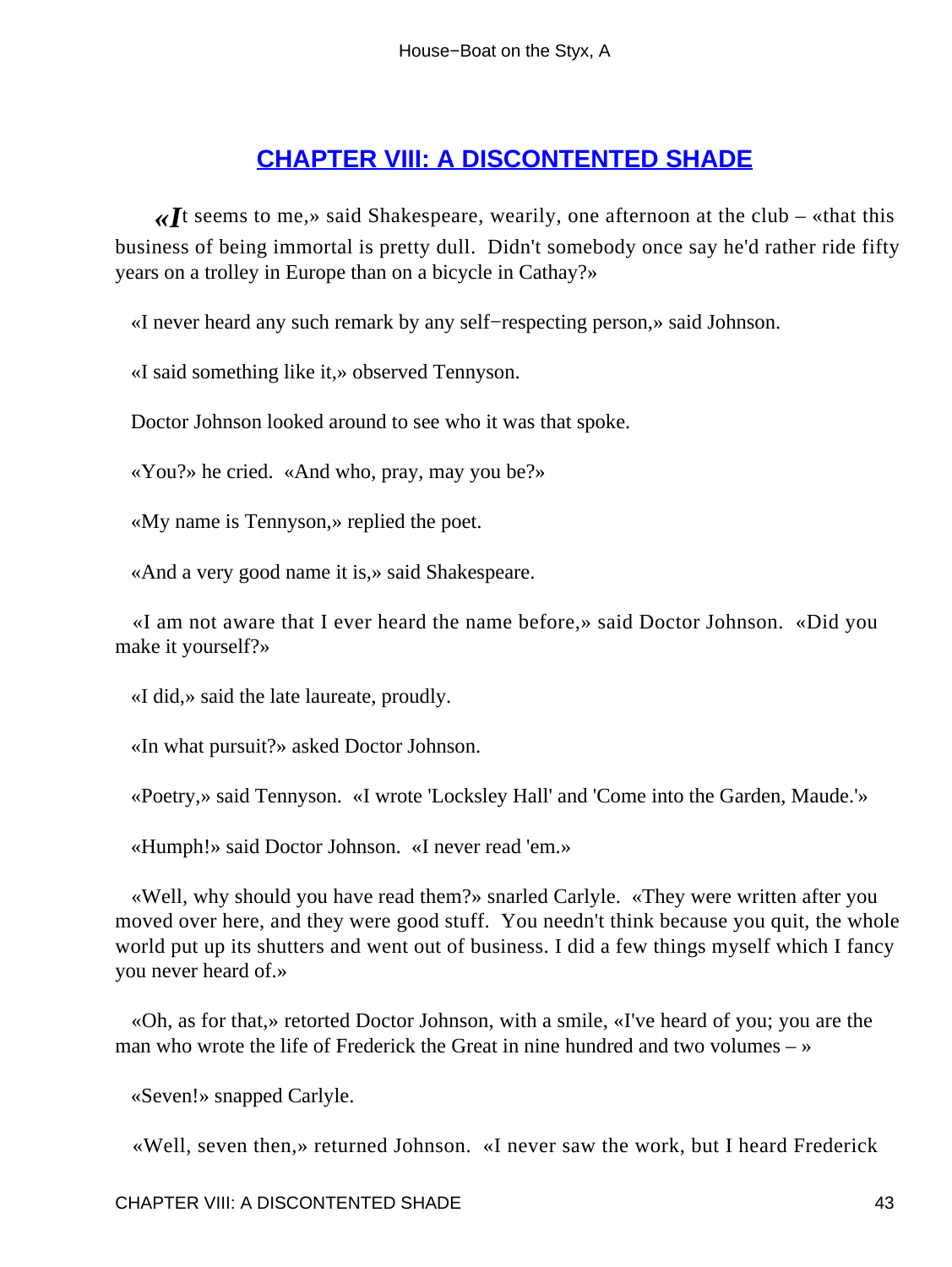## CHAPTER VIII: A DISCONTENTED SHADE

«It seems to me,» said Shakespeare, wearily, one afternoon at the club – «that this business of being immortal is pretty dull. Didn't somebody once say he'd rather ride fifty years on a trolley in Europe than on a bicycle in Cathay?»

«I never heard any such remark by any self−respecting person,» said Johnson.

«I said something like it,» observed Tennyson.

Doctor Johnson looked around to see who it was that spoke.

«You?» he cried. «And who, pray, may you be?»

«My name is Tennyson,» replied the poet.

«And a very good name it is,» said Shakespeare.

«I am not aware that I ever heard the name before,» said Doctor Johnson. «Did you make it yourself?»

«I did,» said the late laureate, proudly.

«In what pursuit?» asked Doctor Johnson.

«Poetry,» said Tennyson. «I wrote 'Locksley Hall' and 'Come into the Garden, Maude.'»

«Humph!» said Doctor Johnson. «I never read 'em.»

«Well, why should you have read them?» snarled Carlyle. «They were written after you moved over here, and they were good stuff. You needn't think because you quit, the whole world put up its shutters and went out of business. I did a few things myself which I fancy you never heard of.»

«Oh, as for that,» retorted Doctor Johnson, with a smile, «I've heard of you; you are the man who wrote the life of Frederick the Great in nine hundred and two volumes – »

«Seven!» snapped Carlyle.

«Well, seven then,» returned Johnson. «I never saw the work, but I heard Frederick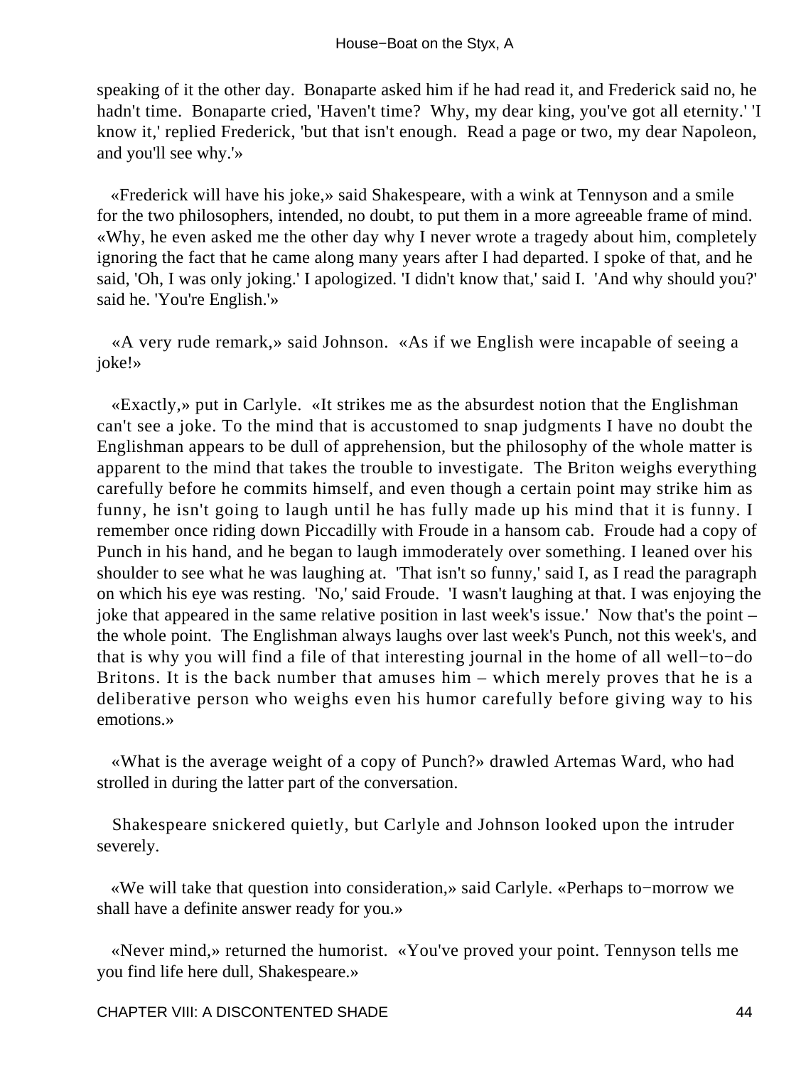speaking of it the other day. Bonaparte asked him if he had read it, and Frederick said no, he hadn't time. Bonaparte cried, 'Haven't time? Why, my dear king, you've got all eternity.' 'I know it,' replied Frederick, 'but that isn't enough. Read a page or two, my dear Napoleon, and you'll see why.'»

«Frederick will have his joke,» said Shakespeare, with a wink at Tennyson and a smile for the two philosophers, intended, no doubt, to put them in a more agreeable frame of mind. «Why, he even asked me the other day why I never wrote a tragedy about him, completely ignoring the fact that he came along many years after I had departed. I spoke of that, and he said, 'Oh, I was only joking.' I apologized. 'I didn't know that,' said I. 'And why should you?' said he. 'You're English.'»

«A very rude remark,» said Johnson. «As if we English were incapable of seeing a joke!»

«Exactly,» put in Carlyle. «It strikes me as the absurdest notion that the Englishman can't see a joke. To the mind that is accustomed to snap judgments I have no doubt the Englishman appears to be dull of apprehension, but the philosophy of the whole matter is apparent to the mind that takes the trouble to investigate. The Briton weighs everything carefully before he commits himself, and even though a certain point may strike him as funny, he isn't going to laugh until he has fully made up his mind that it is funny. I remember once riding down Piccadilly with Froude in a hansom cab. Froude had a copy of Punch in his hand, and he began to laugh immoderately over something. I leaned over his shoulder to see what he was laughing at. 'That isn't so funny,' said I, as I read the paragraph on which his eye was resting. 'No,' said Froude. 'I wasn't laughing at that. I was enjoying the joke that appeared in the same relative position in last week's issue.' Now that's the point – the whole point. The Englishman always laughs over last week's Punch, not this week's, and that is why you will find a file of that interesting journal in the home of all well−to−do Britons. It is the back number that amuses him – which merely proves that he is a deliberative person who weighs even his humor carefully before giving way to his emotions.»

«What is the average weight of a copy of Punch?» drawled Artemas Ward, who had strolled in during the latter part of the conversation.

Shakespeare snickered quietly, but Carlyle and Johnson looked upon the intruder severely.

«We will take that question into consideration,» said Carlyle. «Perhaps to−morrow we shall have a definite answer ready for you.»

«Never mind,» returned the humorist. «You've proved your point. Tennyson tells me you find life here dull, Shakespeare.»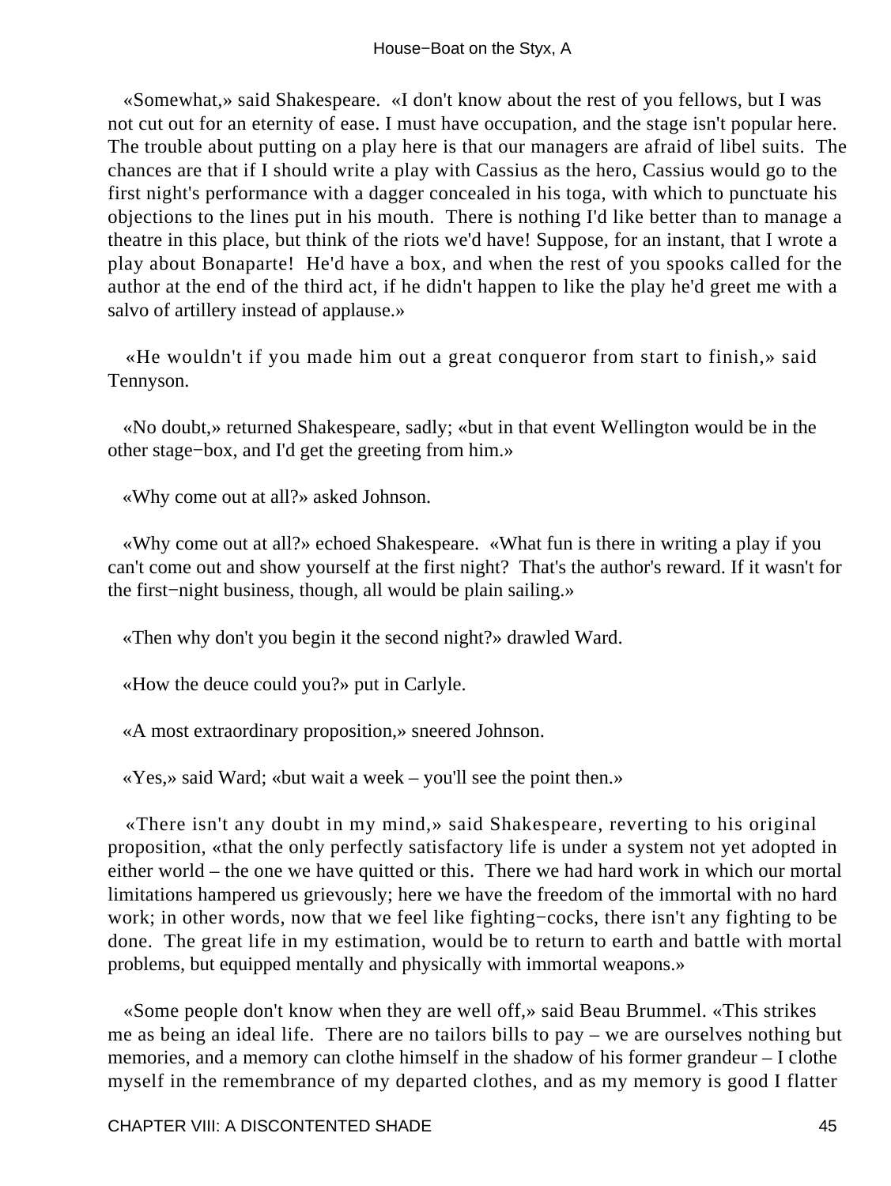«Somewhat,» said Shakespeare. «I don't know about the rest of you fellows, but I was not cut out for an eternity of ease. I must have occupation, and the stage isn't popular here. The trouble about putting on a play here is that our managers are afraid of libel suits. The chances are that if I should write a play with Cassius as the hero, Cassius would go to the first night's performance with a dagger concealed in his toga, with which to punctuate his objections to the lines put in his mouth. There is nothing I'd like better than to manage a theatre in this place, but think of the riots we'd have! Suppose, for an instant, that I wrote a play about Bonaparte! He'd have a box, and when the rest of you spooks called for the author at the end of the third act, if he didn't happen to like the play he'd greet me with a salvo of artillery instead of applause.»

«He wouldn't if you made him out a great conqueror from start to finish,» said Tennyson.

«No doubt,» returned Shakespeare, sadly; «but in that event Wellington would be in the other stage−box, and I'd get the greeting from him.»

«Why come out at all?» asked Johnson.

«Why come out at all?» echoed Shakespeare. «What fun is there in writing a play if you can't come out and show yourself at the first night? That's the author's reward. If it wasn't for the first−night business, though, all would be plain sailing.»

«Then why don't you begin it the second night?» drawled Ward.

«How the deuce could you?» put in Carlyle.

«A most extraordinary proposition,» sneered Johnson.

«Yes,» said Ward; «but wait a week – you'll see the point then.»

«There isn't any doubt in my mind,» said Shakespeare, reverting to his original proposition, «that the only perfectly satisfactory life is under a system not yet adopted in either world – the one we have quitted or this. There we had hard work in which our mortal limitations hampered us grievously; here we have the freedom of the immortal with no hard work; in other words, now that we feel like fighting−cocks, there isn't any fighting to be done. The great life in my estimation, would be to return to earth and battle with mortal problems, but equipped mentally and physically with immortal weapons.»

«Some people don't know when they are well off,» said Beau Brummel. «This strikes me as being an ideal life. There are no tailors bills to pay – we are ourselves nothing but memories, and a memory can clothe himself in the shadow of his former grandeur – I clothe myself in the remembrance of my departed clothes, and as my memory is good I flatter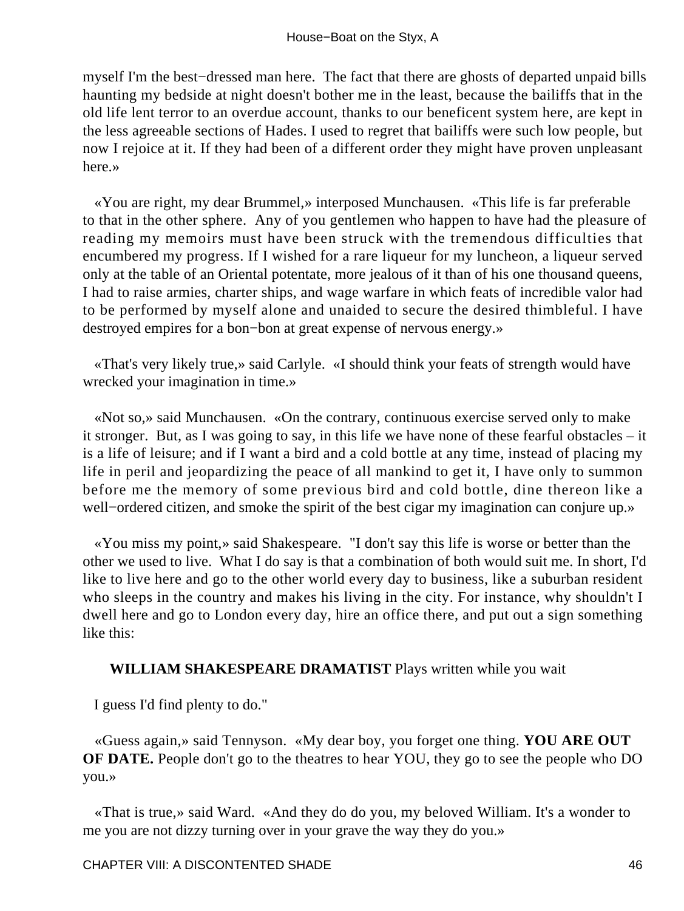myself I'm the best−dressed man here. The fact that there are ghosts of departed unpaid bills haunting my bedside at night doesn't bother me in the least, because the bailiffs that in the old life lent terror to an overdue account, thanks to our beneficent system here, are kept in the less agreeable sections of Hades. I used to regret that bailiffs were such low people, but now I rejoice at it. If they had been of a different order they might have proven unpleasant here.»

«You are right, my dear Brummel,» interposed Munchausen. «This life is far preferable to that in the other sphere. Any of you gentlemen who happen to have had the pleasure of reading my memoirs must have been struck with the tremendous difficulties that encumbered my progress. If I wished for a rare liqueur for my luncheon, a liqueur served only at the table of an Oriental potentate, more jealous of it than of his one thousand queens, I had to raise armies, charter ships, and wage warfare in which feats of incredible valor had to be performed by myself alone and unaided to secure the desired thimbleful. I have destroyed empires for a bon−bon at great expense of nervous energy.»

«That's very likely true,» said Carlyle. «I should think your feats of strength would have wrecked your imagination in time.»

«Not so,» said Munchausen. «On the contrary, continuous exercise served only to make it stronger. But, as I was going to say, in this life we have none of these fearful obstacles – it is a life of leisure; and if I want a bird and a cold bottle at any time, instead of placing my life in peril and jeopardizing the peace of all mankind to get it, I have only to summon before me the memory of some previous bird and cold bottle, dine thereon like a well−ordered citizen, and smoke the spirit of the best cigar my imagination can conjure up.»

«You miss my point,» said Shakespeare. "I don't say this life is worse or better than the other we used to live. What I do say is that a combination of both would suit me. In short, I'd like to live here and go to the other world every day to business, like a suburban resident who sleeps in the country and makes his living in the city. For instance, why shouldn't I dwell here and go to London every day, hire an office there, and put out a sign something like this:

**WILLIAM SHAKESPEARE DRAMATIST** Plays written while you wait

I guess I'd find plenty to do."

«Guess again,» said Tennyson. «My dear boy, you forget one thing. **YOU ARE OUT OF DATE.** People don't go to the theatres to hear YOU, they go to see the people who DO you.»

«That is true,» said Ward. «And they do do you, my beloved William. It's a wonder to me you are not dizzy turning over in your grave the way they do you.»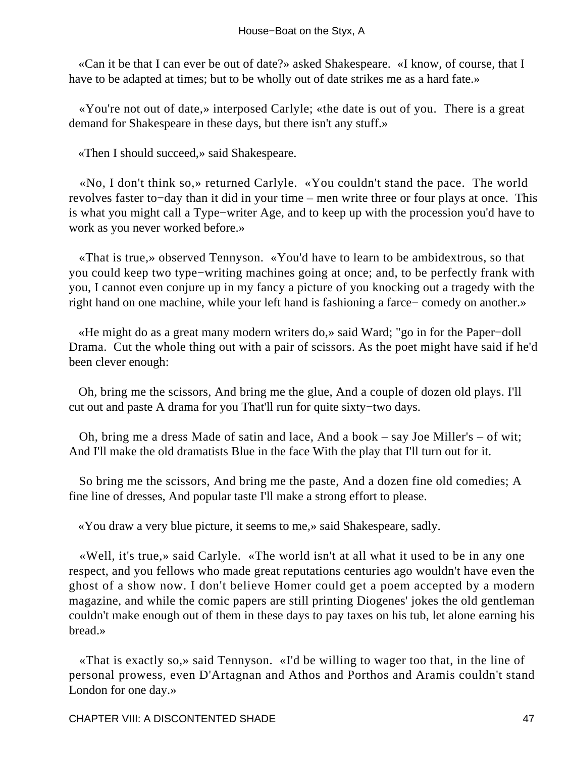«Can it be that I can ever be out of date?» asked Shakespeare. «I know, of course, that I have to be adapted at times; but to be wholly out of date strikes me as a hard fate.»

«You're not out of date,» interposed Carlyle; «the date is out of you. There is a great demand for Shakespeare in these days, but there isn't any stuff.»

«Then I should succeed,» said Shakespeare.

«No, I don't think so,» returned Carlyle. «You couldn't stand the pace. The world revolves faster to−day than it did in your time – men write three or four plays at once. This is what you might call a Type−writer Age, and to keep up with the procession you'd have to work as you never worked before.»

«That is true,» observed Tennyson. «You'd have to learn to be ambidextrous, so that you could keep two type−writing machines going at once; and, to be perfectly frank with you, I cannot even conjure up in my fancy a picture of you knocking out a tragedy with the right hand on one machine, while your left hand is fashioning a farce− comedy on another.»

«He might do as a great many modern writers do,» said Ward; "go in for the Paper−doll Drama. Cut the whole thing out with a pair of scissors. As the poet might have said if he'd been clever enough:

Oh, bring me the scissors, And bring me the glue, And a couple of dozen old plays. I'll cut out and paste A drama for you That'll run for quite sixty−two days.

Oh, bring me a dress Made of satin and lace, And a book – say Joe Miller's – of wit; And I'll make the old dramatists Blue in the face With the play that I'll turn out for it.

So bring me the scissors, And bring me the paste, And a dozen fine old comedies; A fine line of dresses, And popular taste I'll make a strong effort to please.

«You draw a very blue picture, it seems to me,» said Shakespeare, sadly.

«Well, it's true,» said Carlyle. «The world isn't at all what it used to be in any one respect, and you fellows who made great reputations centuries ago wouldn't have even the ghost of a show now. I don't believe Homer could get a poem accepted by a modern magazine, and while the comic papers are still printing Diogenes' jokes the old gentleman couldn't make enough out of them in these days to pay taxes on his tub, let alone earning his bread.»

«That is exactly so,» said Tennyson. «I'd be willing to wager too that, in the line of personal prowess, even D'Artagnan and Athos and Porthos and Aramis couldn't stand London for one day.»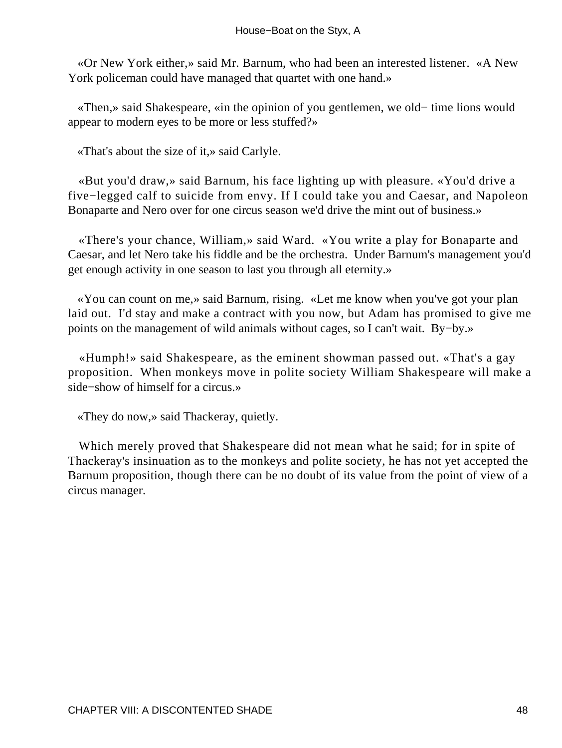«Or New York either,» said Mr. Barnum, who had been an interested listener. «A New York policeman could have managed that quartet with one hand.»

«Then,» said Shakespeare, «in the opinion of you gentlemen, we old− time lions would appear to modern eyes to be more or less stuffed?»

«That's about the size of it,» said Carlyle.

«But you'd draw,» said Barnum, his face lighting up with pleasure. «You'd drive a five−legged calf to suicide from envy. If I could take you and Caesar, and Napoleon Bonaparte and Nero over for one circus season we'd drive the mint out of business.»

«There's your chance, William,» said Ward. «You write a play for Bonaparte and Caesar, and let Nero take his fiddle and be the orchestra. Under Barnum's management you'd get enough activity in one season to last you through all eternity.»

«You can count on me,» said Barnum, rising. «Let me know when you've got your plan laid out. I'd stay and make a contract with you now, but Adam has promised to give me points on the management of wild animals without cages, so I can't wait. By−by.»

«Humph!» said Shakespeare, as the eminent showman passed out. «That's a gay proposition. When monkeys move in polite society William Shakespeare will make a side−show of himself for a circus.»

«They do now,» said Thackeray, quietly.

Which merely proved that Shakespeare did not mean what he said; for in spite of Thackeray's insinuation as to the monkeys and polite society, he has not yet accepted the Barnum proposition, though there can be no doubt of its value from the point of view of a circus manager.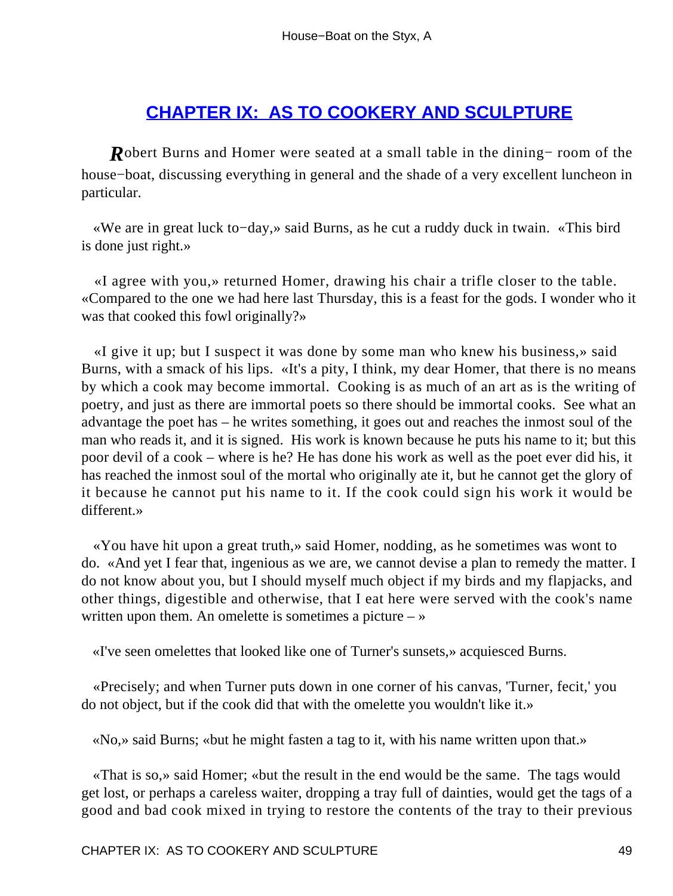## [CHAPTER IX: AS TO COOKERY AND SCULPTURE]()

**R**obert Burns and Homer were seated at a small table in the dining− room of the house−boat, discussing everything in general and the shade of a very excellent luncheon in particular.

«We are in great luck to−day,» said Burns, as he cut a ruddy duck in twain. «This bird is done just right.»

«I agree with you,» returned Homer, drawing his chair a trifle closer to the table. «Compared to the one we had here last Thursday, this is a feast for the gods. I wonder who it was that cooked this fowl originally?»

«I give it up; but I suspect it was done by some man who knew his business,» said Burns, with a smack of his lips. «It's a pity, I think, my dear Homer, that there is no means by which a cook may become immortal. Cooking is as much of an art as is the writing of poetry, and just as there are immortal poets so there should be immortal cooks. See what an advantage the poet has – he writes something, it goes out and reaches the inmost soul of the man who reads it, and it is signed. His work is known because he puts his name to it; but this poor devil of a cook – where is he? He has done his work as well as the poet ever did his, it has reached the inmost soul of the mortal who originally ate it, but he cannot get the glory of it because he cannot put his name to it. If the cook could sign his work it would be different.»

«You have hit upon a great truth,» said Homer, nodding, as he sometimes was wont to do. «And yet I fear that, ingenious as we are, we cannot devise a plan to remedy the matter. I do not know about you, but I should myself much object if my birds and my flapjacks, and other things, digestible and otherwise, that I eat here were served with the cook's name written upon them. An omelette is sometimes a picture – »

«I've seen omelettes that looked like one of Turner's sunsets,» acquiesced Burns.

«Precisely; and when Turner puts down in one corner of his canvas, 'Turner, fecit,' you do not object, but if the cook did that with the omelette you wouldn't like it.»

«No,» said Burns; «but he might fasten a tag to it, with his name written upon that.»

«That is so,» said Homer; «but the result in the end would be the same. The tags would get lost, or perhaps a careless waiter, dropping a tray full of dainties, would get the tags of a good and bad cook mixed in trying to restore the contents of the tray to their previous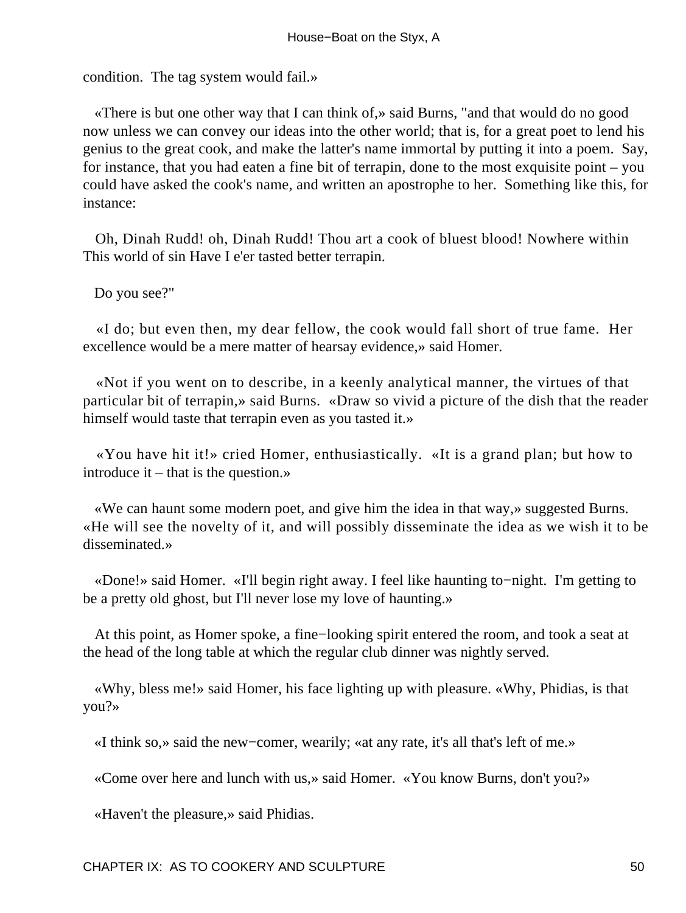condition.  The tag system would fail.»

«There is but one other way that I can think of,» said Burns, "and that would do no good now unless we can convey our ideas into the other world; that is, for a great poet to lend his genius to the great cook, and make the latter's name immortal by putting it into a poem.  Say, for instance, that you had eaten a fine bit of terrapin, done to the most exquisite point – you could have asked the cook's name, and written an apostrophe to her.  Something like this, for instance:

Oh, Dinah Rudd! oh, Dinah Rudd! Thou art a cook of bluest blood! Nowhere within This world of sin Have I e'er tasted better terrapin.

Do you see?"

«I do; but even then, my dear fellow, the cook would fall short of true fame.  Her excellence would be a mere matter of hearsay evidence,» said Homer.

«Not if you went on to describe, in a keenly analytical manner, the virtues of that particular bit of terrapin,» said Burns.  «Draw so vivid a picture of the dish that the reader himself would taste that terrapin even as you tasted it.»

«You have hit it!» cried Homer, enthusiastically.  «It is a grand plan; but how to introduce it – that is the question.»

«We can haunt some modern poet, and give him the idea in that way,» suggested Burns.  «He will see the novelty of it, and will possibly disseminate the idea as we wish it to be disseminated.»

«Done!» said Homer.  «I'll begin right away. I feel like haunting to−night.  I'm getting to be a pretty old ghost, but I'll never lose my love of haunting.»

At this point, as Homer spoke, a fine−looking spirit entered the room, and took a seat at the head of the long table at which the regular club dinner was nightly served.

«Why, bless me!» said Homer, his face lighting up with pleasure. «Why, Phidias, is that you?»

«I think so,» said the new−comer, wearily; «at any rate, it's all that's left of me.»

«Come over here and lunch with us,» said Homer.  «You know Burns, don't you?»

«Haven't the pleasure,» said Phidias.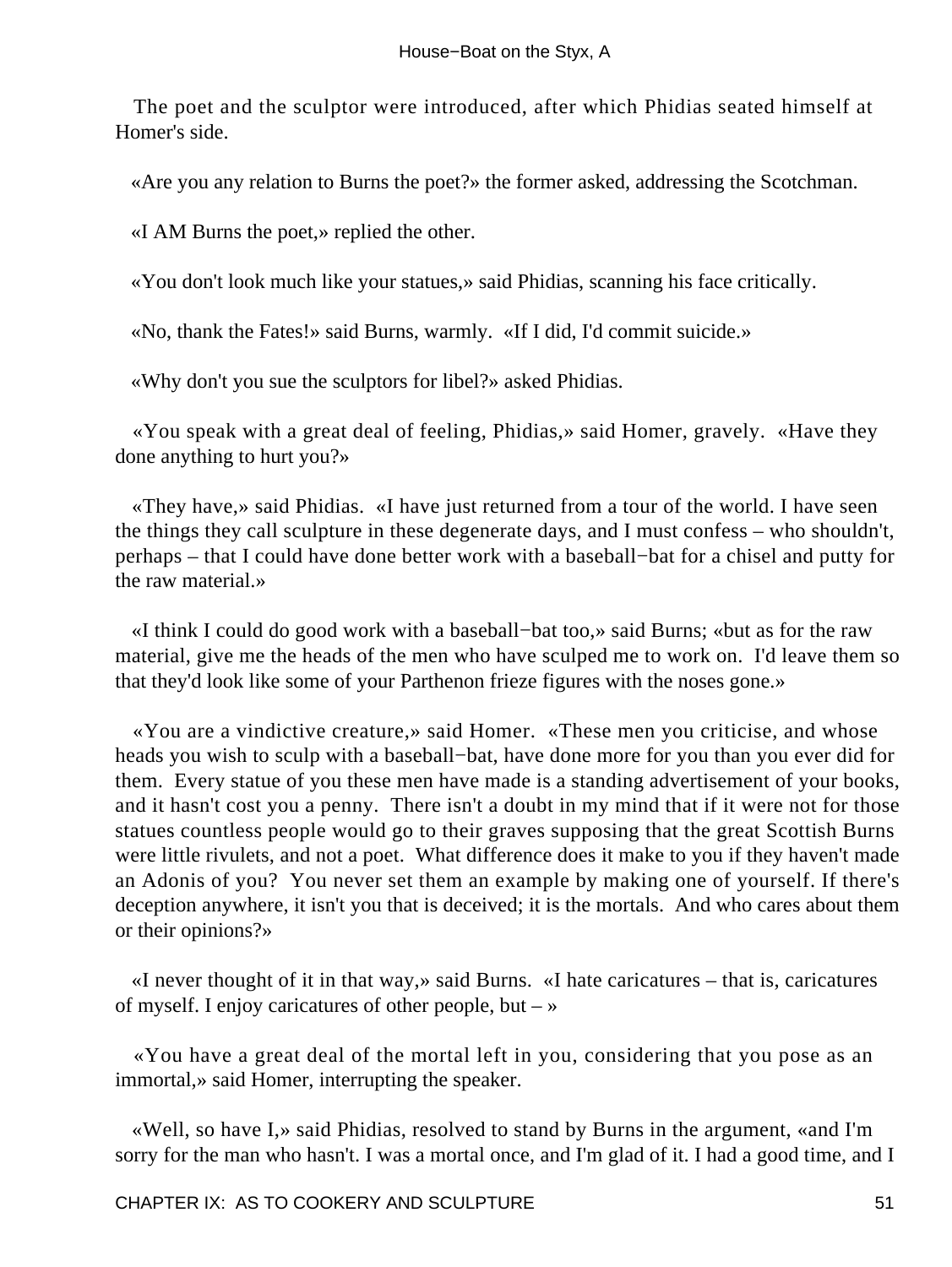The poet and the sculptor were introduced, after which Phidias seated himself at Homer's side.

«Are you any relation to Burns the poet?» the former asked, addressing the Scotchman.

«I AM Burns the poet,» replied the other.

«You don't look much like your statues,» said Phidias, scanning his face critically.

«No, thank the Fates!» said Burns, warmly. «If I did, I'd commit suicide.»

«Why don't you sue the sculptors for libel?» asked Phidias.

«You speak with a great deal of feeling, Phidias,» said Homer, gravely. «Have they done anything to hurt you?»

«They have,» said Phidias. «I have just returned from a tour of the world. I have seen the things they call sculpture in these degenerate days, and I must confess – who shouldn't, perhaps – that I could have done better work with a baseball−bat for a chisel and putty for the raw material.»

«I think I could do good work with a baseball−bat too,» said Burns; «but as for the raw material, give me the heads of the men who have sculped me to work on. I'd leave them so that they'd look like some of your Parthenon frieze figures with the noses gone.»

«You are a vindictive creature,» said Homer. «These men you criticise, and whose heads you wish to sculp with a baseball−bat, have done more for you than you ever did for them. Every statue of you these men have made is a standing advertisement of your books, and it hasn't cost you a penny. There isn't a doubt in my mind that if it were not for those statues countless people would go to their graves supposing that the great Scottish Burns were little rivulets, and not a poet. What difference does it make to you if they haven't made an Adonis of you? You never set them an example by making one of yourself. If there's deception anywhere, it isn't you that is deceived; it is the mortals. And who cares about them or their opinions?»

«I never thought of it in that way,» said Burns. «I hate caricatures – that is, caricatures of myself. I enjoy caricatures of other people, but – »

«You have a great deal of the mortal left in you, considering that you pose as an immortal,» said Homer, interrupting the speaker.

«Well, so have I,» said Phidias, resolved to stand by Burns in the argument, «and I'm sorry for the man who hasn't. I was a mortal once, and I'm glad of it. I had a good time, and I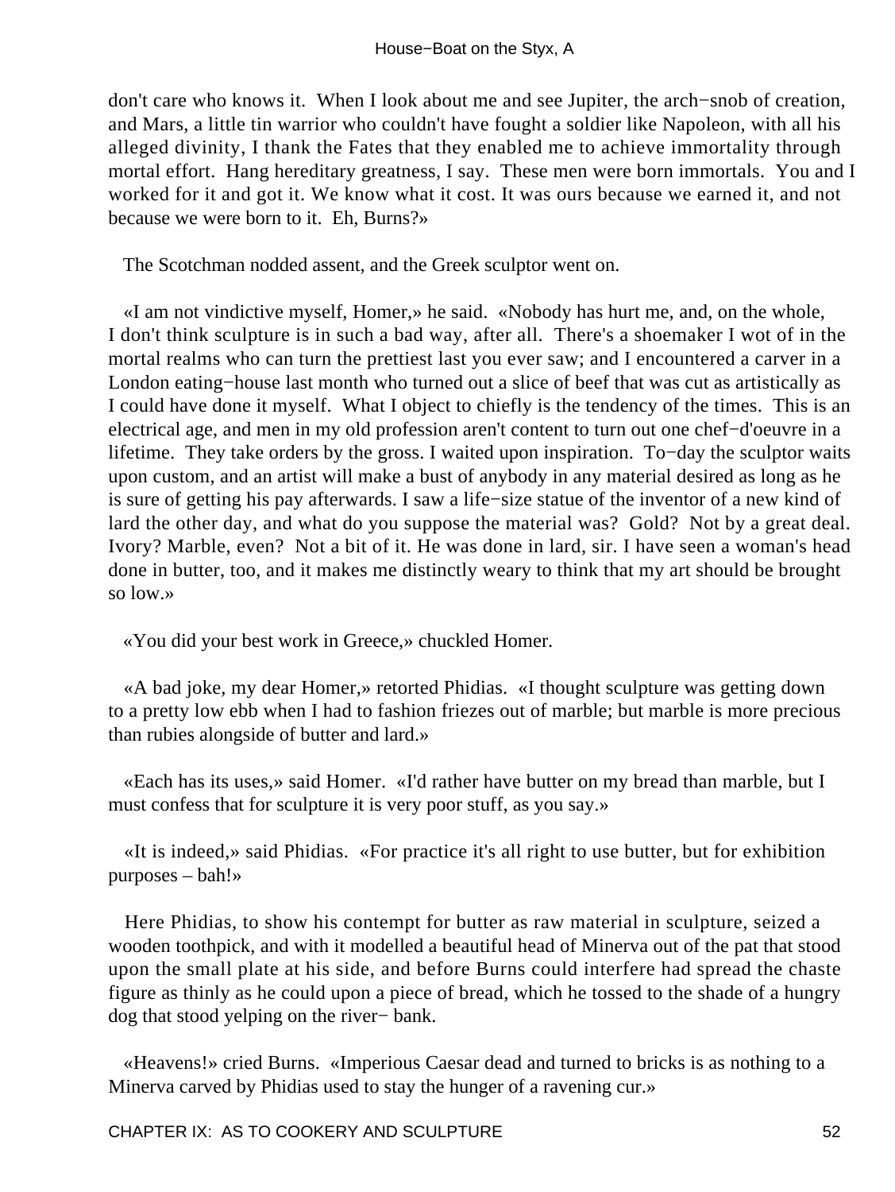don't care who knows it. When I look about me and see Jupiter, the arch−snob of creation, and Mars, a little tin warrior who couldn't have fought a soldier like Napoleon, with all his alleged divinity, I thank the Fates that they enabled me to achieve immortality through mortal effort. Hang hereditary greatness, I say. These men were born immortals. You and I worked for it and got it. We know what it cost. It was ours because we earned it, and not because we were born to it. Eh, Burns?»

The Scotchman nodded assent, and the Greek sculptor went on.

«I am not vindictive myself, Homer,» he said. «Nobody has hurt me, and, on the whole, I don't think sculpture is in such a bad way, after all. There's a shoemaker I wot of in the mortal realms who can turn the prettiest last you ever saw; and I encountered a carver in a London eating−house last month who turned out a slice of beef that was cut as artistically as I could have done it myself. What I object to chiefly is the tendency of the times. This is an electrical age, and men in my old profession aren't content to turn out one chef−d'oeuvre in a lifetime. They take orders by the gross. I waited upon inspiration. To−day the sculptor waits upon custom, and an artist will make a bust of anybody in any material desired as long as he is sure of getting his pay afterwards. I saw a life−size statue of the inventor of a new kind of lard the other day, and what do you suppose the material was? Gold? Not by a great deal. Ivory? Marble, even? Not a bit of it. He was done in lard, sir. I have seen a woman's head done in butter, too, and it makes me distinctly weary to think that my art should be brought so low.»

«You did your best work in Greece,» chuckled Homer.

«A bad joke, my dear Homer,» retorted Phidias. «I thought sculpture was getting down to a pretty low ebb when I had to fashion friezes out of marble; but marble is more precious than rubies alongside of butter and lard.»

«Each has its uses,» said Homer. «I'd rather have butter on my bread than marble, but I must confess that for sculpture it is very poor stuff, as you say.»

«It is indeed,» said Phidias. «For practice it's all right to use butter, but for exhibition purposes – bah!»

Here Phidias, to show his contempt for butter as raw material in sculpture, seized a wooden toothpick, and with it modelled a beautiful head of Minerva out of the pat that stood upon the small plate at his side, and before Burns could interfere had spread the chaste figure as thinly as he could upon a piece of bread, which he tossed to the shade of a hungry dog that stood yelping on the river− bank.

«Heavens!» cried Burns. «Imperious Caesar dead and turned to bricks is as nothing to a Minerva carved by Phidias used to stay the hunger of a ravening cur.»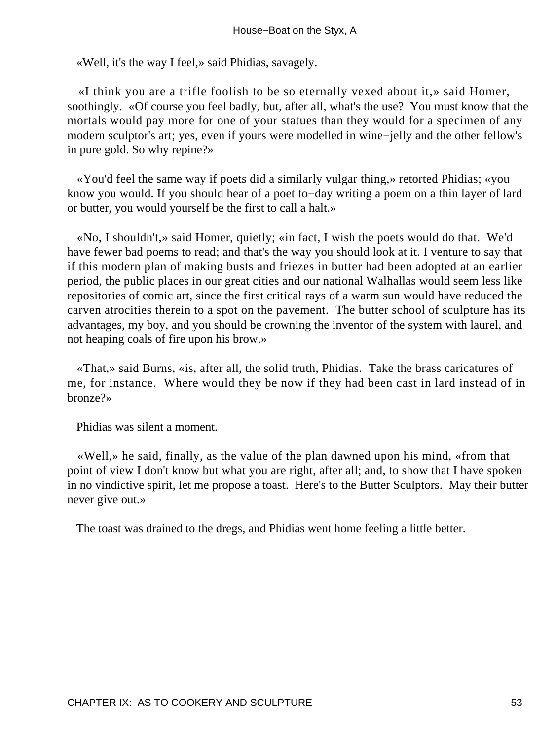«Well, it's the way I feel,» said Phidias, savagely.

«I think you are a trifle foolish to be so eternally vexed about it,» said Homer, soothingly. «Of course you feel badly, but, after all, what's the use? You must know that the mortals would pay more for one of your statues than they would for a specimen of any modern sculptor's art; yes, even if yours were modelled in wine−jelly and the other fellow's in pure gold. So why repine?»

«You'd feel the same way if poets did a similarly vulgar thing,» retorted Phidias; «you know you would. If you should hear of a poet to−day writing a poem on a thin layer of lard or butter, you would yourself be the first to call a halt.»

«No, I shouldn't,» said Homer, quietly; «in fact, I wish the poets would do that. We'd have fewer bad poems to read; and that's the way you should look at it. I venture to say that if this modern plan of making busts and friezes in butter had been adopted at an earlier period, the public places in our great cities and our national Walhallas would seem less like repositories of comic art, since the first critical rays of a warm sun would have reduced the carven atrocities therein to a spot on the pavement. The butter school of sculpture has its advantages, my boy, and you should be crowning the inventor of the system with laurel, and not heaping coals of fire upon his brow.»

«That,» said Burns, «is, after all, the solid truth, Phidias. Take the brass caricatures of me, for instance. Where would they be now if they had been cast in lard instead of in bronze?»

Phidias was silent a moment.

«Well,» he said, finally, as the value of the plan dawned upon his mind, «from that point of view I don't know but what you are right, after all; and, to show that I have spoken in no vindictive spirit, let me propose a toast. Here's to the Butter Sculptors. May their butter never give out.»

The toast was drained to the dregs, and Phidias went home feeling a little better.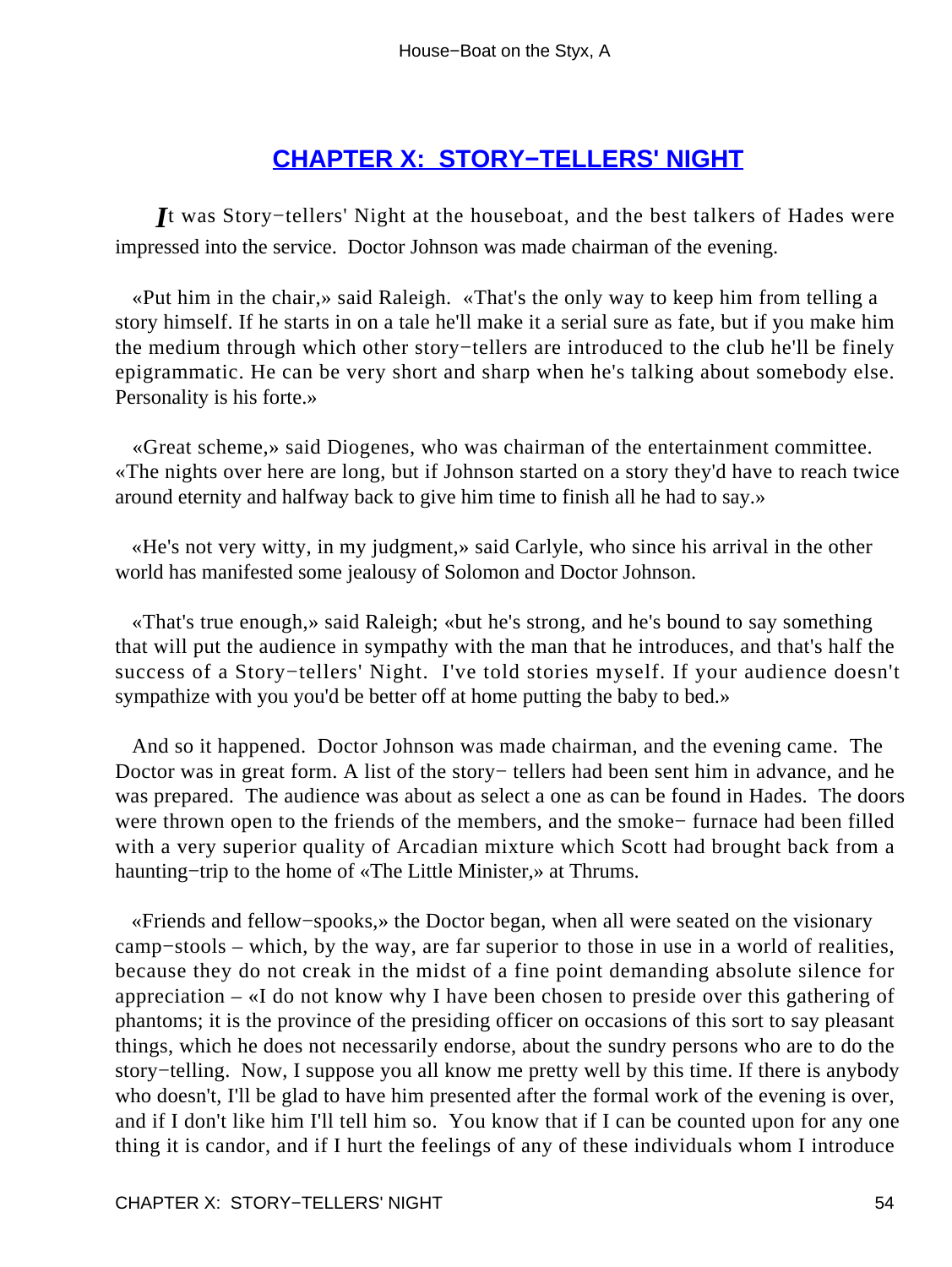## CHAPTER X: STORY−TELLERS' NIGHT

*I*t was Story−tellers' Night at the houseboat, and the best talkers of Hades were impressed into the service. Doctor Johnson was made chairman of the evening.

«Put him in the chair,» said Raleigh. «That's the only way to keep him from telling a story himself. If he starts in on a tale he'll make it a serial sure as fate, but if you make him the medium through which other story−tellers are introduced to the club he'll be finely epigrammatic. He can be very short and sharp when he's talking about somebody else. Personality is his forte.»

«Great scheme,» said Diogenes, who was chairman of the entertainment committee. «The nights over here are long, but if Johnson started on a story they'd have to reach twice around eternity and halfway back to give him time to finish all he had to say.»

«He's not very witty, in my judgment,» said Carlyle, who since his arrival in the other world has manifested some jealousy of Solomon and Doctor Johnson.

«That's true enough,» said Raleigh; «but he's strong, and he's bound to say something that will put the audience in sympathy with the man that he introduces, and that's half the success of a Story−tellers' Night. I've told stories myself. If your audience doesn't sympathize with you you'd be better off at home putting the baby to bed.»

And so it happened. Doctor Johnson was made chairman, and the evening came. The Doctor was in great form. A list of the story− tellers had been sent him in advance, and he was prepared. The audience was about as select a one as can be found in Hades. The doors were thrown open to the friends of the members, and the smoke− furnace had been filled with a very superior quality of Arcadian mixture which Scott had brought back from a haunting−trip to the home of «The Little Minister,» at Thrums.

«Friends and fellow−spooks,» the Doctor began, when all were seated on the visionary camp−stools – which, by the way, are far superior to those in use in a world of realities, because they do not creak in the midst of a fine point demanding absolute silence for appreciation – «I do not know why I have been chosen to preside over this gathering of phantoms; it is the province of the presiding officer on occasions of this sort to say pleasant things, which he does not necessarily endorse, about the sundry persons who are to do the story−telling. Now, I suppose you all know me pretty well by this time. If there is anybody who doesn't, I'll be glad to have him presented after the formal work of the evening is over, and if I don't like him I'll tell him so. You know that if I can be counted upon for any one thing it is candor, and if I hurt the feelings of any of these individuals whom I introduce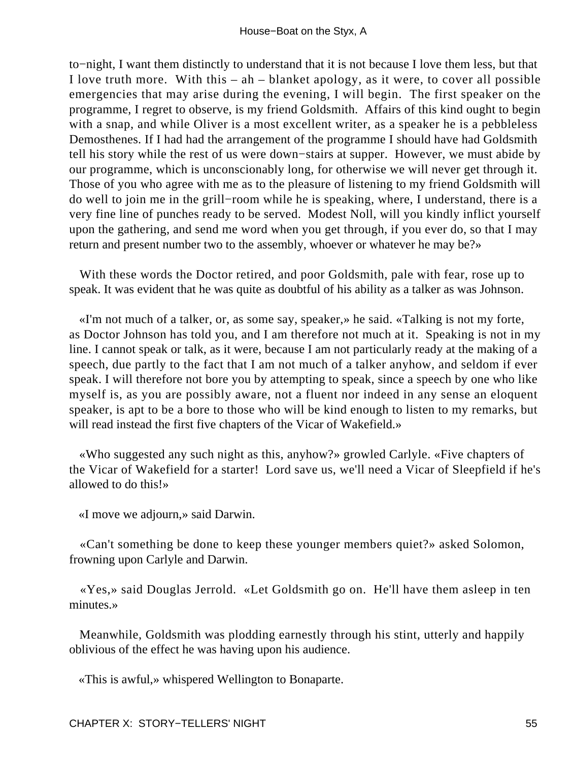to−night, I want them distinctly to understand that it is not because I love them less, but that I love truth more. With this – ah – blanket apology, as it were, to cover all possible emergencies that may arise during the evening, I will begin. The first speaker on the programme, I regret to observe, is my friend Goldsmith. Affairs of this kind ought to begin with a snap, and while Oliver is a most excellent writer, as a speaker he is a pebbleless Demosthenes. If I had had the arrangement of the programme I should have had Goldsmith tell his story while the rest of us were down−stairs at supper. However, we must abide by our programme, which is unconscionably long, for otherwise we will never get through it. Those of you who agree with me as to the pleasure of listening to my friend Goldsmith will do well to join me in the grill−room while he is speaking, where, I understand, there is a very fine line of punches ready to be served. Modest Noll, will you kindly inflict yourself upon the gathering, and send me word when you get through, if you ever do, so that I may return and present number two to the assembly, whoever or whatever he may be?»

With these words the Doctor retired, and poor Goldsmith, pale with fear, rose up to speak. It was evident that he was quite as doubtful of his ability as a talker as was Johnson.

«I'm not much of a talker, or, as some say, speaker,» he said. «Talking is not my forte, as Doctor Johnson has told you, and I am therefore not much at it. Speaking is not in my line. I cannot speak or talk, as it were, because I am not particularly ready at the making of a speech, due partly to the fact that I am not much of a talker anyhow, and seldom if ever speak. I will therefore not bore you by attempting to speak, since a speech by one who like myself is, as you are possibly aware, not a fluent nor indeed in any sense an eloquent speaker, is apt to be a bore to those who will be kind enough to listen to my remarks, but will read instead the first five chapters of the Vicar of Wakefield.»

«Who suggested any such night as this, anyhow?» growled Carlyle. «Five chapters of the Vicar of Wakefield for a starter! Lord save us, we'll need a Vicar of Sleepfield if he's allowed to do this!»

«I move we adjourn,» said Darwin.

«Can't something be done to keep these younger members quiet?» asked Solomon, frowning upon Carlyle and Darwin.

«Yes,» said Douglas Jerrold. «Let Goldsmith go on. He'll have them asleep in ten minutes.»

Meanwhile, Goldsmith was plodding earnestly through his stint, utterly and happily oblivious of the effect he was having upon his audience.

«This is awful,» whispered Wellington to Bonaparte.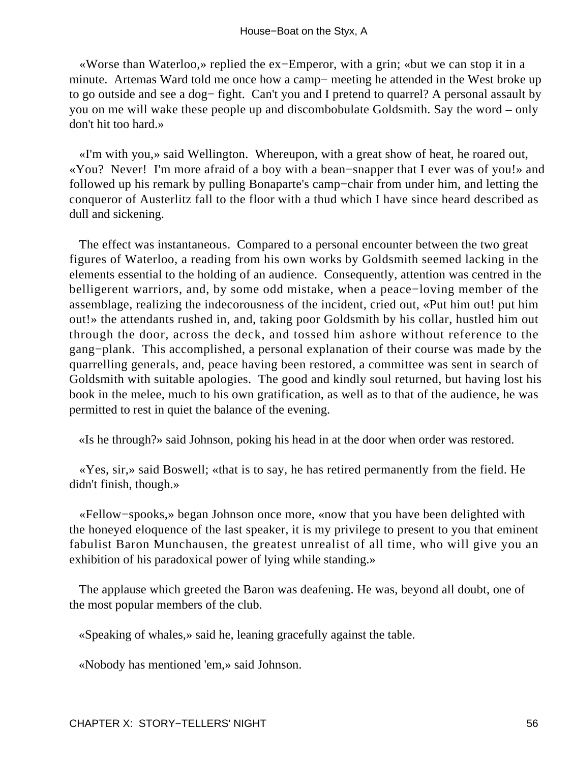«Worse than Waterloo,» replied the ex−Emperor, with a grin; «but we can stop it in a minute. Artemas Ward told me once how a camp− meeting he attended in the West broke up to go outside and see a dog− fight. Can't you and I pretend to quarrel? A personal assault by you on me will wake these people up and discombobulate Goldsmith. Say the word – only don't hit too hard.»

«I'm with you,» said Wellington. Whereupon, with a great show of heat, he roared out, «You? Never! I'm more afraid of a boy with a bean−snapper that I ever was of you!» and followed up his remark by pulling Bonaparte's camp−chair from under him, and letting the conqueror of Austerlitz fall to the floor with a thud which I have since heard described as dull and sickening.

The effect was instantaneous. Compared to a personal encounter between the two great figures of Waterloo, a reading from his own works by Goldsmith seemed lacking in the elements essential to the holding of an audience. Consequently, attention was centred in the belligerent warriors, and, by some odd mistake, when a peace−loving member of the assemblage, realizing the indecorousness of the incident, cried out, «Put him out! put him out!» the attendants rushed in, and, taking poor Goldsmith by his collar, hustled him out through the door, across the deck, and tossed him ashore without reference to the gang−plank. This accomplished, a personal explanation of their course was made by the quarrelling generals, and, peace having been restored, a committee was sent in search of Goldsmith with suitable apologies. The good and kindly soul returned, but having lost his book in the melee, much to his own gratification, as well as to that of the audience, he was permitted to rest in quiet the balance of the evening.

«Is he through?» said Johnson, poking his head in at the door when order was restored.

«Yes, sir,» said Boswell; «that is to say, he has retired permanently from the field. He didn't finish, though.»

«Fellow−spooks,» began Johnson once more, «now that you have been delighted with the honeyed eloquence of the last speaker, it is my privilege to present to you that eminent fabulist Baron Munchausen, the greatest unrealist of all time, who will give you an exhibition of his paradoxical power of lying while standing.»

The applause which greeted the Baron was deafening. He was, beyond all doubt, one of the most popular members of the club.

«Speaking of whales,» said he, leaning gracefully against the table.

«Nobody has mentioned 'em,» said Johnson.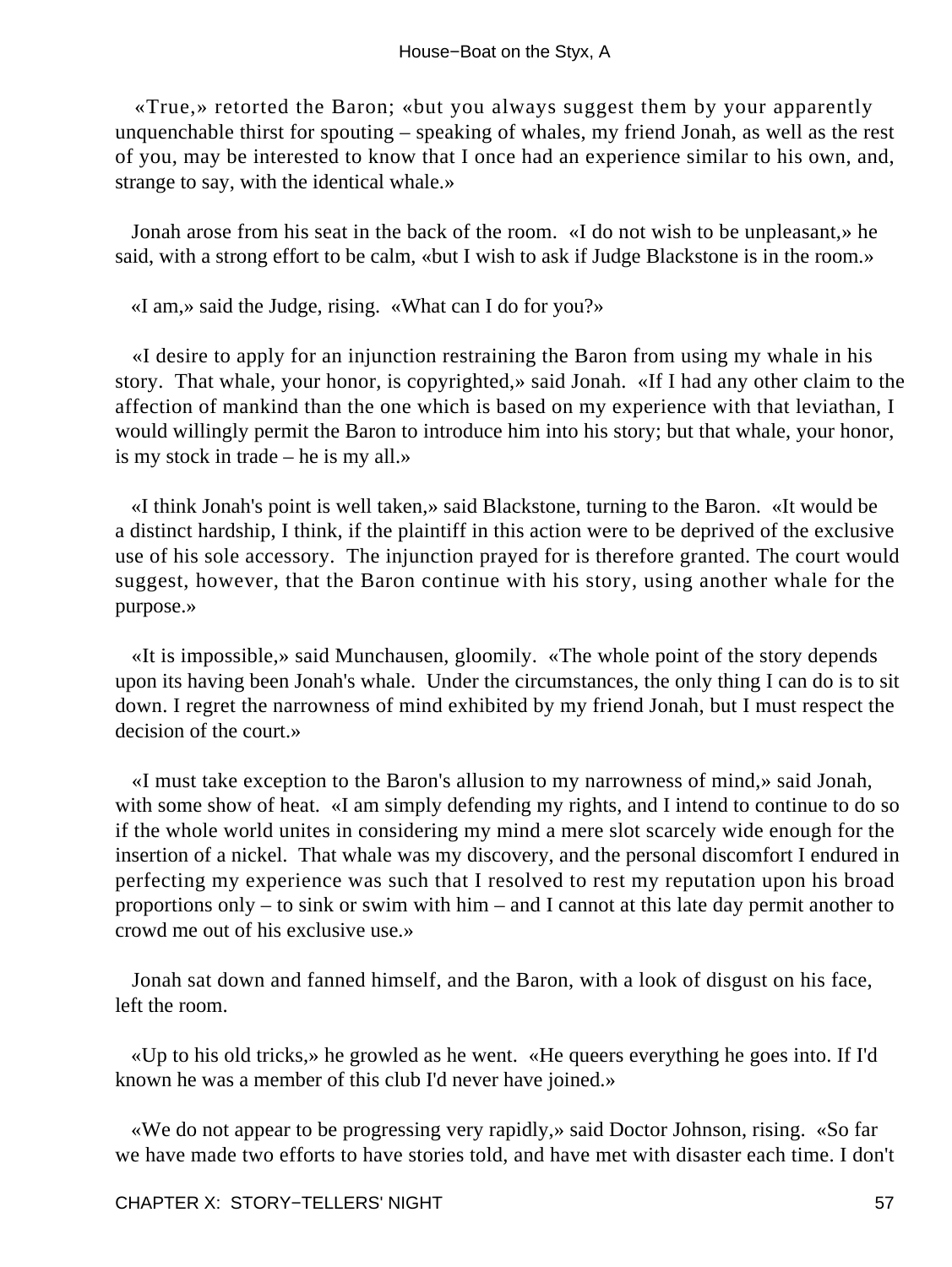«True,» retorted the Baron; «but you always suggest them by your apparently unquenchable thirst for spouting – speaking of whales, my friend Jonah, as well as the rest of you, may be interested to know that I once had an experience similar to his own, and, strange to say, with the identical whale.»

Jonah arose from his seat in the back of the room. «I do not wish to be unpleasant,» he said, with a strong effort to be calm, «but I wish to ask if Judge Blackstone is in the room.»

«I am,» said the Judge, rising. «What can I do for you?»

«I desire to apply for an injunction restraining the Baron from using my whale in his story. That whale, your honor, is copyrighted,» said Jonah. «If I had any other claim to the affection of mankind than the one which is based on my experience with that leviathan, I would willingly permit the Baron to introduce him into his story; but that whale, your honor, is my stock in trade – he is my all.»

«I think Jonah's point is well taken,» said Blackstone, turning to the Baron. «It would be a distinct hardship, I think, if the plaintiff in this action were to be deprived of the exclusive use of his sole accessory. The injunction prayed for is therefore granted. The court would suggest, however, that the Baron continue with his story, using another whale for the purpose.»

«It is impossible,» said Munchausen, gloomily. «The whole point of the story depends upon its having been Jonah's whale. Under the circumstances, the only thing I can do is to sit down. I regret the narrowness of mind exhibited by my friend Jonah, but I must respect the decision of the court.»

«I must take exception to the Baron's allusion to my narrowness of mind,» said Jonah, with some show of heat. «I am simply defending my rights, and I intend to continue to do so if the whole world unites in considering my mind a mere slot scarcely wide enough for the insertion of a nickel. That whale was my discovery, and the personal discomfort I endured in perfecting my experience was such that I resolved to rest my reputation upon his broad proportions only – to sink or swim with him – and I cannot at this late day permit another to crowd me out of his exclusive use.»

Jonah sat down and fanned himself, and the Baron, with a look of disgust on his face, left the room.

«Up to his old tricks,» he growled as he went. «He queers everything he goes into. If I'd known he was a member of this club I'd never have joined.»

«We do not appear to be progressing very rapidly,» said Doctor Johnson, rising. «So far we have made two efforts to have stories told, and have met with disaster each time. I don't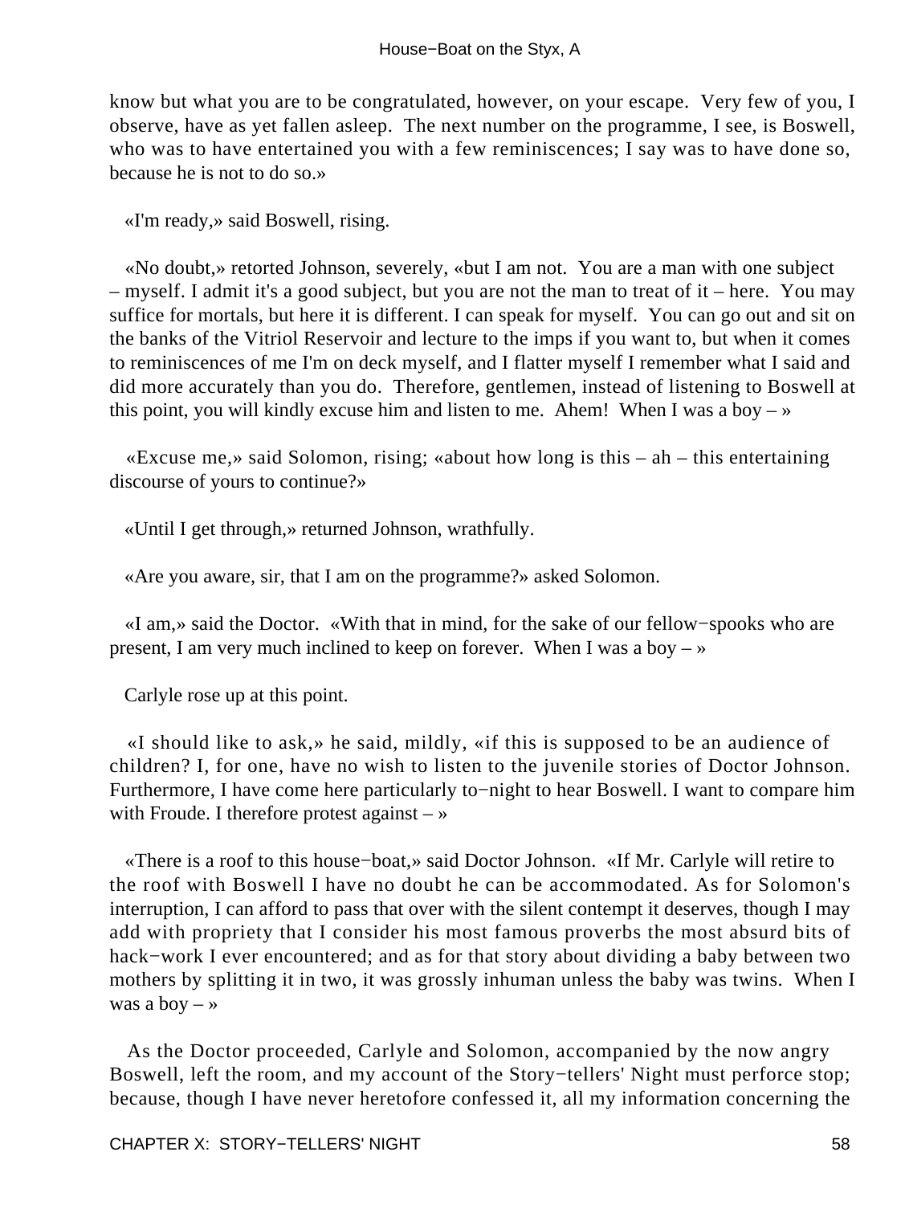know but what you are to be congratulated, however, on your escape. Very few of you, I observe, have as yet fallen asleep. The next number on the programme, I see, is Boswell, who was to have entertained you with a few reminiscences; I say was to have done so, because he is not to do so.»

«I'm ready,» said Boswell, rising.

«No doubt,» retorted Johnson, severely, «but I am not. You are a man with one subject – myself. I admit it's a good subject, but you are not the man to treat of it – here. You may suffice for mortals, but here it is different. I can speak for myself. You can go out and sit on the banks of the Vitriol Reservoir and lecture to the imps if you want to, but when it comes to reminiscences of me I'm on deck myself, and I flatter myself I remember what I said and did more accurately than you do. Therefore, gentlemen, instead of listening to Boswell at this point, you will kindly excuse him and listen to me. Ahem! When I was a boy – »

«Excuse me,» said Solomon, rising; «about how long is this – ah – this entertaining discourse of yours to continue?»

«Until I get through,» returned Johnson, wrathfully.

«Are you aware, sir, that I am on the programme?» asked Solomon.

«I am,» said the Doctor. «With that in mind, for the sake of our fellow−spooks who are present, I am very much inclined to keep on forever. When I was a boy – »

Carlyle rose up at this point.

«I should like to ask,» he said, mildly, «if this is supposed to be an audience of children? I, for one, have no wish to listen to the juvenile stories of Doctor Johnson. Furthermore, I have come here particularly to−night to hear Boswell. I want to compare him with Froude. I therefore protest against – »

«There is a roof to this house−boat,» said Doctor Johnson. «If Mr. Carlyle will retire to the roof with Boswell I have no doubt he can be accommodated. As for Solomon's interruption, I can afford to pass that over with the silent contempt it deserves, though I may add with propriety that I consider his most famous proverbs the most absurd bits of hack−work I ever encountered; and as for that story about dividing a baby between two mothers by splitting it in two, it was grossly inhuman unless the baby was twins. When I was a boy – »

As the Doctor proceeded, Carlyle and Solomon, accompanied by the now angry Boswell, left the room, and my account of the Story−tellers' Night must perforce stop; because, though I have never heretofore confessed it, all my information concerning the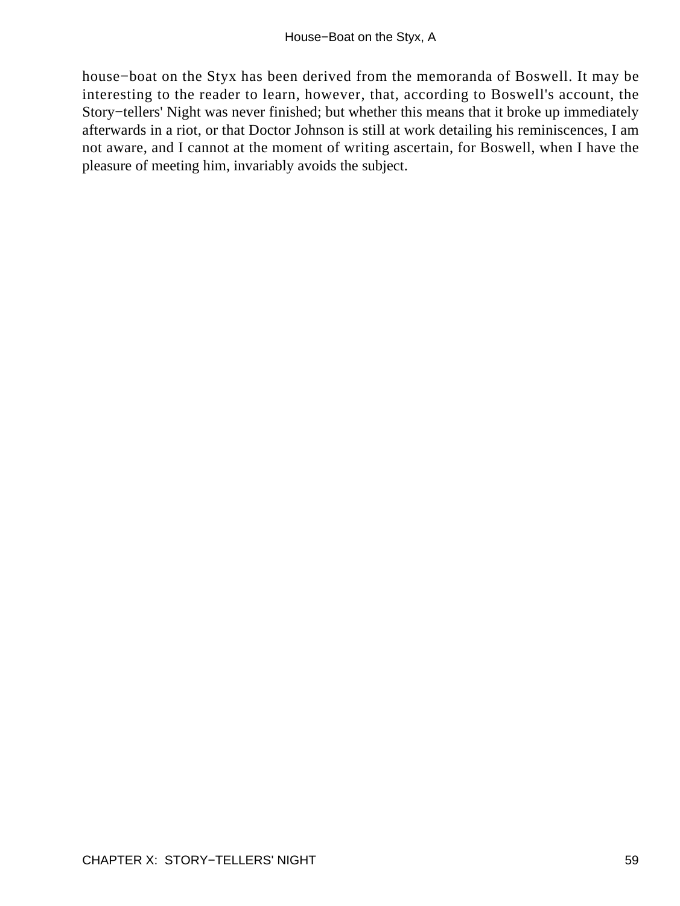house−boat on the Styx has been derived from the memoranda of Boswell. It may be interesting to the reader to learn, however, that, according to Boswell's account, the Story−tellers' Night was never finished; but whether this means that it broke up immediately afterwards in a riot, or that Doctor Johnson is still at work detailing his reminiscences, I am not aware, and I cannot at the moment of writing ascertain, for Boswell, when I have the pleasure of meeting him, invariably avoids the subject.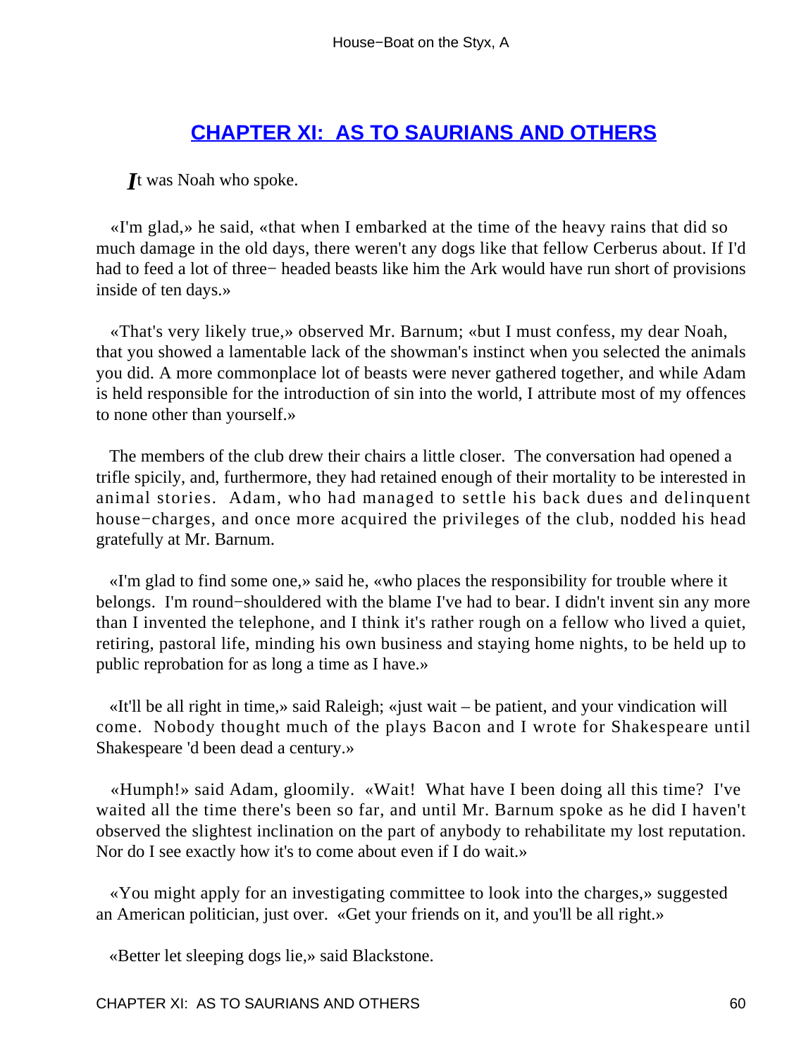## CHAPTER XI: AS TO SAURIANS AND OTHERS

*I*t was Noah who spoke.

«I'm glad,» he said, «that when I embarked at the time of the heavy rains that did so much damage in the old days, there weren't any dogs like that fellow Cerberus about. If I'd had to feed a lot of three− headed beasts like him the Ark would have run short of provisions inside of ten days.»

«That's very likely true,» observed Mr. Barnum; «but I must confess, my dear Noah, that you showed a lamentable lack of the showman's instinct when you selected the animals you did. A more commonplace lot of beasts were never gathered together, and while Adam is held responsible for the introduction of sin into the world, I attribute most of my offences to none other than yourself.»

The members of the club drew their chairs a little closer. The conversation had opened a trifle spicily, and, furthermore, they had retained enough of their mortality to be interested in animal stories. Adam, who had managed to settle his back dues and delinquent house−charges, and once more acquired the privileges of the club, nodded his head gratefully at Mr. Barnum.

«I'm glad to find some one,» said he, «who places the responsibility for trouble where it belongs. I'm round−shouldered with the blame I've had to bear. I didn't invent sin any more than I invented the telephone, and I think it's rather rough on a fellow who lived a quiet, retiring, pastoral life, minding his own business and staying home nights, to be held up to public reprobation for as long a time as I have.»

«It'll be all right in time,» said Raleigh; «just wait – be patient, and your vindication will come. Nobody thought much of the plays Bacon and I wrote for Shakespeare until Shakespeare 'd been dead a century.»

«Humph!» said Adam, gloomily. «Wait! What have I been doing all this time? I've waited all the time there's been so far, and until Mr. Barnum spoke as he did I haven't observed the slightest inclination on the part of anybody to rehabilitate my lost reputation. Nor do I see exactly how it's to come about even if I do wait.»

«You might apply for an investigating committee to look into the charges,» suggested an American politician, just over. «Get your friends on it, and you'll be all right.»

«Better let sleeping dogs lie,» said Blackstone.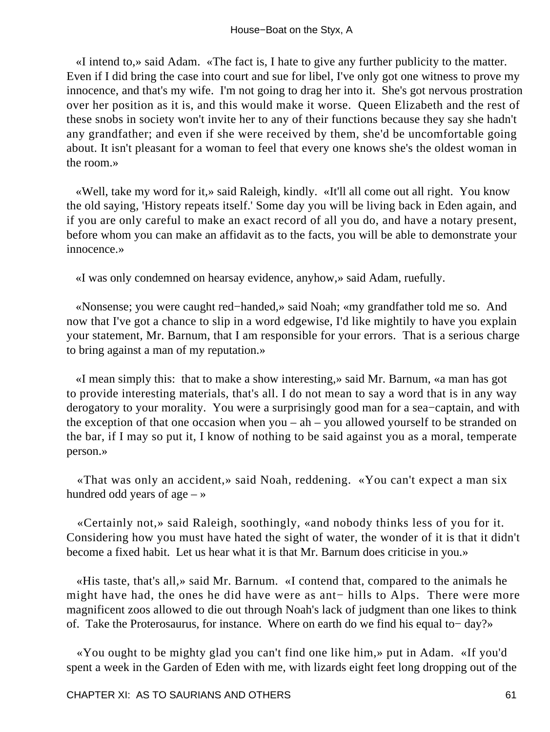«I intend to,» said Adam. «The fact is, I hate to give any further publicity to the matter. Even if I did bring the case into court and sue for libel, I've only got one witness to prove my innocence, and that's my wife. I'm not going to drag her into it. She's got nervous prostration over her position as it is, and this would make it worse. Queen Elizabeth and the rest of these snobs in society won't invite her to any of their functions because they say she hadn't any grandfather; and even if she were received by them, she'd be uncomfortable going about. It isn't pleasant for a woman to feel that every one knows she's the oldest woman in the room.»

«Well, take my word for it,» said Raleigh, kindly. «It'll all come out all right. You know the old saying, 'History repeats itself.' Some day you will be living back in Eden again, and if you are only careful to make an exact record of all you do, and have a notary present, before whom you can make an affidavit as to the facts, you will be able to demonstrate your innocence.»

«I was only condemned on hearsay evidence, anyhow,» said Adam, ruefully.

«Nonsense; you were caught red−handed,» said Noah; «my grandfather told me so. And now that I've got a chance to slip in a word edgewise, I'd like mightily to have you explain your statement, Mr. Barnum, that I am responsible for your errors. That is a serious charge to bring against a man of my reputation.»

«I mean simply this: that to make a show interesting,» said Mr. Barnum, «a man has got to provide interesting materials, that's all. I do not mean to say a word that is in any way derogatory to your morality. You were a surprisingly good man for a sea−captain, and with the exception of that one occasion when you – ah – you allowed yourself to be stranded on the bar, if I may so put it, I know of nothing to be said against you as a moral, temperate person.»

«That was only an accident,» said Noah, reddening. «You can't expect a man six hundred odd years of age – »

«Certainly not,» said Raleigh, soothingly, «and nobody thinks less of you for it. Considering how you must have hated the sight of water, the wonder of it is that it didn't become a fixed habit. Let us hear what it is that Mr. Barnum does criticise in you.»

«His taste, that's all,» said Mr. Barnum. «I contend that, compared to the animals he might have had, the ones he did have were as ant− hills to Alps. There were more magnificent zoos allowed to die out through Noah's lack of judgment than one likes to think of. Take the Proterosaurus, for instance. Where on earth do we find his equal to− day?»

«You ought to be mighty glad you can't find one like him,» put in Adam. «If you'd spent a week in the Garden of Eden with me, with lizards eight feet long dropping out of the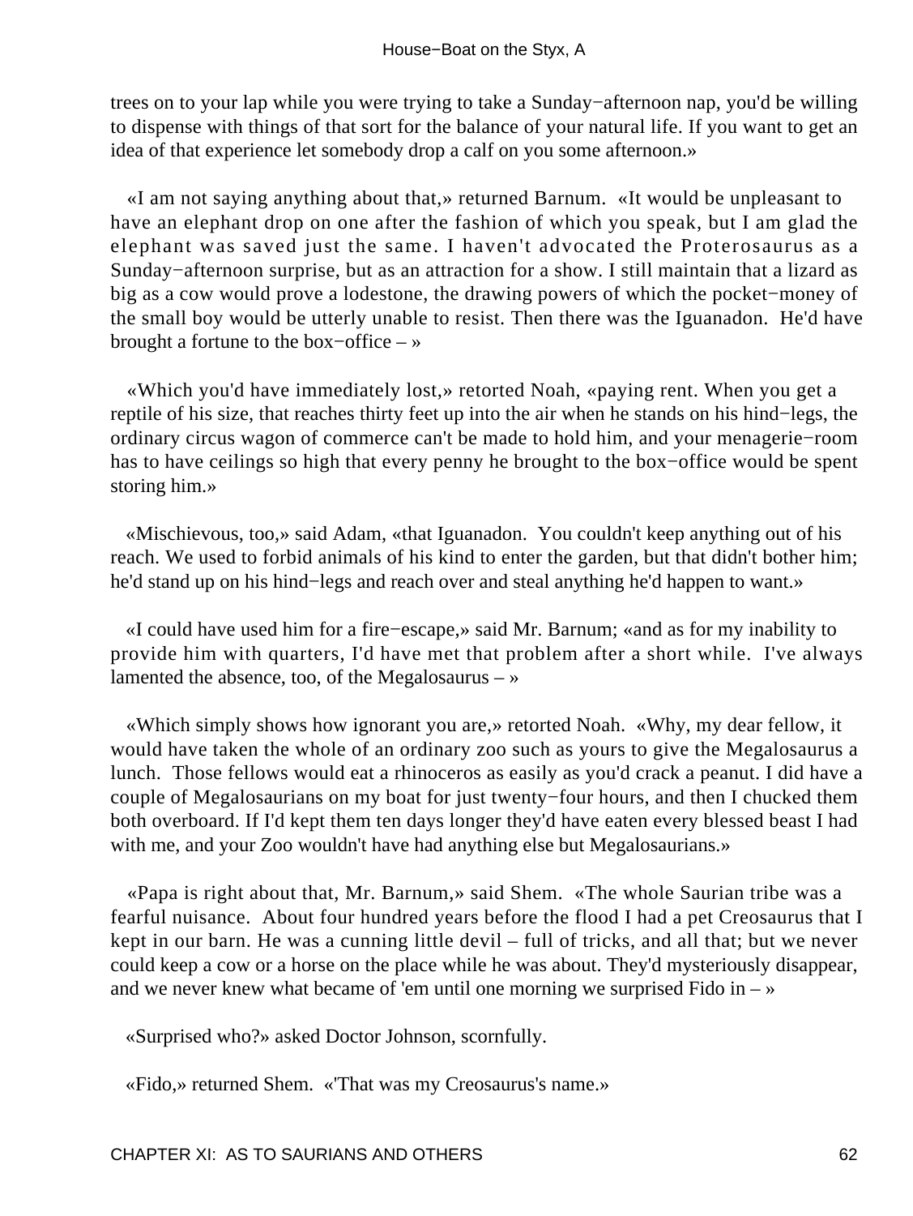trees on to your lap while you were trying to take a Sunday−afternoon nap, you'd be willing to dispense with things of that sort for the balance of your natural life. If you want to get an idea of that experience let somebody drop a calf on you some afternoon.»

«I am not saying anything about that,» returned Barnum. «It would be unpleasant to have an elephant drop on one after the fashion of which you speak, but I am glad the elephant was saved just the same. I haven't advocated the Proterosaurus as a Sunday−afternoon surprise, but as an attraction for a show. I still maintain that a lizard as big as a cow would prove a lodestone, the drawing powers of which the pocket−money of the small boy would be utterly unable to resist. Then there was the Iguanadon. He'd have brought a fortune to the box−office – »

«Which you'd have immediately lost,» retorted Noah, «paying rent. When you get a reptile of his size, that reaches thirty feet up into the air when he stands on his hind−legs, the ordinary circus wagon of commerce can't be made to hold him, and your menagerie−room has to have ceilings so high that every penny he brought to the box−office would be spent storing him.»

«Mischievous, too,» said Adam, «that Iguanadon. You couldn't keep anything out of his reach. We used to forbid animals of his kind to enter the garden, but that didn't bother him; he'd stand up on his hind−legs and reach over and steal anything he'd happen to want.»

«I could have used him for a fire−escape,» said Mr. Barnum; «and as for my inability to provide him with quarters, I'd have met that problem after a short while. I've always lamented the absence, too, of the Megalosaurus – »

«Which simply shows how ignorant you are,» retorted Noah. «Why, my dear fellow, it would have taken the whole of an ordinary zoo such as yours to give the Megalosaurus a lunch. Those fellows would eat a rhinoceros as easily as you'd crack a peanut. I did have a couple of Megalosaurians on my boat for just twenty−four hours, and then I chucked them both overboard. If I'd kept them ten days longer they'd have eaten every blessed beast I had with me, and your Zoo wouldn't have had anything else but Megalosaurians.»

«Papa is right about that, Mr. Barnum,» said Shem. «The whole Saurian tribe was a fearful nuisance. About four hundred years before the flood I had a pet Creosaurus that I kept in our barn. He was a cunning little devil – full of tricks, and all that; but we never could keep a cow or a horse on the place while he was about. They'd mysteriously disappear, and we never knew what became of 'em until one morning we surprised Fido in – »

«Surprised who?» asked Doctor Johnson, scornfully.

«Fido,» returned Shem. «'That was my Creosaurus's name.»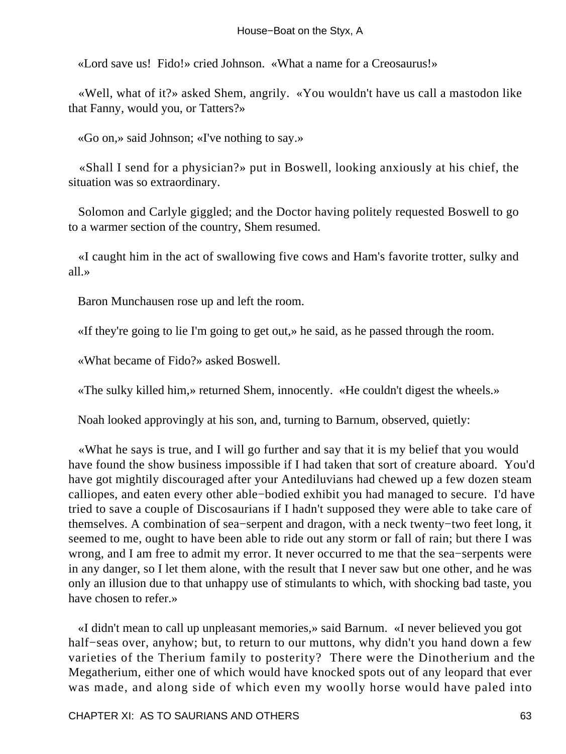«Lord save us!  Fido!» cried Johnson.  «What a name for a Creosaurus!»

«Well, what of it?» asked Shem, angrily.  «You wouldn't have us call a mastodon like that Fanny, would you, or Tatters?»

«Go on,» said Johnson; «I've nothing to say.»

«Shall I send for a physician?» put in Boswell, looking anxiously at his chief, the situation was so extraordinary.

Solomon and Carlyle giggled; and the Doctor having politely requested Boswell to go to a warmer section of the country, Shem resumed.

«I caught him in the act of swallowing five cows and Ham's favorite trotter, sulky and all.»

Baron Munchausen rose up and left the room.

«If they're going to lie I'm going to get out,» he said, as he passed through the room.

«What became of Fido?» asked Boswell.

«The sulky killed him,» returned Shem, innocently.  «He couldn't digest the wheels.»

Noah looked approvingly at his son, and, turning to Barnum, observed, quietly:

«What he says is true, and I will go further and say that it is my belief that you would have found the show business impossible if I had taken that sort of creature aboard.  You'd have got mightily discouraged after your Antediluvians had chewed up a few dozen steam calliopes, and eaten every other able−bodied exhibit you had managed to secure.  I'd have tried to save a couple of Discosaurians if I hadn't supposed they were able to take care of themselves. A combination of sea−serpent and dragon, with a neck twenty−two feet long, it seemed to me, ought to have been able to ride out any storm or fall of rain; but there I was wrong, and I am free to admit my error. It never occurred to me that the sea−serpents were in any danger, so I let them alone, with the result that I never saw but one other, and he was only an illusion due to that unhappy use of stimulants to which, with shocking bad taste, you have chosen to refer.»

«I didn't mean to call up unpleasant memories,» said Barnum.  «I never believed you got half−seas over, anyhow; but, to return to our muttons, why didn't you hand down a few varieties of the Therium family to posterity?  There were the Dinotherium and the Megatherium, either one of which would have knocked spots out of any leopard that ever was made, and along side of which even my woolly horse would have paled into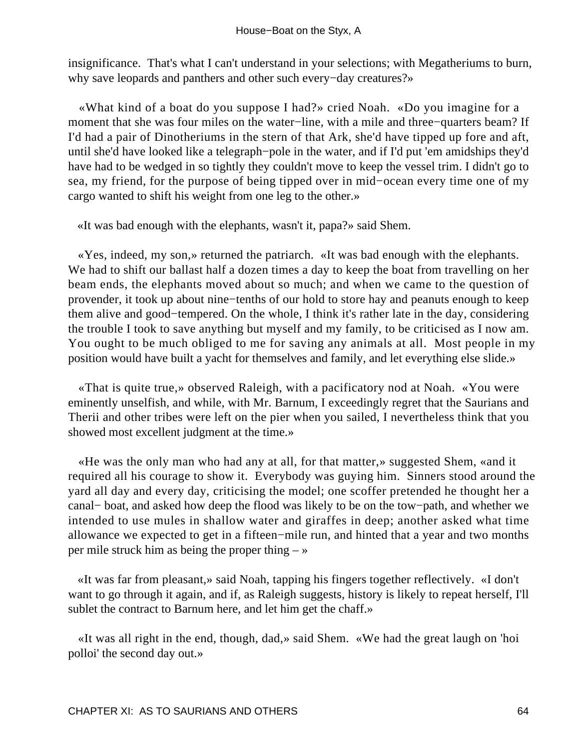insignificance. That's what I can't understand in your selections; with Megatheriums to burn, why save leopards and panthers and other such every−day creatures?»

«What kind of a boat do you suppose I had?» cried Noah. «Do you imagine for a moment that she was four miles on the water−line, with a mile and three−quarters beam? If I'd had a pair of Dinotheriums in the stern of that Ark, she'd have tipped up fore and aft, until she'd have looked like a telegraph−pole in the water, and if I'd put 'em amidships they'd have had to be wedged in so tightly they couldn't move to keep the vessel trim. I didn't go to sea, my friend, for the purpose of being tipped over in mid−ocean every time one of my cargo wanted to shift his weight from one leg to the other.»

«It was bad enough with the elephants, wasn't it, papa?» said Shem.

«Yes, indeed, my son,» returned the patriarch. «It was bad enough with the elephants. We had to shift our ballast half a dozen times a day to keep the boat from travelling on her beam ends, the elephants moved about so much; and when we came to the question of provender, it took up about nine−tenths of our hold to store hay and peanuts enough to keep them alive and good−tempered. On the whole, I think it's rather late in the day, considering the trouble I took to save anything but myself and my family, to be criticised as I now am. You ought to be much obliged to me for saving any animals at all. Most people in my position would have built a yacht for themselves and family, and let everything else slide.»

«That is quite true,» observed Raleigh, with a pacificatory nod at Noah. «You were eminently unselfish, and while, with Mr. Barnum, I exceedingly regret that the Saurians and Therii and other tribes were left on the pier when you sailed, I nevertheless think that you showed most excellent judgment at the time.»

«He was the only man who had any at all, for that matter,» suggested Shem, «and it required all his courage to show it. Everybody was guying him. Sinners stood around the yard all day and every day, criticising the model; one scoffer pretended he thought her a canal− boat, and asked how deep the flood was likely to be on the tow−path, and whether we intended to use mules in shallow water and giraffes in deep; another asked what time allowance we expected to get in a fifteen−mile run, and hinted that a year and two months per mile struck him as being the proper thing – »

«It was far from pleasant,» said Noah, tapping his fingers together reflectively. «I don't want to go through it again, and if, as Raleigh suggests, history is likely to repeat herself, I'll sublet the contract to Barnum here, and let him get the chaff.»

«It was all right in the end, though, dad,» said Shem. «We had the great laugh on 'hoi polloi' the second day out.»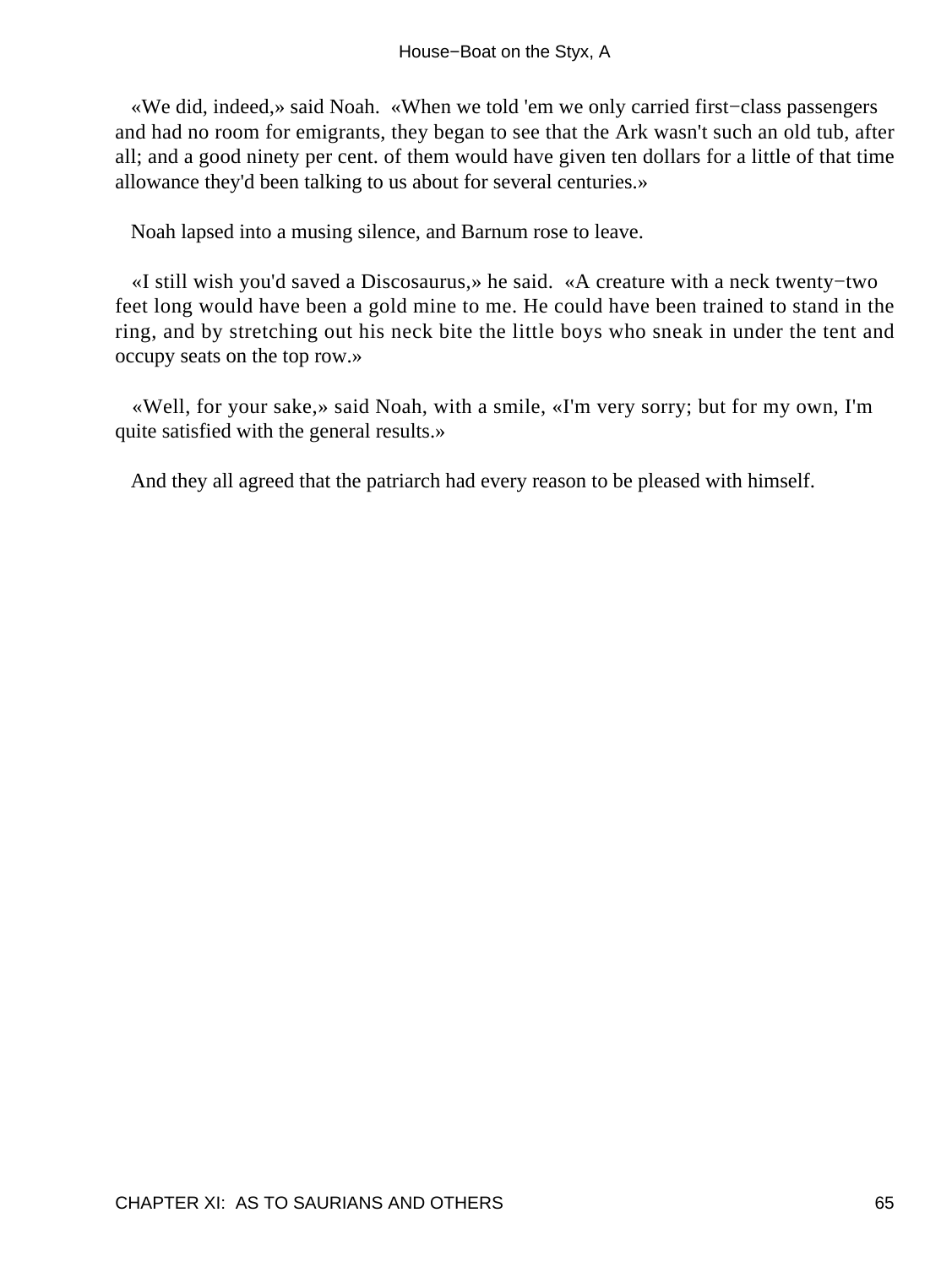«We did, indeed,» said Noah. «When we told 'em we only carried first−class passengers and had no room for emigrants, they began to see that the Ark wasn't such an old tub, after all; and a good ninety per cent. of them would have given ten dollars for a little of that time allowance they'd been talking to us about for several centuries.»

Noah lapsed into a musing silence, and Barnum rose to leave.

«I still wish you'd saved a Discosaurus,» he said. «A creature with a neck twenty−two feet long would have been a gold mine to me. He could have been trained to stand in the ring, and by stretching out his neck bite the little boys who sneak in under the tent and occupy seats on the top row.»

«Well, for your sake,» said Noah, with a smile, «I'm very sorry; but for my own, I'm quite satisfied with the general results.»

And they all agreed that the patriarch had every reason to be pleased with himself.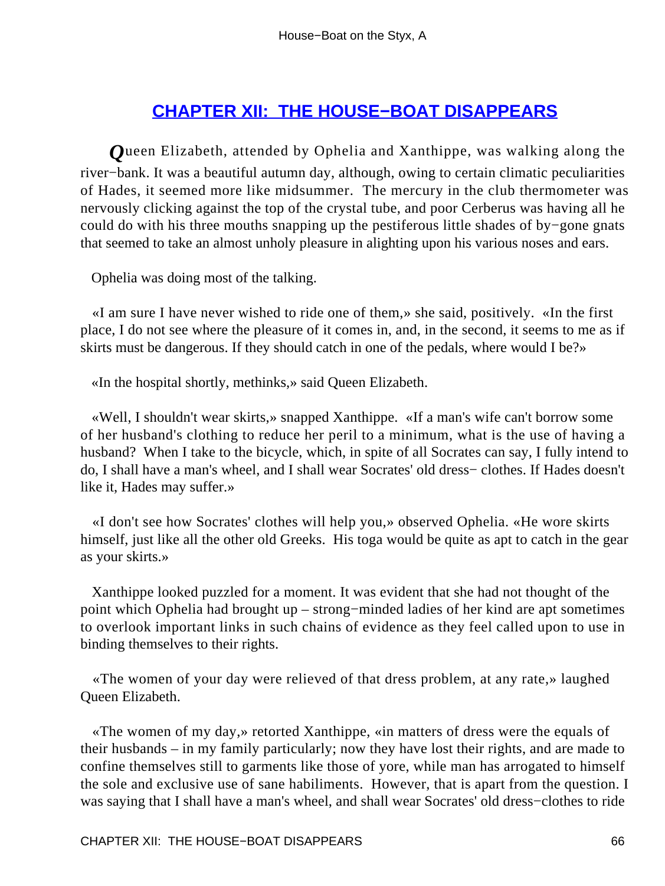## CHAPTER XII: THE HOUSE−BOAT DISAPPEARS

*Q*ueen Elizabeth, attended by Ophelia and Xanthippe, was walking along the river−bank. It was a beautiful autumn day, although, owing to certain climatic peculiarities of Hades, it seemed more like midsummer. The mercury in the club thermometer was nervously clicking against the top of the crystal tube, and poor Cerberus was having all he could do with his three mouths snapping up the pestiferous little shades of by−gone gnats that seemed to take an almost unholy pleasure in alighting upon his various noses and ears.

Ophelia was doing most of the talking.

«I am sure I have never wished to ride one of them,» she said, positively. «In the first place, I do not see where the pleasure of it comes in, and, in the second, it seems to me as if skirts must be dangerous. If they should catch in one of the pedals, where would I be?»

«In the hospital shortly, methinks,» said Queen Elizabeth.

«Well, I shouldn't wear skirts,» snapped Xanthippe. «If a man's wife can't borrow some of her husband's clothing to reduce her peril to a minimum, what is the use of having a husband? When I take to the bicycle, which, in spite of all Socrates can say, I fully intend to do, I shall have a man's wheel, and I shall wear Socrates' old dress− clothes. If Hades doesn't like it, Hades may suffer.»

«I don't see how Socrates' clothes will help you,» observed Ophelia. «He wore skirts himself, just like all the other old Greeks. His toga would be quite as apt to catch in the gear as your skirts.»

Xanthippe looked puzzled for a moment. It was evident that she had not thought of the point which Ophelia had brought up – strong−minded ladies of her kind are apt sometimes to overlook important links in such chains of evidence as they feel called upon to use in binding themselves to their rights.

«The women of your day were relieved of that dress problem, at any rate,» laughed Queen Elizabeth.

«The women of my day,» retorted Xanthippe, «in matters of dress were the equals of their husbands – in my family particularly; now they have lost their rights, and are made to confine themselves still to garments like those of yore, while man has arrogated to himself the sole and exclusive use of sane habiliments. However, that is apart from the question. I was saying that I shall have a man's wheel, and shall wear Socrates' old dress−clothes to ride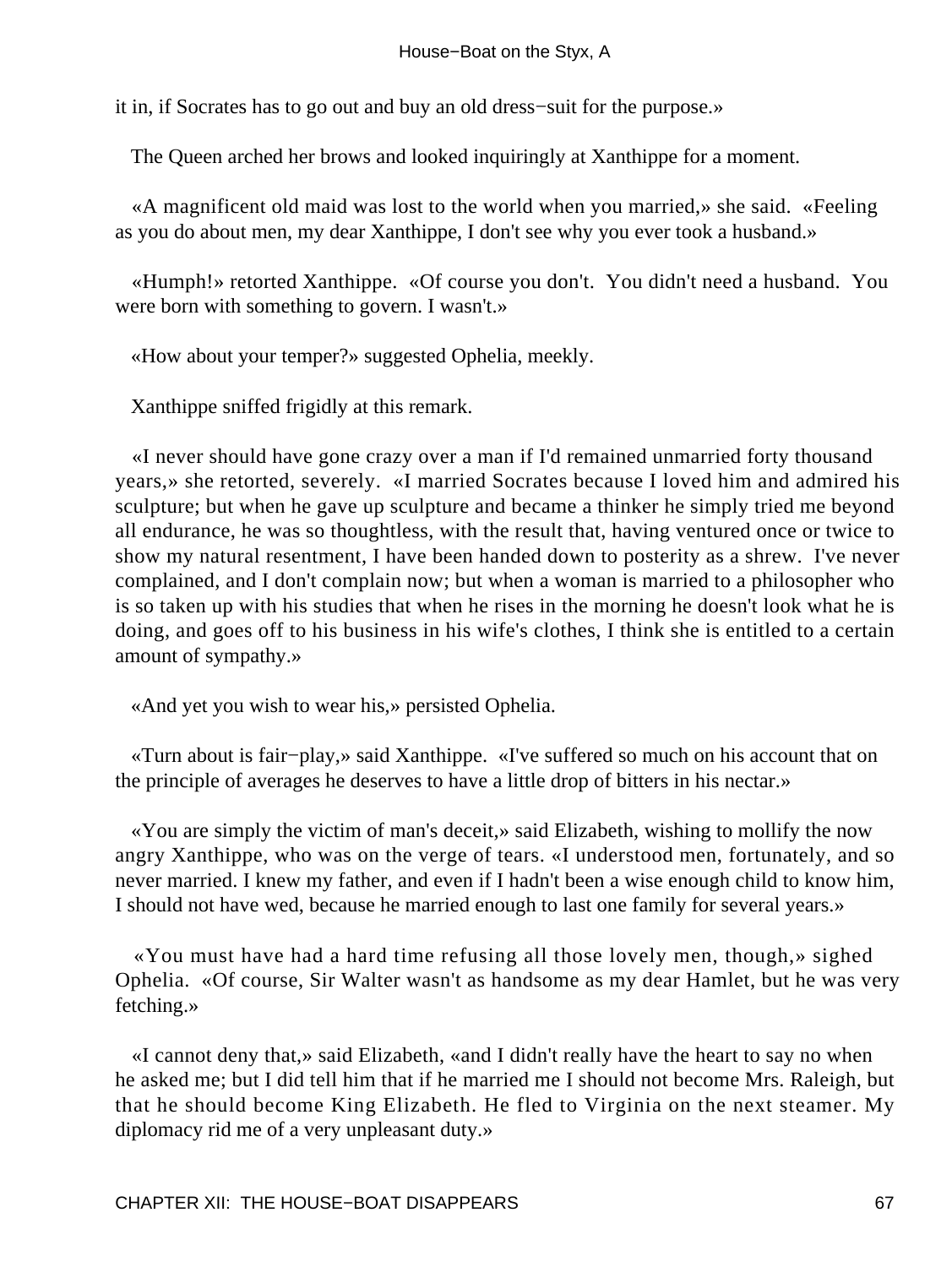it in, if Socrates has to go out and buy an old dress−suit for the purpose.»

The Queen arched her brows and looked inquiringly at Xanthippe for a moment.

«A magnificent old maid was lost to the world when you married,» she said. «Feeling as you do about men, my dear Xanthippe, I don't see why you ever took a husband.»

«Humph!» retorted Xanthippe. «Of course you don't. You didn't need a husband. You were born with something to govern. I wasn't.»

«How about your temper?» suggested Ophelia, meekly.

Xanthippe sniffed frigidly at this remark.

«I never should have gone crazy over a man if I'd remained unmarried forty thousand years,» she retorted, severely. «I married Socrates because I loved him and admired his sculpture; but when he gave up sculpture and became a thinker he simply tried me beyond all endurance, he was so thoughtless, with the result that, having ventured once or twice to show my natural resentment, I have been handed down to posterity as a shrew. I've never complained, and I don't complain now; but when a woman is married to a philosopher who is so taken up with his studies that when he rises in the morning he doesn't look what he is doing, and goes off to his business in his wife's clothes, I think she is entitled to a certain amount of sympathy.»

«And yet you wish to wear his,» persisted Ophelia.

«Turn about is fair−play,» said Xanthippe. «I've suffered so much on his account that on the principle of averages he deserves to have a little drop of bitters in his nectar.»

«You are simply the victim of man's deceit,» said Elizabeth, wishing to mollify the now angry Xanthippe, who was on the verge of tears. «I understood men, fortunately, and so never married. I knew my father, and even if I hadn't been a wise enough child to know him, I should not have wed, because he married enough to last one family for several years.»

«You must have had a hard time refusing all those lovely men, though,» sighed Ophelia. «Of course, Sir Walter wasn't as handsome as my dear Hamlet, but he was very fetching.»

«I cannot deny that,» said Elizabeth, «and I didn't really have the heart to say no when he asked me; but I did tell him that if he married me I should not become Mrs. Raleigh, but that he should become King Elizabeth. He fled to Virginia on the next steamer. My diplomacy rid me of a very unpleasant duty.»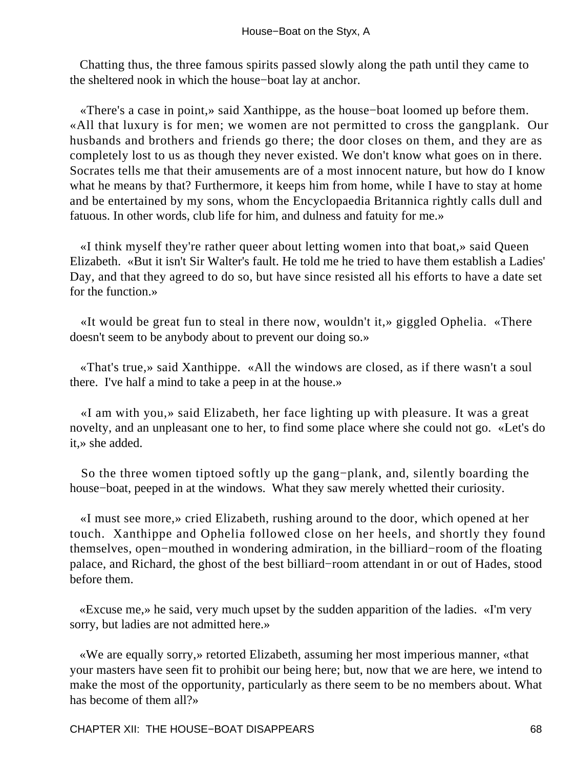Chatting thus, the three famous spirits passed slowly along the path until they came to the sheltered nook in which the house−boat lay at anchor.

«There's a case in point,» said Xanthippe, as the house−boat loomed up before them. «All that luxury is for men; we women are not permitted to cross the gangplank. Our husbands and brothers and friends go there; the door closes on them, and they are as completely lost to us as though they never existed. We don't know what goes on in there. Socrates tells me that their amusements are of a most innocent nature, but how do I know what he means by that? Furthermore, it keeps him from home, while I have to stay at home and be entertained by my sons, whom the Encyclopaedia Britannica rightly calls dull and fatuous. In other words, club life for him, and dulness and fatuity for me.»

«I think myself they're rather queer about letting women into that boat,» said Queen Elizabeth. «But it isn't Sir Walter's fault. He told me he tried to have them establish a Ladies' Day, and that they agreed to do so, but have since resisted all his efforts to have a date set for the function.»

«It would be great fun to steal in there now, wouldn't it,» giggled Ophelia. «There doesn't seem to be anybody about to prevent our doing so.»

«That's true,» said Xanthippe. «All the windows are closed, as if there wasn't a soul there. I've half a mind to take a peep in at the house.»

«I am with you,» said Elizabeth, her face lighting up with pleasure. It was a great novelty, and an unpleasant one to her, to find some place where she could not go. «Let's do it,» she added.

So the three women tiptoed softly up the gang−plank, and, silently boarding the house−boat, peeped in at the windows. What they saw merely whetted their curiosity.

«I must see more,» cried Elizabeth, rushing around to the door, which opened at her touch. Xanthippe and Ophelia followed close on her heels, and shortly they found themselves, open−mouthed in wondering admiration, in the billiard−room of the floating palace, and Richard, the ghost of the best billiard−room attendant in or out of Hades, stood before them.

«Excuse me,» he said, very much upset by the sudden apparition of the ladies. «I'm very sorry, but ladies are not admitted here.»

«We are equally sorry,» retorted Elizabeth, assuming her most imperious manner, «that your masters have seen fit to prohibit our being here; but, now that we are here, we intend to make the most of the opportunity, particularly as there seem to be no members about. What has become of them all?»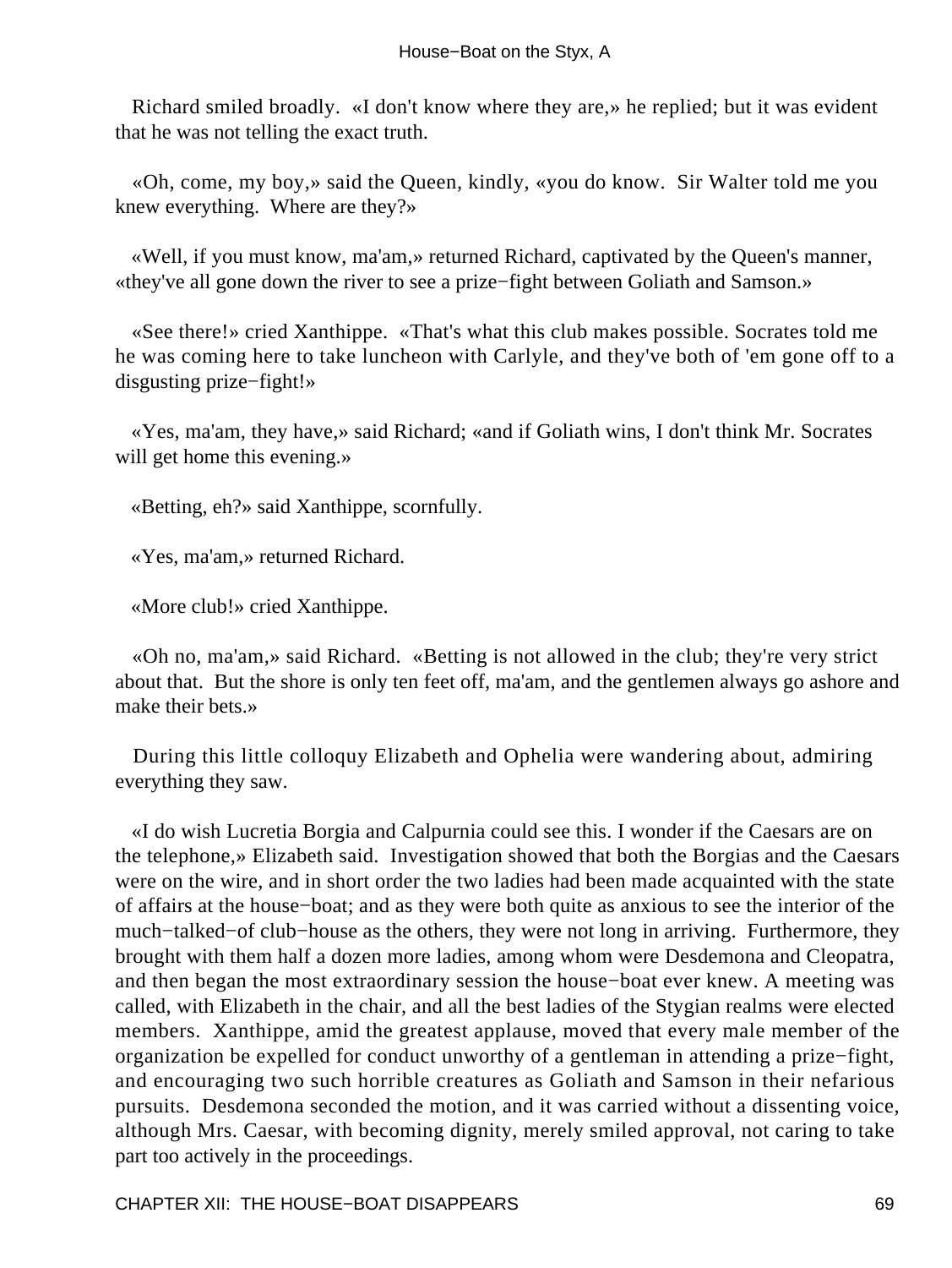Richard smiled broadly. «I don't know where they are,» he replied; but it was evident that he was not telling the exact truth.

«Oh, come, my boy,» said the Queen, kindly, «you do know. Sir Walter told me you knew everything. Where are they?»

«Well, if you must know, ma'am,» returned Richard, captivated by the Queen's manner, «they've all gone down the river to see a prize−fight between Goliath and Samson.»

«See there!» cried Xanthippe. «That's what this club makes possible. Socrates told me he was coming here to take luncheon with Carlyle, and they've both of 'em gone off to a disgusting prize−fight!»

«Yes, ma'am, they have,» said Richard; «and if Goliath wins, I don't think Mr. Socrates will get home this evening.»

«Betting, eh?» said Xanthippe, scornfully.

«Yes, ma'am,» returned Richard.

«More club!» cried Xanthippe.

«Oh no, ma'am,» said Richard. «Betting is not allowed in the club; they're very strict about that. But the shore is only ten feet off, ma'am, and the gentlemen always go ashore and make their bets.»

During this little colloquy Elizabeth and Ophelia were wandering about, admiring everything they saw.

«I do wish Lucretia Borgia and Calpurnia could see this. I wonder if the Caesars are on the telephone,» Elizabeth said. Investigation showed that both the Borgias and the Caesars were on the wire, and in short order the two ladies had been made acquainted with the state of affairs at the house−boat; and as they were both quite as anxious to see the interior of the much−talked−of club−house as the others, they were not long in arriving. Furthermore, they brought with them half a dozen more ladies, among whom were Desdemona and Cleopatra, and then began the most extraordinary session the house−boat ever knew. A meeting was called, with Elizabeth in the chair, and all the best ladies of the Stygian realms were elected members. Xanthippe, amid the greatest applause, moved that every male member of the organization be expelled for conduct unworthy of a gentleman in attending a prize−fight, and encouraging two such horrible creatures as Goliath and Samson in their nefarious pursuits. Desdemona seconded the motion, and it was carried without a dissenting voice, although Mrs. Caesar, with becoming dignity, merely smiled approval, not caring to take part too actively in the proceedings.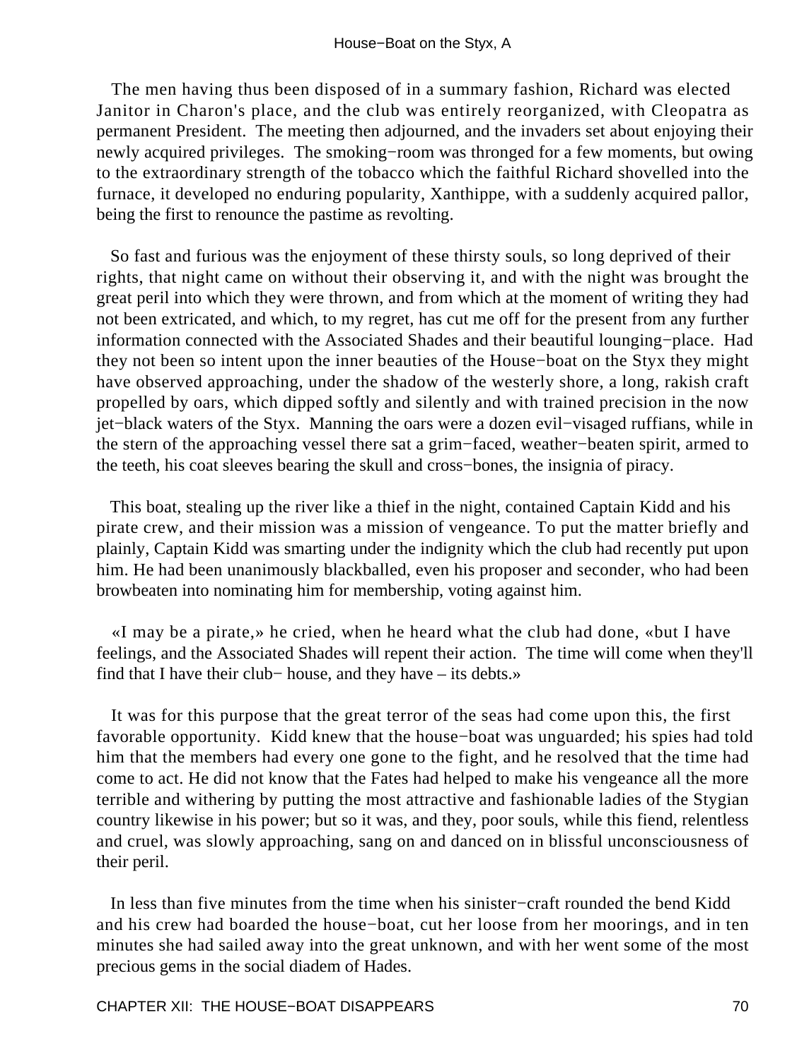The men having thus been disposed of in a summary fashion, Richard was elected Janitor in Charon's place, and the club was entirely reorganized, with Cleopatra as permanent President. The meeting then adjourned, and the invaders set about enjoying their newly acquired privileges. The smoking−room was thronged for a few moments, but owing to the extraordinary strength of the tobacco which the faithful Richard shovelled into the furnace, it developed no enduring popularity, Xanthippe, with a suddenly acquired pallor, being the first to renounce the pastime as revolting.

So fast and furious was the enjoyment of these thirsty souls, so long deprived of their rights, that night came on without their observing it, and with the night was brought the great peril into which they were thrown, and from which at the moment of writing they had not been extricated, and which, to my regret, has cut me off for the present from any further information connected with the Associated Shades and their beautiful lounging−place. Had they not been so intent upon the inner beauties of the House−boat on the Styx they might have observed approaching, under the shadow of the westerly shore, a long, rakish craft propelled by oars, which dipped softly and silently and with trained precision in the now jet−black waters of the Styx. Manning the oars were a dozen evil−visaged ruffians, while in the stern of the approaching vessel there sat a grim−faced, weather−beaten spirit, armed to the teeth, his coat sleeves bearing the skull and cross−bones, the insignia of piracy.

This boat, stealing up the river like a thief in the night, contained Captain Kidd and his pirate crew, and their mission was a mission of vengeance. To put the matter briefly and plainly, Captain Kidd was smarting under the indignity which the club had recently put upon him. He had been unanimously blackballed, even his proposer and seconder, who had been browbeaten into nominating him for membership, voting against him.

«I may be a pirate,» he cried, when he heard what the club had done, «but I have feelings, and the Associated Shades will repent their action. The time will come when they'll find that I have their club− house, and they have – its debts.»

It was for this purpose that the great terror of the seas had come upon this, the first favorable opportunity. Kidd knew that the house−boat was unguarded; his spies had told him that the members had every one gone to the fight, and he resolved that the time had come to act. He did not know that the Fates had helped to make his vengeance all the more terrible and withering by putting the most attractive and fashionable ladies of the Stygian country likewise in his power; but so it was, and they, poor souls, while this fiend, relentless and cruel, was slowly approaching, sang on and danced on in blissful unconsciousness of their peril.

In less than five minutes from the time when his sinister−craft rounded the bend Kidd and his crew had boarded the house−boat, cut her loose from her moorings, and in ten minutes she had sailed away into the great unknown, and with her went some of the most precious gems in the social diadem of Hades.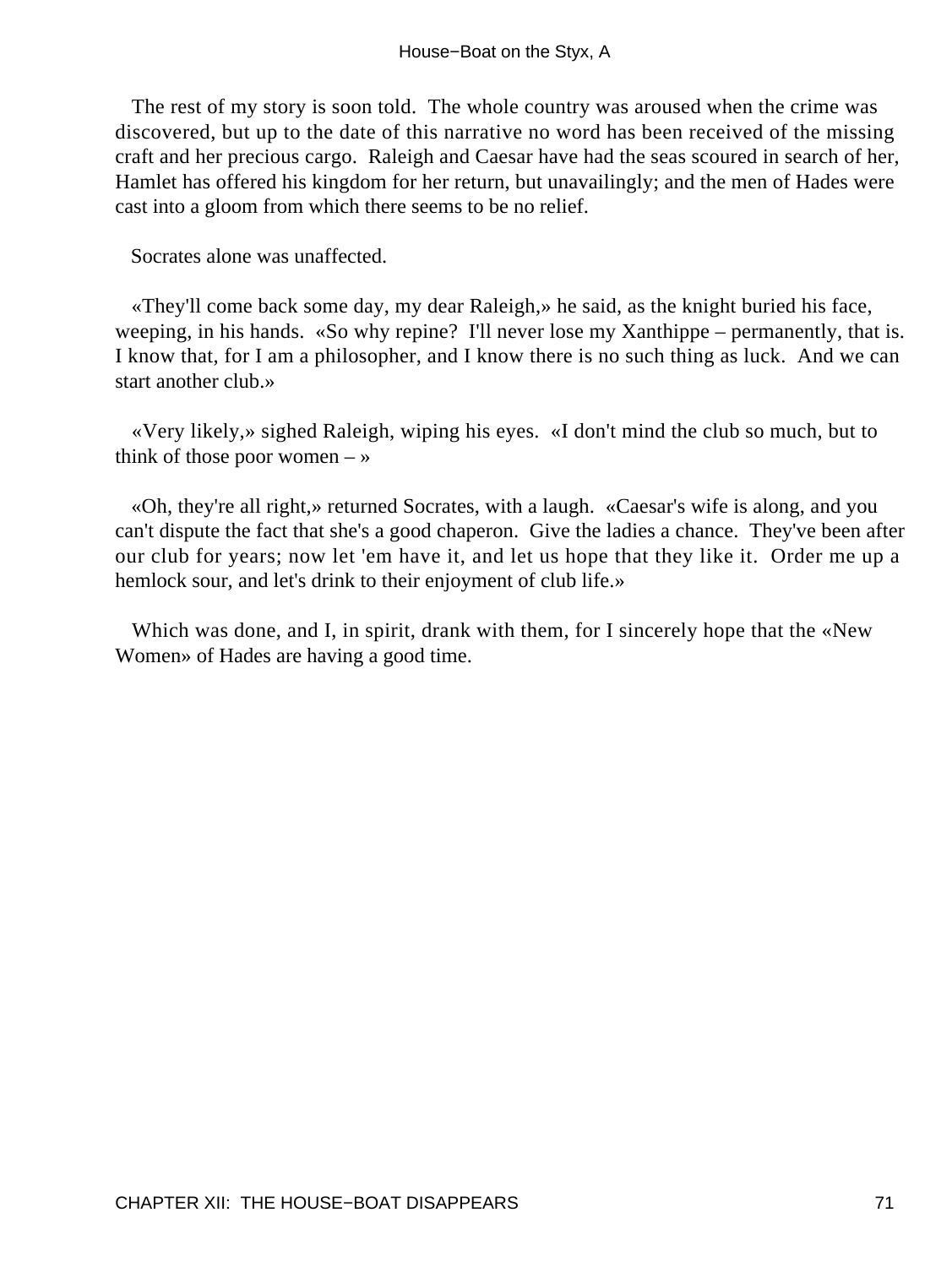The rest of my story is soon told. The whole country was aroused when the crime was discovered, but up to the date of this narrative no word has been received of the missing craft and her precious cargo. Raleigh and Caesar have had the seas scoured in search of her, Hamlet has offered his kingdom for her return, but unavailingly; and the men of Hades were cast into a gloom from which there seems to be no relief.

Socrates alone was unaffected.

«They'll come back some day, my dear Raleigh,» he said, as the knight buried his face, weeping, in his hands. «So why repine? I'll never lose my Xanthippe – permanently, that is. I know that, for I am a philosopher, and I know there is no such thing as luck. And we can start another club.»

«Very likely,» sighed Raleigh, wiping his eyes. «I don't mind the club so much, but to think of those poor women – »

«Oh, they're all right,» returned Socrates, with a laugh. «Caesar's wife is along, and you can't dispute the fact that she's a good chaperon. Give the ladies a chance. They've been after our club for years; now let 'em have it, and let us hope that they like it. Order me up a hemlock sour, and let's drink to their enjoyment of club life.»

Which was done, and I, in spirit, drank with them, for I sincerely hope that the «New Women» of Hades are having a good time.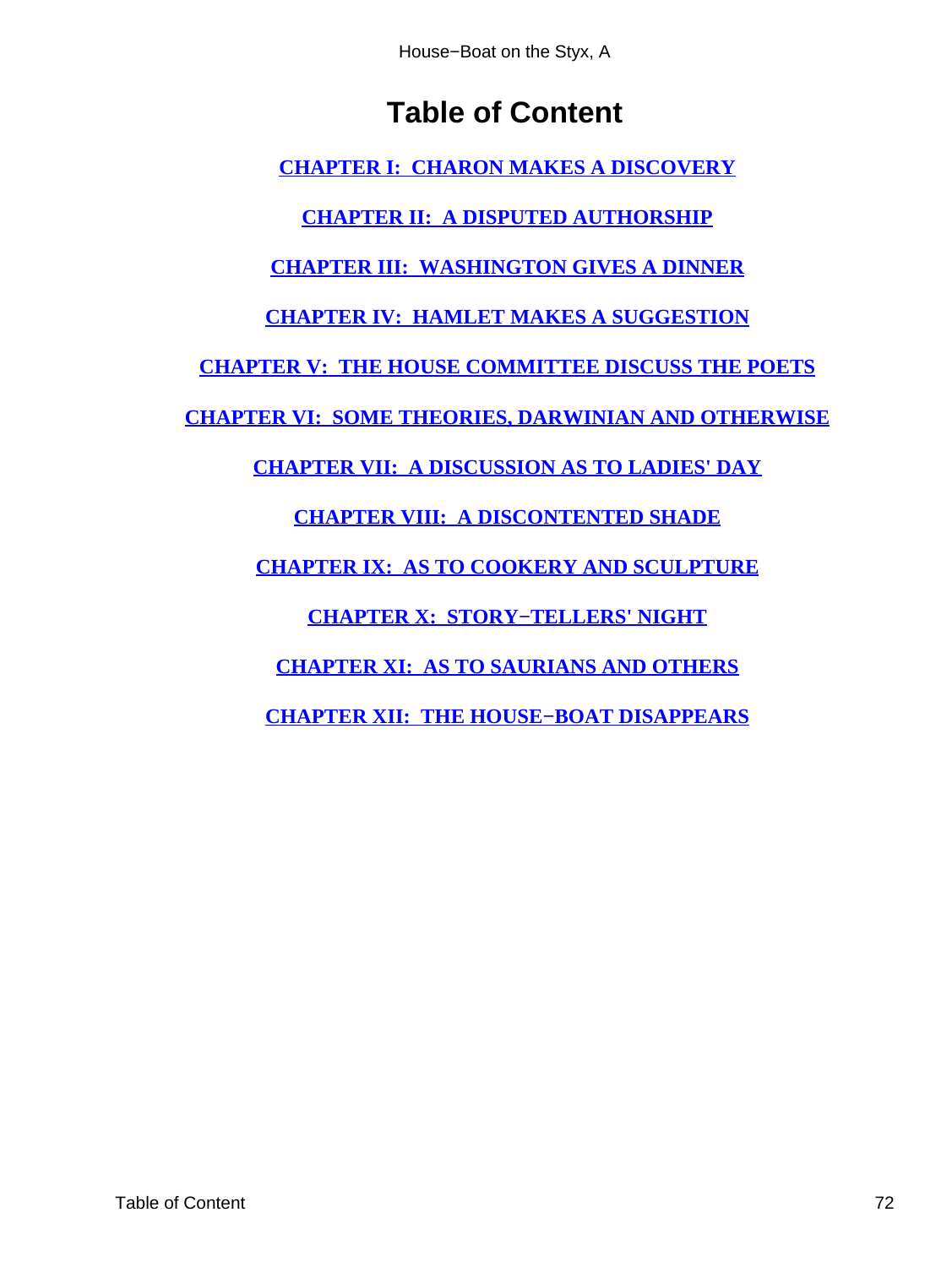# Table of Content

[CHAPTER I: CHARON MAKES A DISCOVERY]

[CHAPTER II: A DISPUTED AUTHORSHIP]

[CHAPTER III: WASHINGTON GIVES A DINNER]

[CHAPTER IV: HAMLET MAKES A SUGGESTION]

[CHAPTER V: THE HOUSE COMMITTEE DISCUSS THE POETS]

[CHAPTER VI: SOME THEORIES, DARWINIAN AND OTHERWISE]

[CHAPTER VII: A DISCUSSION AS TO LADIES' DAY]

[CHAPTER VIII: A DISCONTENTED SHADE]

[CHAPTER IX: AS TO COOKERY AND SCULPTURE]

[CHAPTER X: STORY−TELLERS' NIGHT]

[CHAPTER XI: AS TO SAURIANS AND OTHERS]

[CHAPTER XII: THE HOUSE−BOAT DISAPPEARS]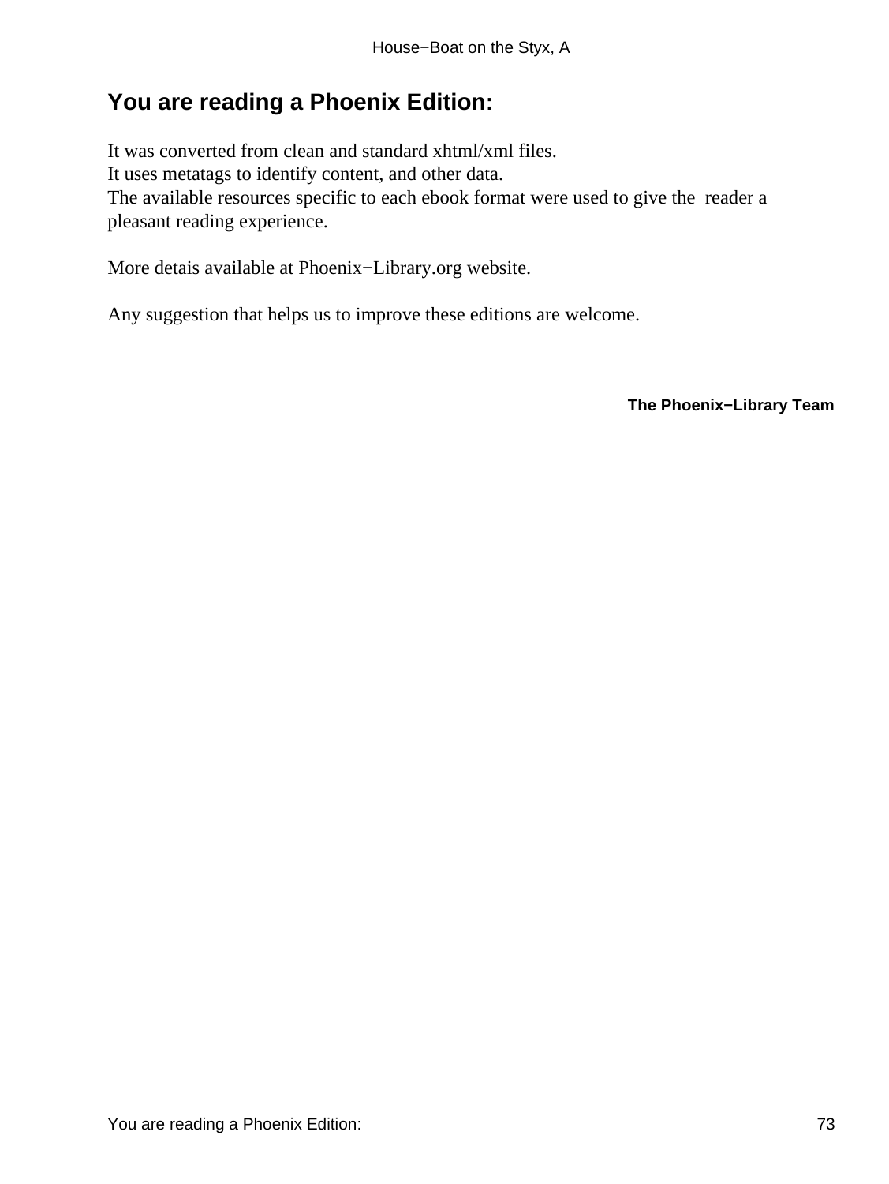## You are reading a Phoenix Edition:

It was converted from clean and standard xhtml/xml files.
It uses metatags to identify content, and other data.
The available resources specific to each ebook format were used to give the reader a pleasant reading experience.

More detais available at Phoenix−Library.org website.

Any suggestion that helps us to improve these editions are welcome.

**The Phoenix−Library Team**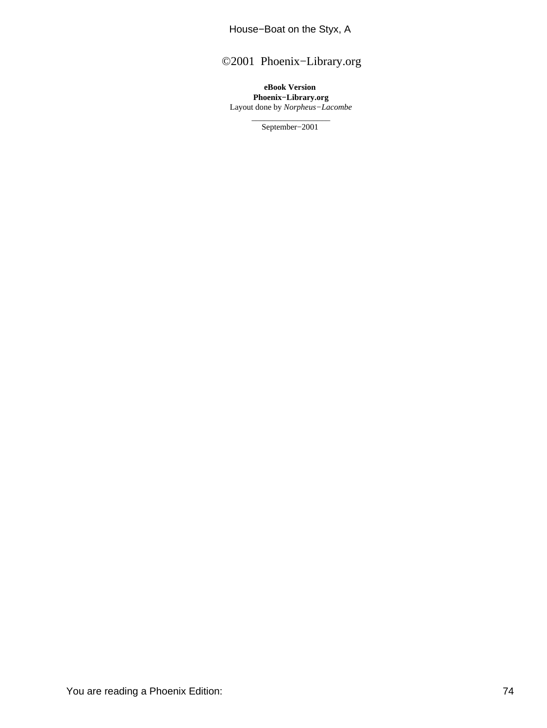©2001 Phoenix−Library.org

**eBook Version**
**Phoenix−Library.org**
Layout done by *Norpheus−Lacombe*

___________________

September−2001